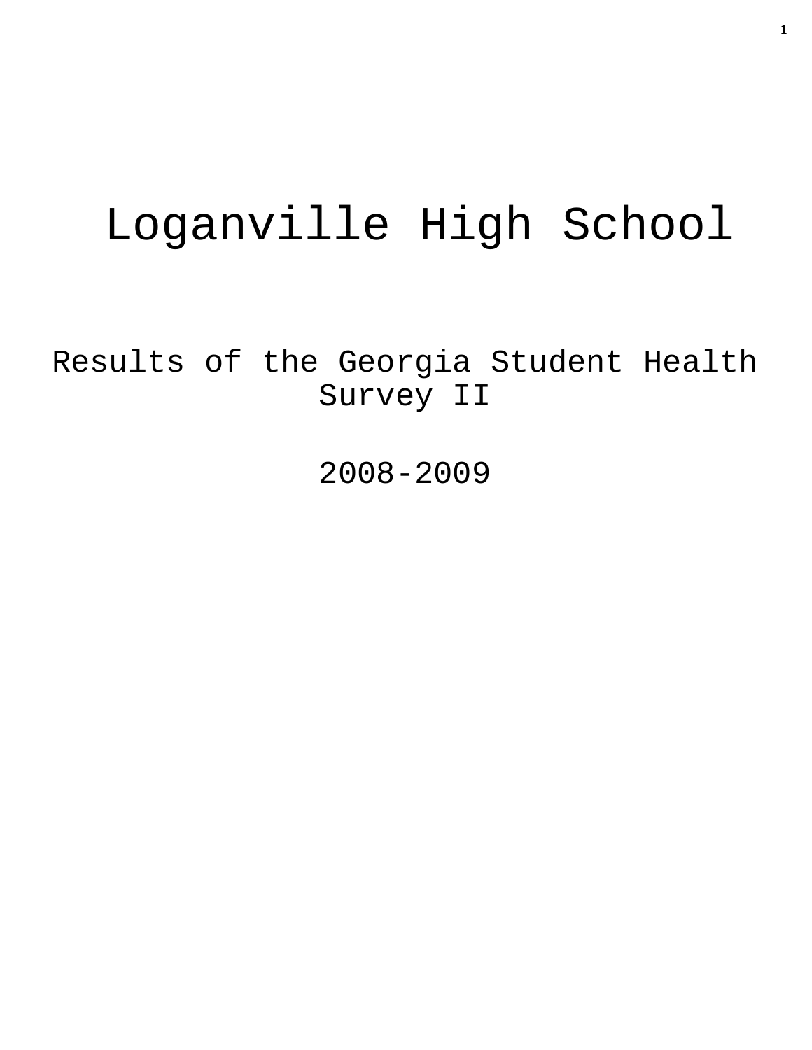# Loganville High School

## Results of the Georgia Student Health Survey II

## 2008-2009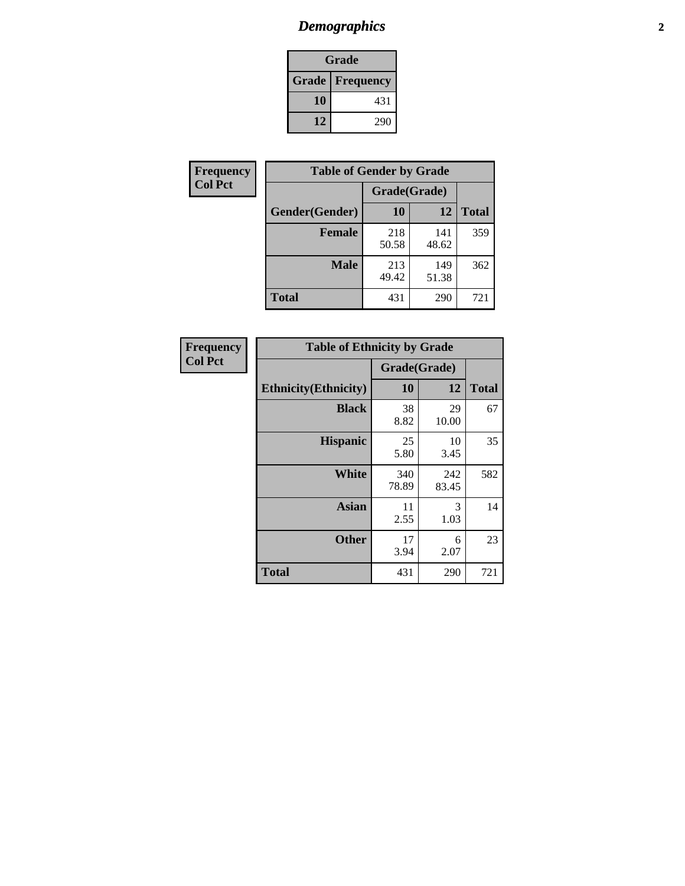# Demographics

| Grade | |
|---|---|
| **Grade** | **Frequency** |
| 10 | 431 |
| 12 | 290 |

**Frequency**
**Col Pct**

| Table of Gender by Grade | | | |
|---|---|---|---|
| | Grade(Grade) | | |
| Gender(Gender) | 10 | 12 | Total |
| **Female** | 218<br>50.58 | 141<br>48.62 | 359 |
| **Male** | 213<br>49.42 | 149<br>51.38 | 362 |
| **Total** | 431 | 290 | 721 |

**Frequency**
**Col Pct**

| Table of Ethnicity by Grade | | | |
|---|---|---|---|
| | Grade(Grade) | | |
| Ethnicity(Ethnicity) | 10 | 12 | Total |
| **Black** | 38<br>8.82 | 29<br>10.00 | 67 |
| **Hispanic** | 25<br>5.80 | 10<br>3.45 | 35 |
| **White** | 340<br>78.89 | 242<br>83.45 | 582 |
| **Asian** | 11<br>2.55 | 3<br>1.03 | 14 |
| **Other** | 17<br>3.94 | 6<br>2.07 | 23 |
| **Total** | 431 | 290 | 721 |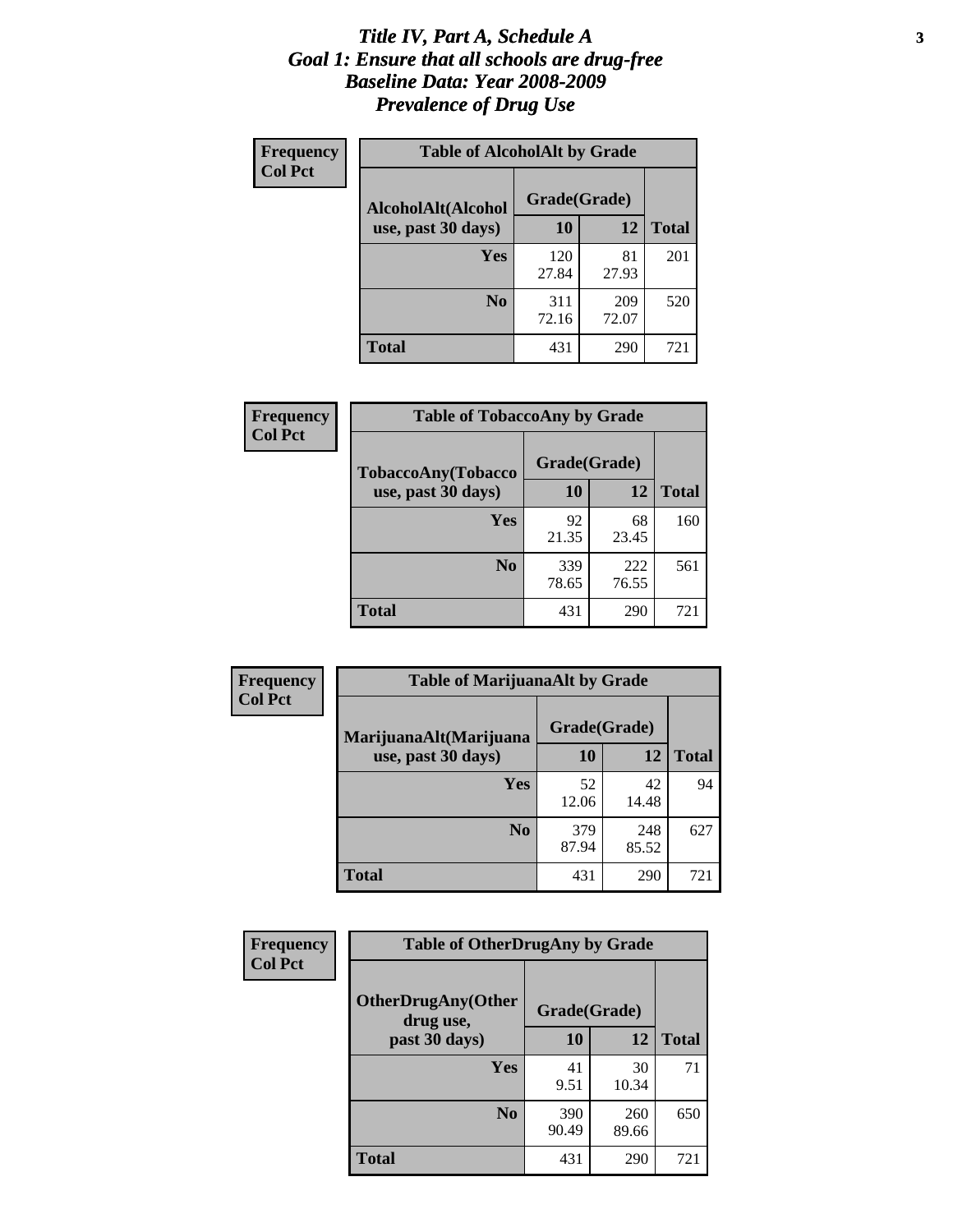# *Title IV, Part A, Schedule A*
# *Goal 1: Ensure that all schools are drug-free*
# *Baseline Data: Year 2008-2009*
# *Prevalence of Drug Use*

**Frequency**
**Col Pct**

| Table of AlcoholAlt by Grade | | | |
|---|---|---|---|
| AlcoholAlt(Alcohol use, past 30 days) | Grade(Grade) | | |
| | 10 | 12 | Total |
| Yes | 120<br>27.84 | 81<br>27.93 | 201 |
| No | 311<br>72.16 | 209<br>72.07 | 520 |
| Total | 431 | 290 | 721 |

**Frequency**
**Col Pct**

| Table of TobaccoAny by Grade | | | |
|---|---|---|---|
| TobaccoAny(Tobacco use, past 30 days) | Grade(Grade) | | |
| | 10 | 12 | Total |
| Yes | 92<br>21.35 | 68<br>23.45 | 160 |
| No | 339<br>78.65 | 222<br>76.55 | 561 |
| Total | 431 | 290 | 721 |

**Frequency**
**Col Pct**

| Table of MarijuanaAlt by Grade | | | |
|---|---|---|---|
| MarijuanaAlt(Marijuana use, past 30 days) | Grade(Grade) | | |
| | 10 | 12 | Total |
| Yes | 52<br>12.06 | 42<br>14.48 | 94 |
| No | 379<br>87.94 | 248<br>85.52 | 627 |
| Total | 431 | 290 | 721 |

**Frequency**
**Col Pct**

| Table of OtherDrugAny by Grade | | | |
|---|---|---|---|
| OtherDrugAny(Other drug use, past 30 days) | Grade(Grade) | | |
| | 10 | 12 | Total |
| Yes | 41<br>9.51 | 30<br>10.34 | 71 |
| No | 390<br>90.49 | 260<br>89.66 | 650 |
| Total | 431 | 290 | 721 |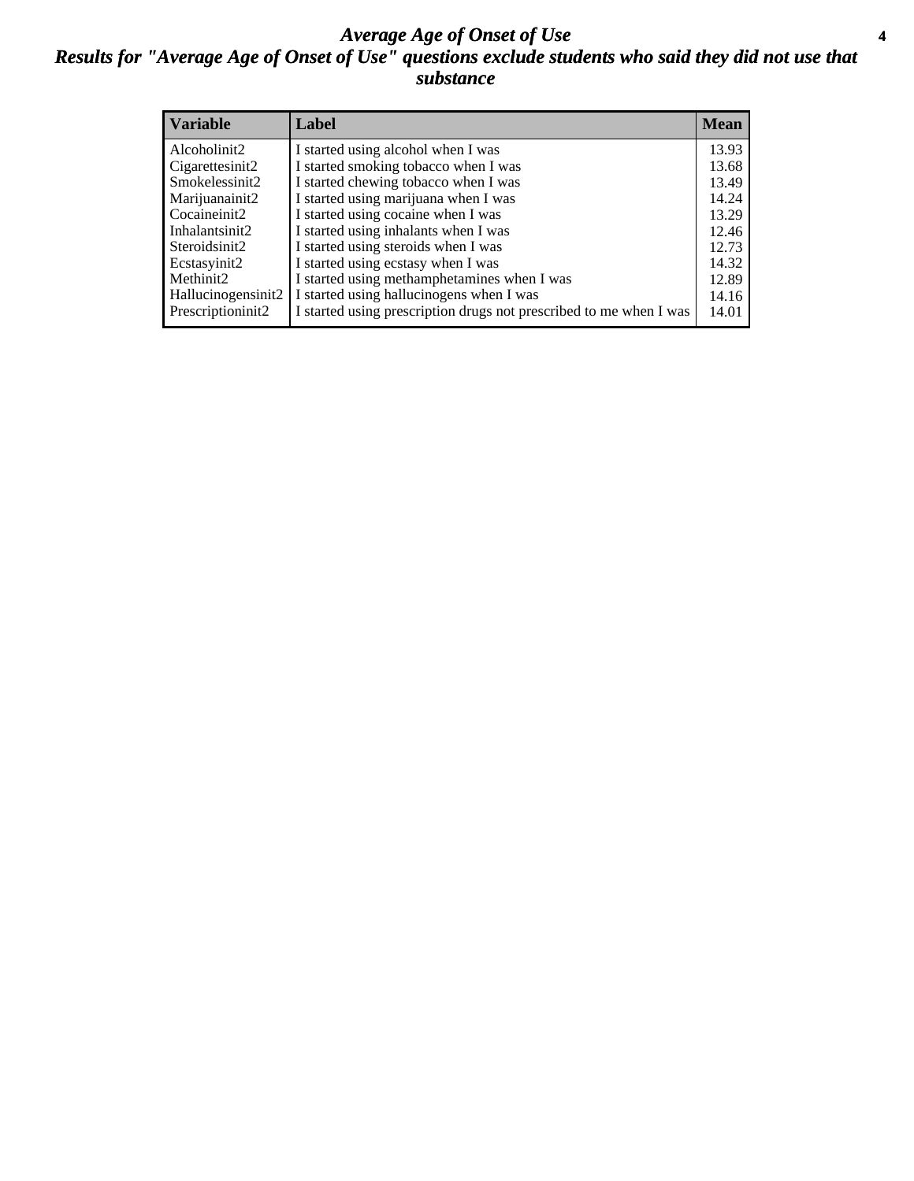# *Average Age of Onset of Use*

## *Results for "Average Age of Onset of Use" questions exclude students who said they did not use that substance*

| Variable | Label | Mean |
|---|---|---|
| Alcoholinit2 | I started using alcohol when I was | 13.93 |
| Cigarettesinit2 | I started smoking tobacco when I was | 13.68 |
| Smokelessinit2 | I started chewing tobacco when I was | 13.49 |
| Marijuanainit2 | I started using marijuana when I was | 14.24 |
| Cocaineinit2 | I started using cocaine when I was | 13.29 |
| Inhalantsinit2 | I started using inhalants when I was | 12.46 |
| Steroidsinit2 | I started using steroids when I was | 12.73 |
| Ecstasyinit2 | I started using ecstasy when I was | 14.32 |
| Methinit2 | I started using methamphetamines when I was | 12.89 |
| Hallucinogensinit2 | I started using hallucinogens when I was | 14.16 |
| Prescriptioninit2 | I started using prescription drugs not prescribed to me when I was | 14.01 |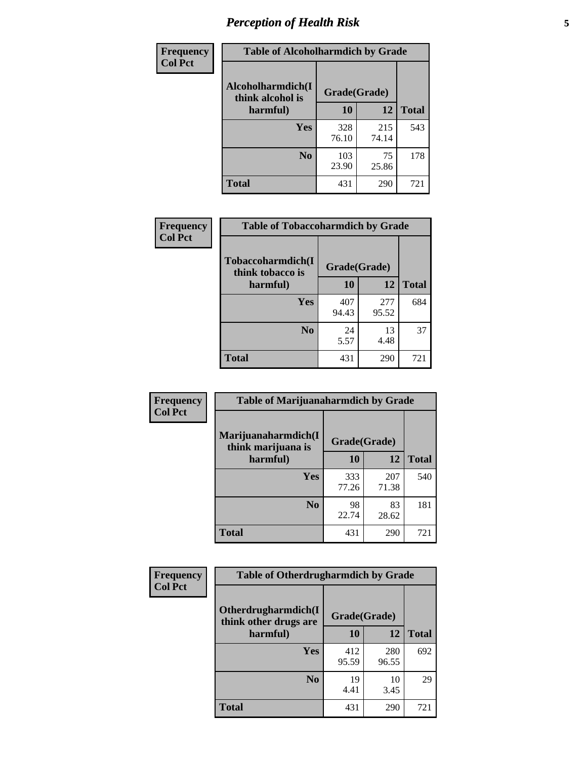# Perception of Health Risk

| Frequency Col Pct | Table of Alcoholharmdich by Grade | | |
|---|---|---|---|
| Alcoholharmdich(I think alcohol is harmful) | Grade(Grade) | | |
| | 10 | 12 | Total |
| Yes | 328<br>76.10 | 215<br>74.14 | 543 |
| No | 103<br>23.90 | 75<br>25.86 | 178 |
| Total | 431 | 290 | 721 |

| Frequency Col Pct | Table of Tobaccoharmdich by Grade | | |
|---|---|---|---|
| Tobaccoharmdich(I think tobacco is harmful) | Grade(Grade) | | |
| | 10 | 12 | Total |
| Yes | 407<br>94.43 | 277<br>95.52 | 684 |
| No | 24<br>5.57 | 13<br>4.48 | 37 |
| Total | 431 | 290 | 721 |

| Frequency Col Pct | Table of Marijuanaharmdich by Grade | | |
|---|---|---|---|
| Marijuanaharmdich(I think marijuana is harmful) | Grade(Grade) | | |
| | 10 | 12 | Total |
| Yes | 333<br>77.26 | 207<br>71.38 | 540 |
| No | 98<br>22.74 | 83<br>28.62 | 181 |
| Total | 431 | 290 | 721 |

| Frequency Col Pct | Table of Otherdrugharmdich by Grade | | |
|---|---|---|---|
| Otherdrugharmdich(I think other drugs are harmful) | Grade(Grade) | | |
| | 10 | 12 | Total |
| Yes | 412<br>95.59 | 280<br>96.55 | 692 |
| No | 19<br>4.41 | 10<br>3.45 | 29 |
| Total | 431 | 290 | 721 |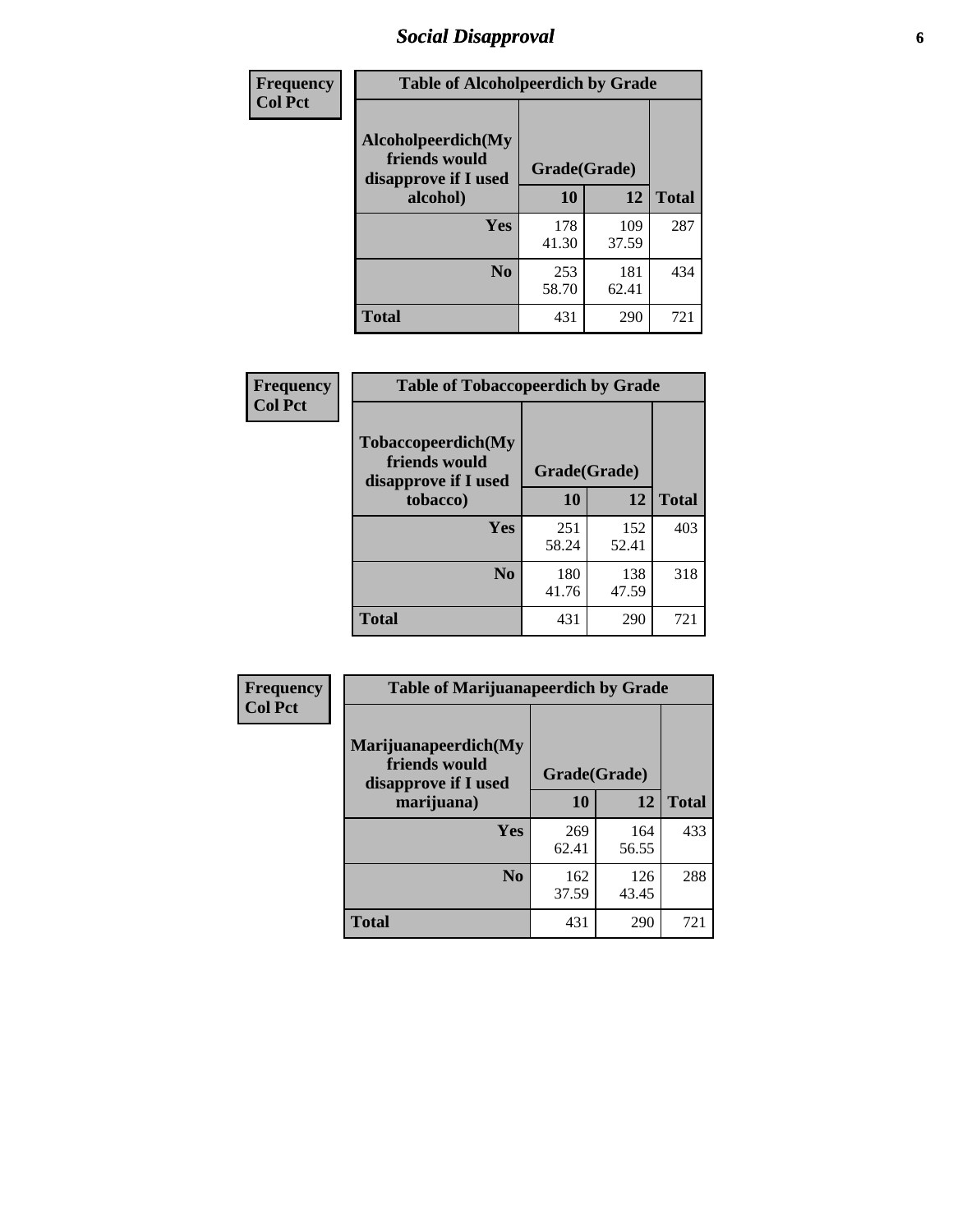## Social Disapproval

**Frequency**
**Col Pct**

| Table of Alcoholpeerdich by Grade | | | |
|---|---|---|---|
| Alcoholpeerdich(My friends would disapprove if I used alcohol) | Grade(Grade) | | |
| | 10 | 12 | Total |
| Yes | 178<br>41.30 | 109<br>37.59 | 287 |
| No | 253<br>58.70 | 181<br>62.41 | 434 |
| Total | 431 | 290 | 721 |

**Frequency**
**Col Pct**

| Table of Tobaccopeerdich by Grade | | | |
|---|---|---|---|
| Tobaccopeerdich(My friends would disapprove if I used tobacco) | Grade(Grade) | | |
| | 10 | 12 | Total |
| Yes | 251<br>58.24 | 152<br>52.41 | 403 |
| No | 180<br>41.76 | 138<br>47.59 | 318 |
| Total | 431 | 290 | 721 |

**Frequency**
**Col Pct**

| Table of Marijuanapeerdich by Grade | | | |
|---|---|---|---|
| Marijuanapeerdich(My friends would disapprove if I used marijuana) | Grade(Grade) | | |
| | 10 | 12 | Total |
| Yes | 269<br>62.41 | 164<br>56.55 | 433 |
| No | 162<br>37.59 | 126<br>43.45 | 288 |
| Total | 431 | 290 | 721 |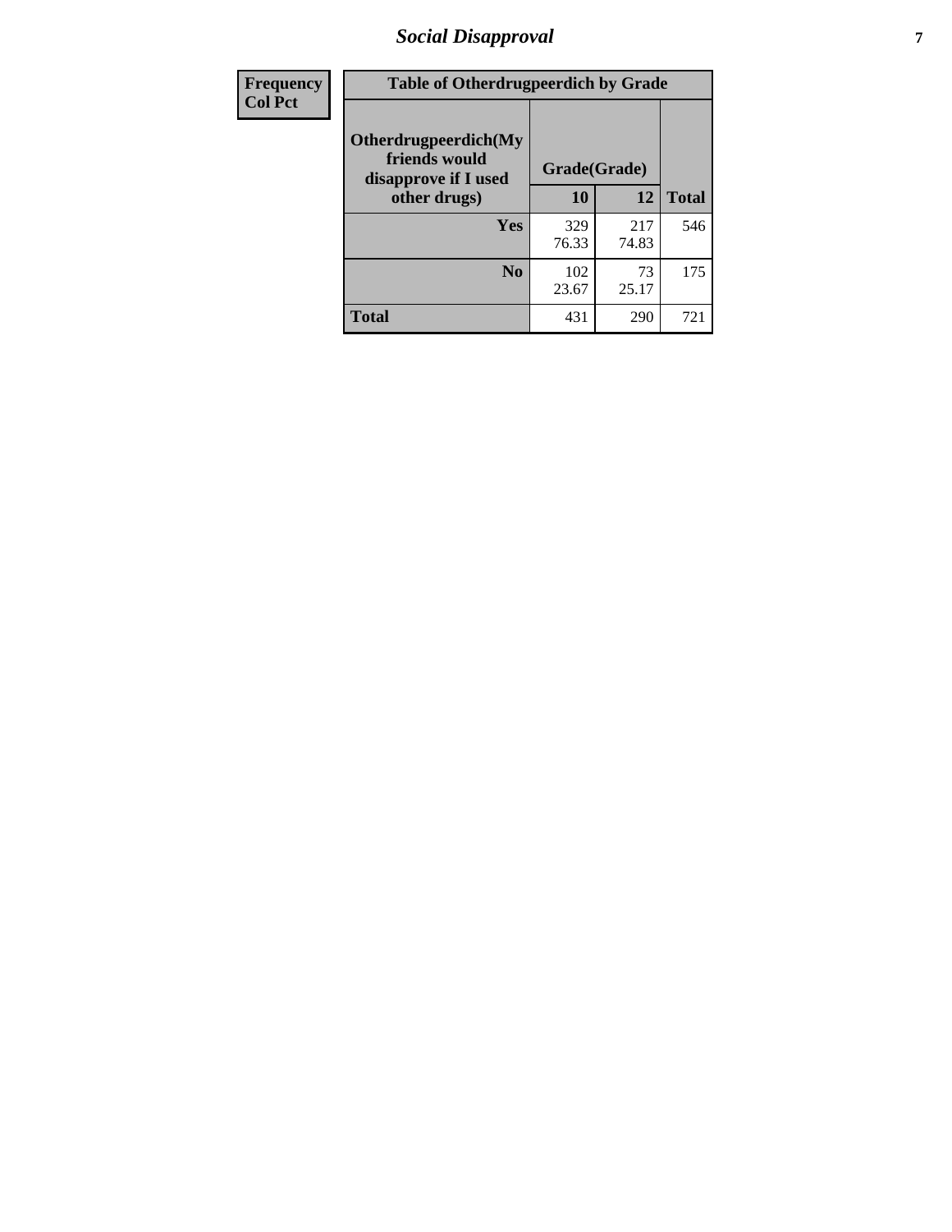| Frequency Col Pct | Table of Otherdrugpeerdich by Grade | | |
|---|---|---|---|
| Otherdrugpeerdich(My friends would disapprove if I used other drugs) | Grade(Grade) | | |
| | 10 | 12 | Total |
| Yes | 329 76.33 | 217 74.83 | 546 |
| No | 102 23.67 | 73 25.17 | 175 |
| Total | 431 | 290 | 721 |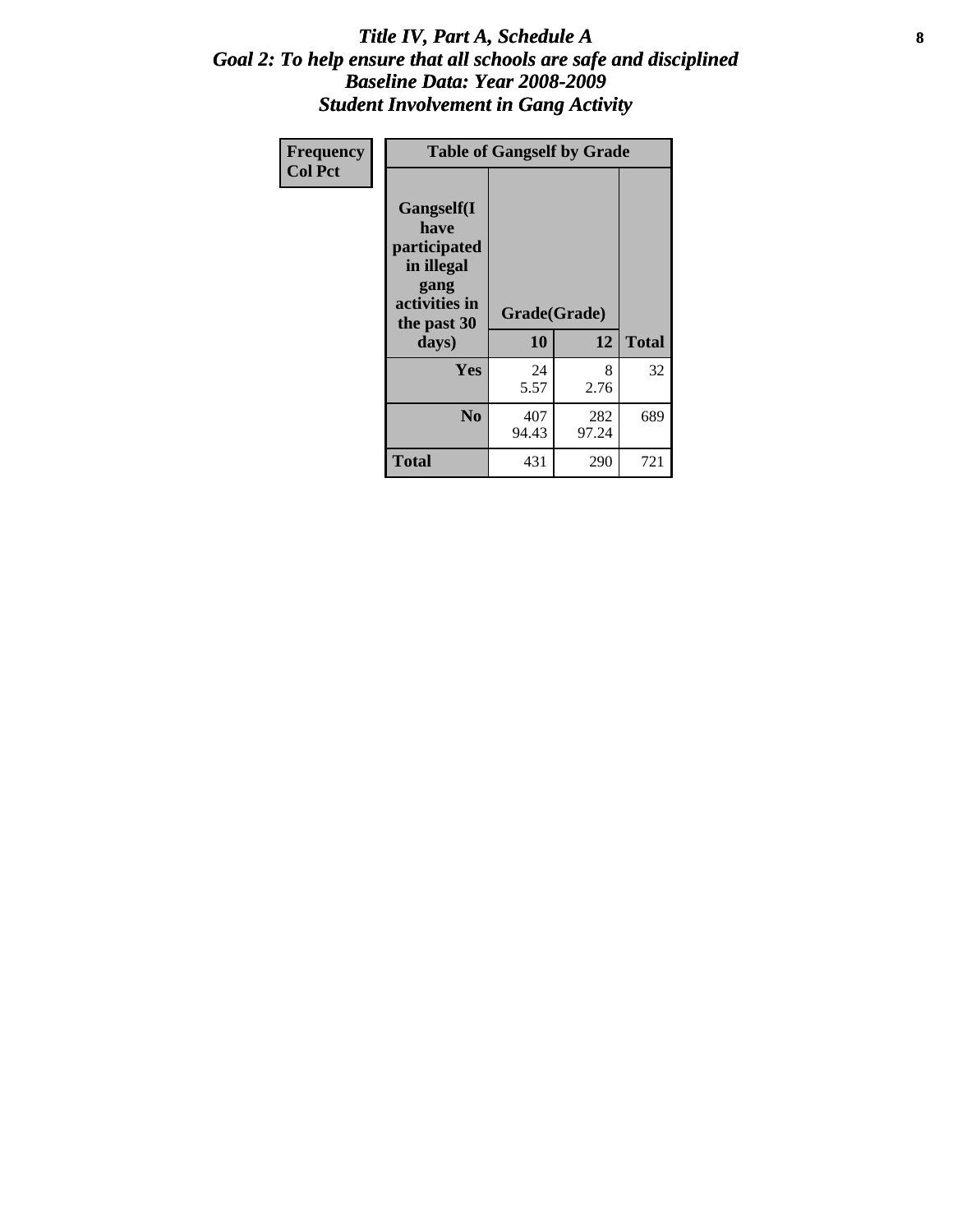# *Title IV, Part A, Schedule A*
## *Goal 2: To help ensure that all schools are safe and disciplined*
## *Baseline Data: Year 2008-2009*
## *Student Involvement in Gang Activity*

| Frequency<br>Col Pct | Table of Gangself by Grade | | |
|---|---|---|---|
| Gangself(I have participated in illegal gang activities in the past 30 days) | Grade(Grade) | | |
| | 10 | 12 | Total |
| Yes | 24<br>5.57 | 8<br>2.76 | 32 |
| No | 407<br>94.43 | 282<br>97.24 | 689 |
| Total | 431 | 290 | 721 |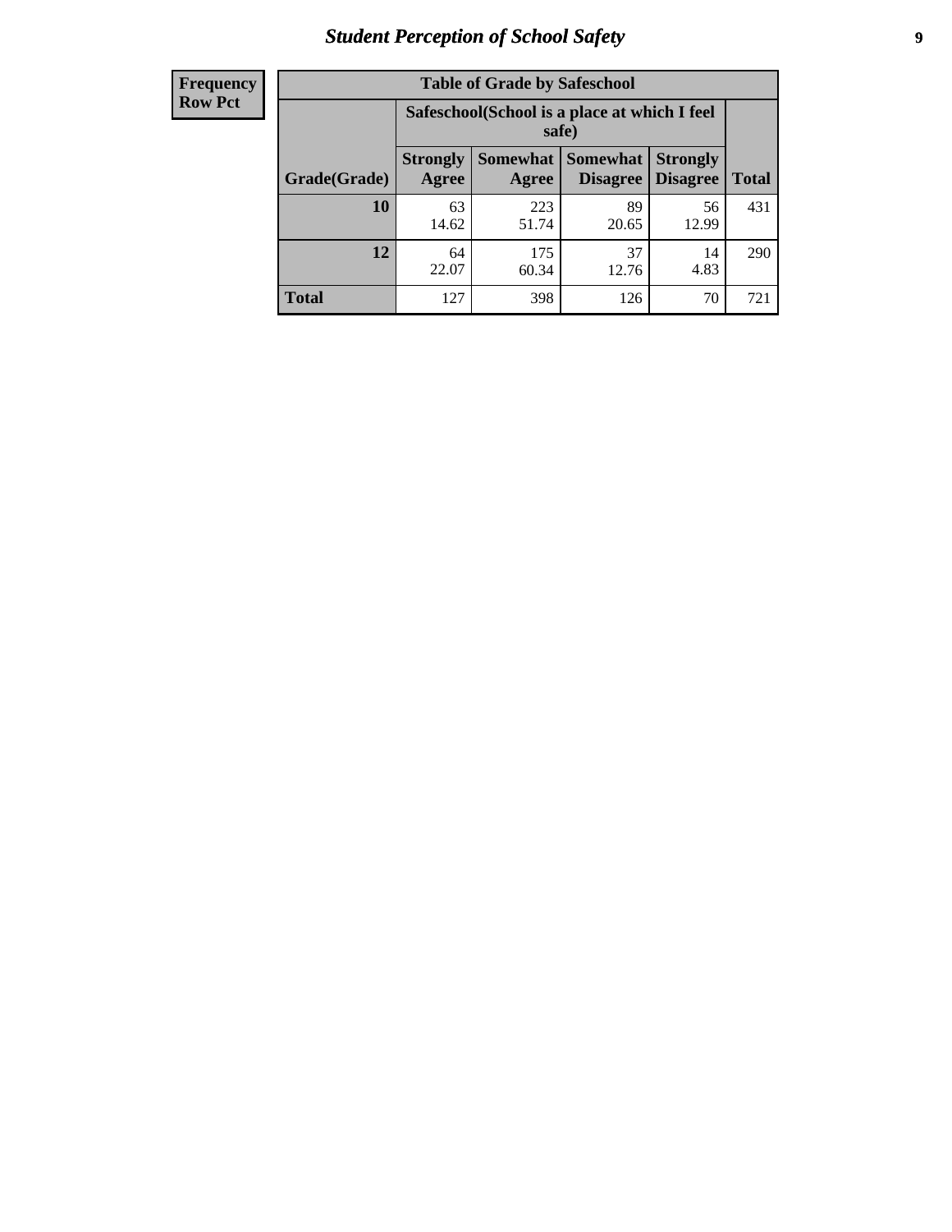# Student Perception of School Safety

| Frequency<br>Row Pct |
|---|

**Table of Grade by Safeschool**

| Grade(Grade) | Safeschool(School is a place at which I feel safe) | | | | Total |
|---|---|---|---|---|---|
| | Strongly Agree | Somewhat Agree | Somewhat Disagree | Strongly Disagree | |
| 10 | 63<br>14.62 | 223<br>51.74 | 89<br>20.65 | 56<br>12.99 | 431 |
| 12 | 64<br>22.07 | 175<br>60.34 | 37<br>12.76 | 14<br>4.83 | 290 |
| Total | 127 | 398 | 126 | 70 | 721 |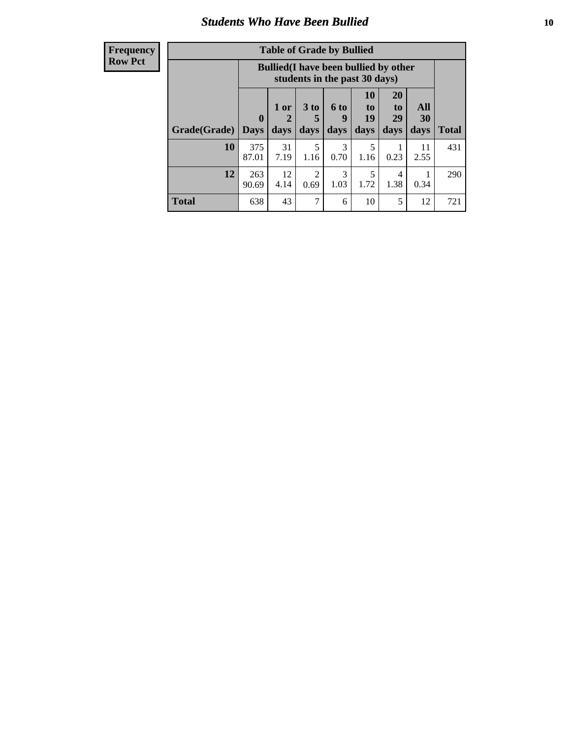## Students Who Have Been Bullied

| Frequency<br>Row Pct |
|---|

**Table of Grade by Bullied**

| Grade(Grade) | Bullied(I have been bullied by other students in the past 30 days) | | | | | | | Total |
|---|---|---|---|---|---|---|---|---|
| | 0 Days | 1 or 2 days | 3 to 5 days | 6 to 9 days | 10 to 19 days | 20 to 29 days | All 30 days | |
| **10** | 375<br>87.01 | 31<br>7.19 | 5<br>1.16 | 3<br>0.70 | 5<br>1.16 | 1<br>0.23 | 11<br>2.55 | 431 |
| **12** | 263<br>90.69 | 12<br>4.14 | 2<br>0.69 | 3<br>1.03 | 5<br>1.72 | 4<br>1.38 | 1<br>0.34 | 290 |
| **Total** | 638 | 43 | 7 | 6 | 10 | 5 | 12 | 721 |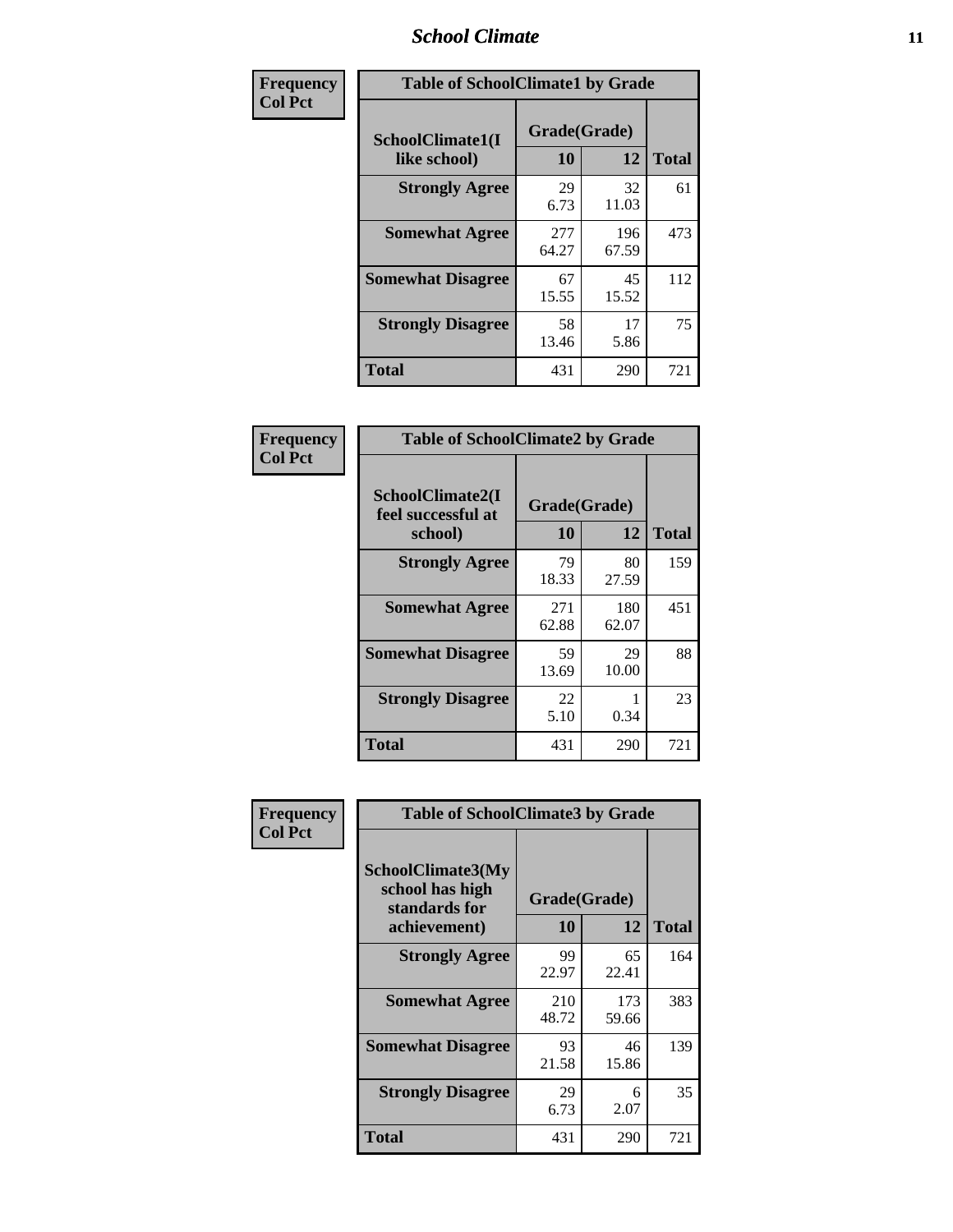| Frequency<br>Col Pct | Table of SchoolClimate1 by Grade | | |
|---|---|---|---|
| SchoolClimate1(I like school) | Grade(Grade) | | |
| | 10 | 12 | Total |
| Strongly Agree | 29<br>6.73 | 32<br>11.03 | 61 |
| Somewhat Agree | 277<br>64.27 | 196<br>67.59 | 473 |
| Somewhat Disagree | 67<br>15.55 | 45<br>15.52 | 112 |
| Strongly Disagree | 58<br>13.46 | 17<br>5.86 | 75 |
| Total | 431 | 290 | 721 |

| Frequency<br>Col Pct | Table of SchoolClimate2 by Grade | | |
|---|---|---|---|
| SchoolClimate2(I feel successful at school) | Grade(Grade) | | |
| | 10 | 12 | Total |
| Strongly Agree | 79<br>18.33 | 80<br>27.59 | 159 |
| Somewhat Agree | 271<br>62.88 | 180<br>62.07 | 451 |
| Somewhat Disagree | 59<br>13.69 | 29<br>10.00 | 88 |
| Strongly Disagree | 22<br>5.10 | 1<br>0.34 | 23 |
| Total | 431 | 290 | 721 |

| Frequency<br>Col Pct | Table of SchoolClimate3 by Grade | | |
|---|---|---|---|
| SchoolClimate3(My school has high standards for achievement) | Grade(Grade) | | |
| | 10 | 12 | Total |
| Strongly Agree | 99<br>22.97 | 65<br>22.41 | 164 |
| Somewhat Agree | 210<br>48.72 | 173<br>59.66 | 383 |
| Somewhat Disagree | 93<br>21.58 | 46<br>15.86 | 139 |
| Strongly Disagree | 29<br>6.73 | 6<br>2.07 | 35 |
| Total | 431 | 290 | 721 |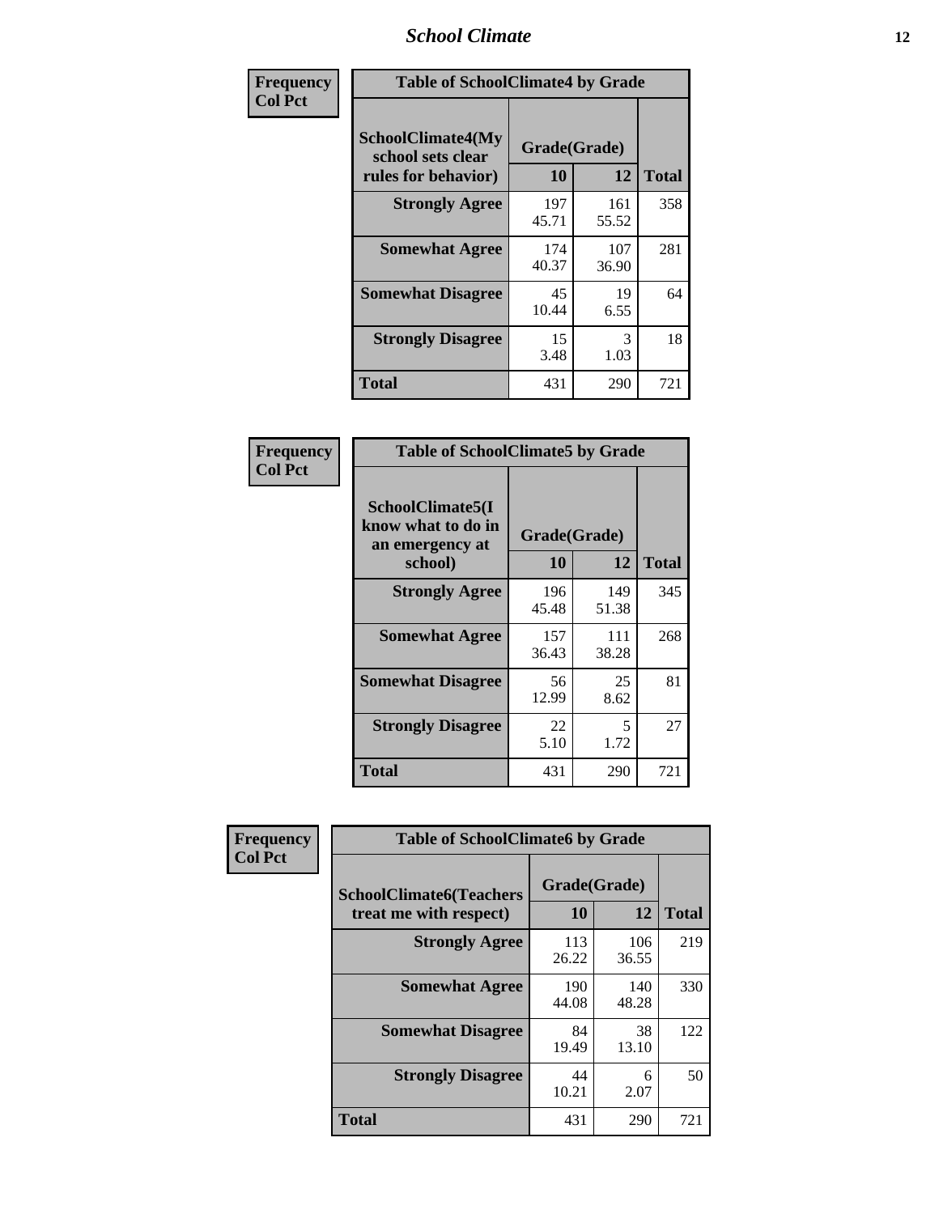# School Climate

| Frequency<br>Col Pct | Table of SchoolClimate4 by Grade | | |
|---|---|---|---|
| SchoolClimate4(My school sets clear rules for behavior) | Grade(Grade) | | |
| | 10 | 12 | Total |
| Strongly Agree | 197<br>45.71 | 161<br>55.52 | 358 |
| Somewhat Agree | 174<br>40.37 | 107<br>36.90 | 281 |
| Somewhat Disagree | 45<br>10.44 | 19<br>6.55 | 64 |
| Strongly Disagree | 15<br>3.48 | 3<br>1.03 | 18 |
| Total | 431 | 290 | 721 |

| Frequency<br>Col Pct | Table of SchoolClimate5 by Grade | | |
|---|---|---|---|
| SchoolClimate5(I know what to do in an emergency at school) | Grade(Grade) | | |
| | 10 | 12 | Total |
| Strongly Agree | 196<br>45.48 | 149<br>51.38 | 345 |
| Somewhat Agree | 157<br>36.43 | 111<br>38.28 | 268 |
| Somewhat Disagree | 56<br>12.99 | 25<br>8.62 | 81 |
| Strongly Disagree | 22<br>5.10 | 5<br>1.72 | 27 |
| Total | 431 | 290 | 721 |

| Frequency<br>Col Pct | Table of SchoolClimate6 by Grade | | |
|---|---|---|---|
| SchoolClimate6(Teachers treat me with respect) | Grade(Grade) | | |
| | 10 | 12 | Total |
| Strongly Agree | 113<br>26.22 | 106<br>36.55 | 219 |
| Somewhat Agree | 190<br>44.08 | 140<br>48.28 | 330 |
| Somewhat Disagree | 84<br>19.49 | 38<br>13.10 | 122 |
| Strongly Disagree | 44<br>10.21 | 6<br>2.07 | 50 |
| Total | 431 | 290 | 721 |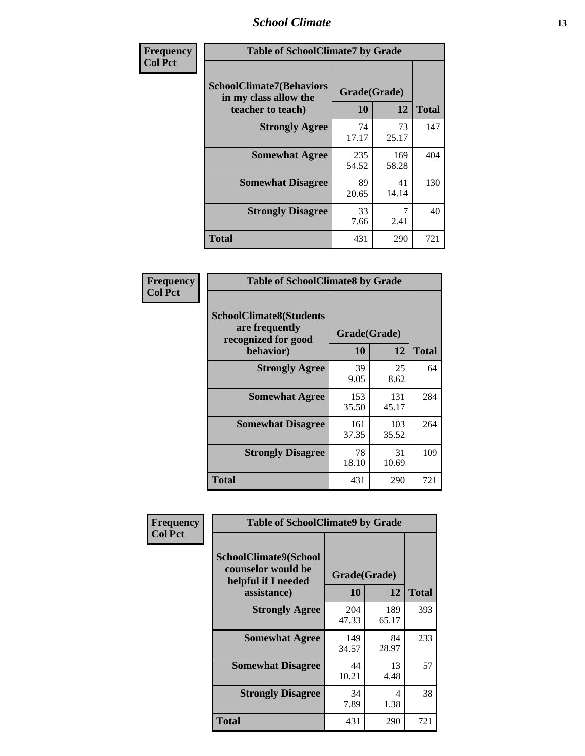| Frequency<br>Col Pct |
|---|

**Table of SchoolClimate7 by Grade**

| SchoolClimate7(Behaviors in my class allow the teacher to teach) | Grade(Grade) | | Total |
|---|---|---|---|
| | 10 | 12 | |
| Strongly Agree | 74<br>17.17 | 73<br>25.17 | 147 |
| Somewhat Agree | 235<br>54.52 | 169<br>58.28 | 404 |
| Somewhat Disagree | 89<br>20.65 | 41<br>14.14 | 130 |
| Strongly Disagree | 33<br>7.66 | 7<br>2.41 | 40 |
| Total | 431 | 290 | 721 |

| Frequency<br>Col Pct |
|---|

**Table of SchoolClimate8 by Grade**

| SchoolClimate8(Students are frequently recognized for good behavior) | Grade(Grade) | | Total |
|---|---|---|---|
| | 10 | 12 | |
| Strongly Agree | 39<br>9.05 | 25<br>8.62 | 64 |
| Somewhat Agree | 153<br>35.50 | 131<br>45.17 | 284 |
| Somewhat Disagree | 161<br>37.35 | 103<br>35.52 | 264 |
| Strongly Disagree | 78<br>18.10 | 31<br>10.69 | 109 |
| Total | 431 | 290 | 721 |

| Frequency<br>Col Pct |
|---|

**Table of SchoolClimate9 by Grade**

| SchoolClimate9(School counselor would be helpful if I needed assistance) | Grade(Grade) | | Total |
|---|---|---|---|
| | 10 | 12 | |
| Strongly Agree | 204<br>47.33 | 189<br>65.17 | 393 |
| Somewhat Agree | 149<br>34.57 | 84<br>28.97 | 233 |
| Somewhat Disagree | 44<br>10.21 | 13<br>4.48 | 57 |
| Strongly Disagree | 34<br>7.89 | 4<br>1.38 | 38 |
| Total | 431 | 290 | 721 |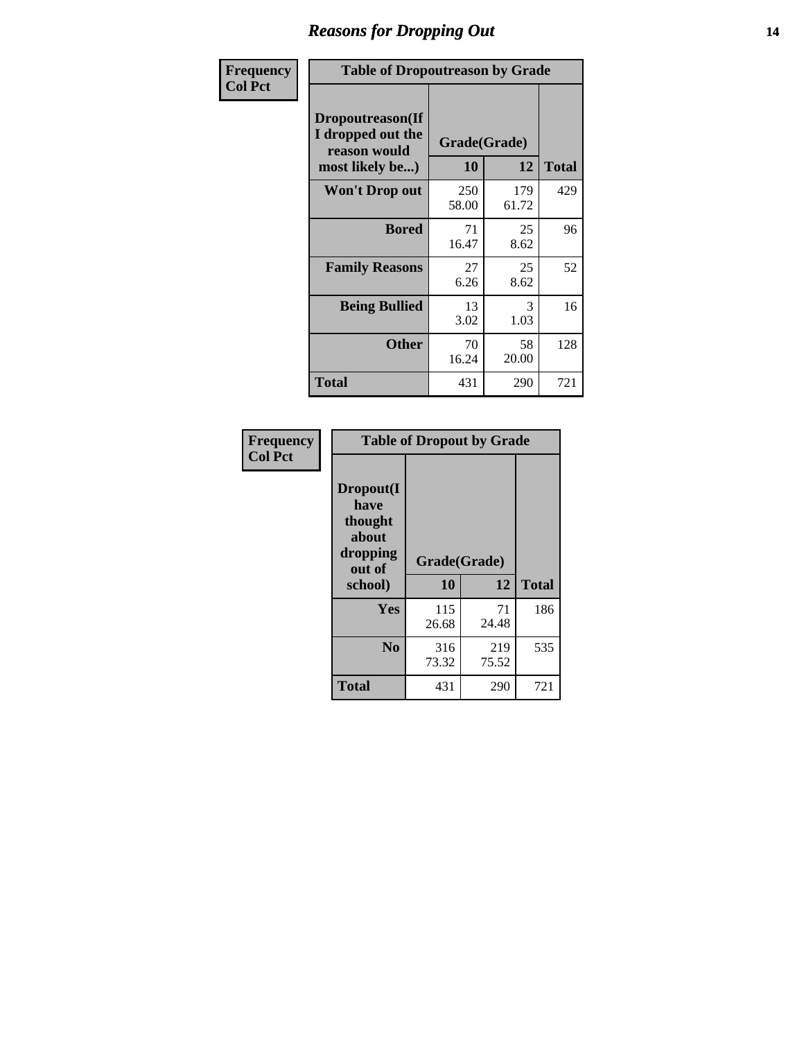| Frequency<br>Col Pct | Table of Dropoutreason by Grade | | |
|---|---|---|---|
| **Dropoutreason(If I dropped out the reason would most likely be...)** | **Grade(Grade)** | | |
| | **10** | **12** | **Total** |
| **Won't Drop out** | 250<br>58.00 | 179<br>61.72 | 429 |
| **Bored** | 71<br>16.47 | 25<br>8.62 | 96 |
| **Family Reasons** | 27<br>6.26 | 25<br>8.62 | 52 |
| **Being Bullied** | 13<br>3.02 | 3<br>1.03 | 16 |
| **Other** | 70<br>16.24 | 58<br>20.00 | 128 |
| **Total** | 431 | 290 | 721 |

| Frequency<br>Col Pct | Table of Dropout by Grade | | |
|---|---|---|---|
| **Dropout(I have thought about dropping out of school)** | **Grade(Grade)** | | |
| | **10** | **12** | **Total** |
| **Yes** | 115<br>26.68 | 71<br>24.48 | 186 |
| **No** | 316<br>73.32 | 219<br>75.52 | 535 |
| **Total** | 431 | 290 | 721 |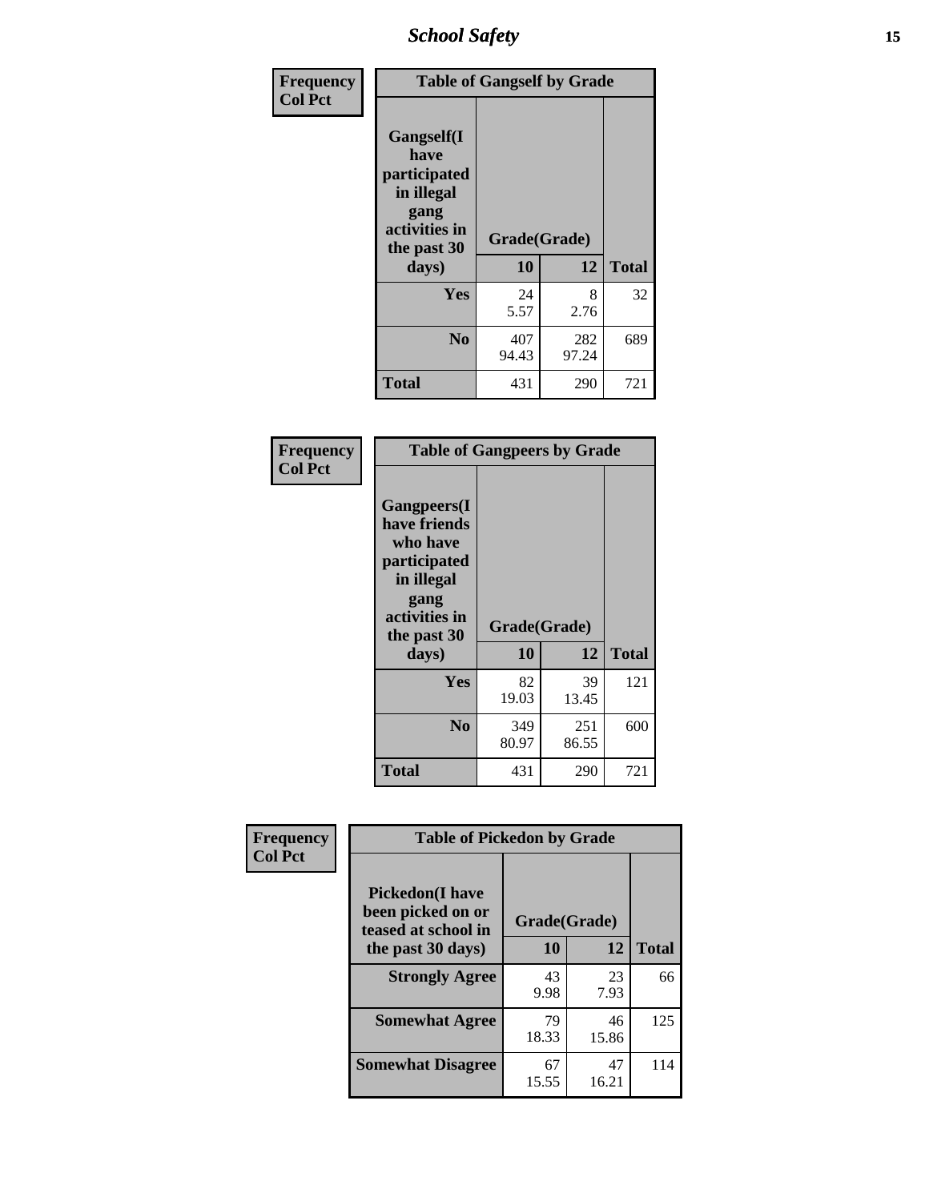| Frequency<br>Col Pct | Table of Gangself by Grade | | |
|---|---|---|---|
| Gangself(I have participated in illegal gang activities in the past 30 days) | Grade(Grade) | | |
| | 10 | 12 | Total |
| Yes | 24<br>5.57 | 8<br>2.76 | 32 |
| No | 407<br>94.43 | 282<br>97.24 | 689 |
| Total | 431 | 290 | 721 |

| Frequency<br>Col Pct | Table of Gangpeers by Grade | | |
|---|---|---|---|
| Gangpeers(I have friends who have participated in illegal gang activities in the past 30 days) | Grade(Grade) | | |
| | 10 | 12 | Total |
| Yes | 82<br>19.03 | 39<br>13.45 | 121 |
| No | 349<br>80.97 | 251<br>86.55 | 600 |
| Total | 431 | 290 | 721 |

| Frequency<br>Col Pct | Table of Pickedon by Grade | | |
|---|---|---|---|
| Pickedon(I have been picked on or teased at school in the past 30 days) | Grade(Grade) | | |
| | 10 | 12 | Total |
| Strongly Agree | 43<br>9.98 | 23<br>7.93 | 66 |
| Somewhat Agree | 79<br>18.33 | 46<br>15.86 | 125 |
| Somewhat Disagree | 67<br>15.55 | 47<br>16.21 | 114 |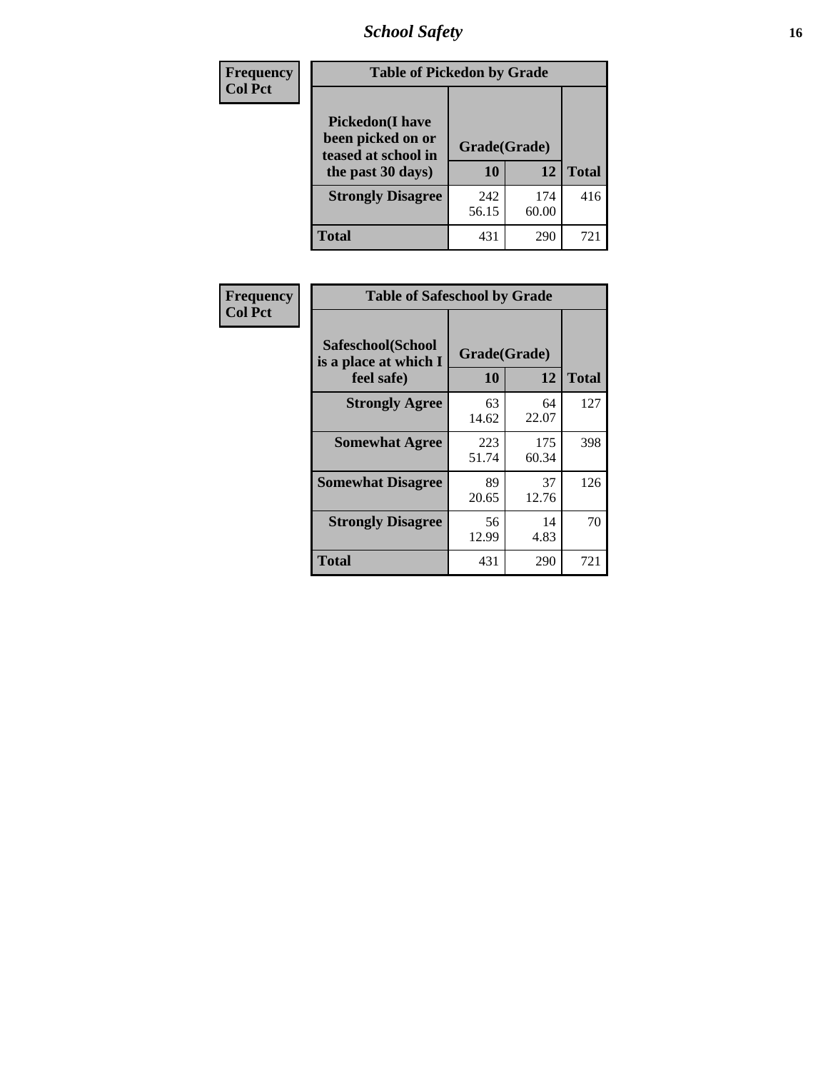| Frequency Col Pct |
|---|

**Table of Pickedon by Grade**

| Pickedon(I have been picked on or teased at school in the past 30 days) | Grade(Grade) | | Total |
|---|---|---|---|
| | 10 | 12 | |
| Strongly Disagree | 242<br>56.15 | 174<br>60.00 | 416 |
| Total | 431 | 290 | 721 |

| Frequency Col Pct |
|---|

**Table of Safeschool by Grade**

| Safeschool(School is a place at which I feel safe) | Grade(Grade) | | Total |
|---|---|---|---|
| | 10 | 12 | |
| Strongly Agree | 63<br>14.62 | 64<br>22.07 | 127 |
| Somewhat Agree | 223<br>51.74 | 175<br>60.34 | 398 |
| Somewhat Disagree | 89<br>20.65 | 37<br>12.76 | 126 |
| Strongly Disagree | 56<br>12.99 | 14<br>4.83 | 70 |
| Total | 431 | 290 | 721 |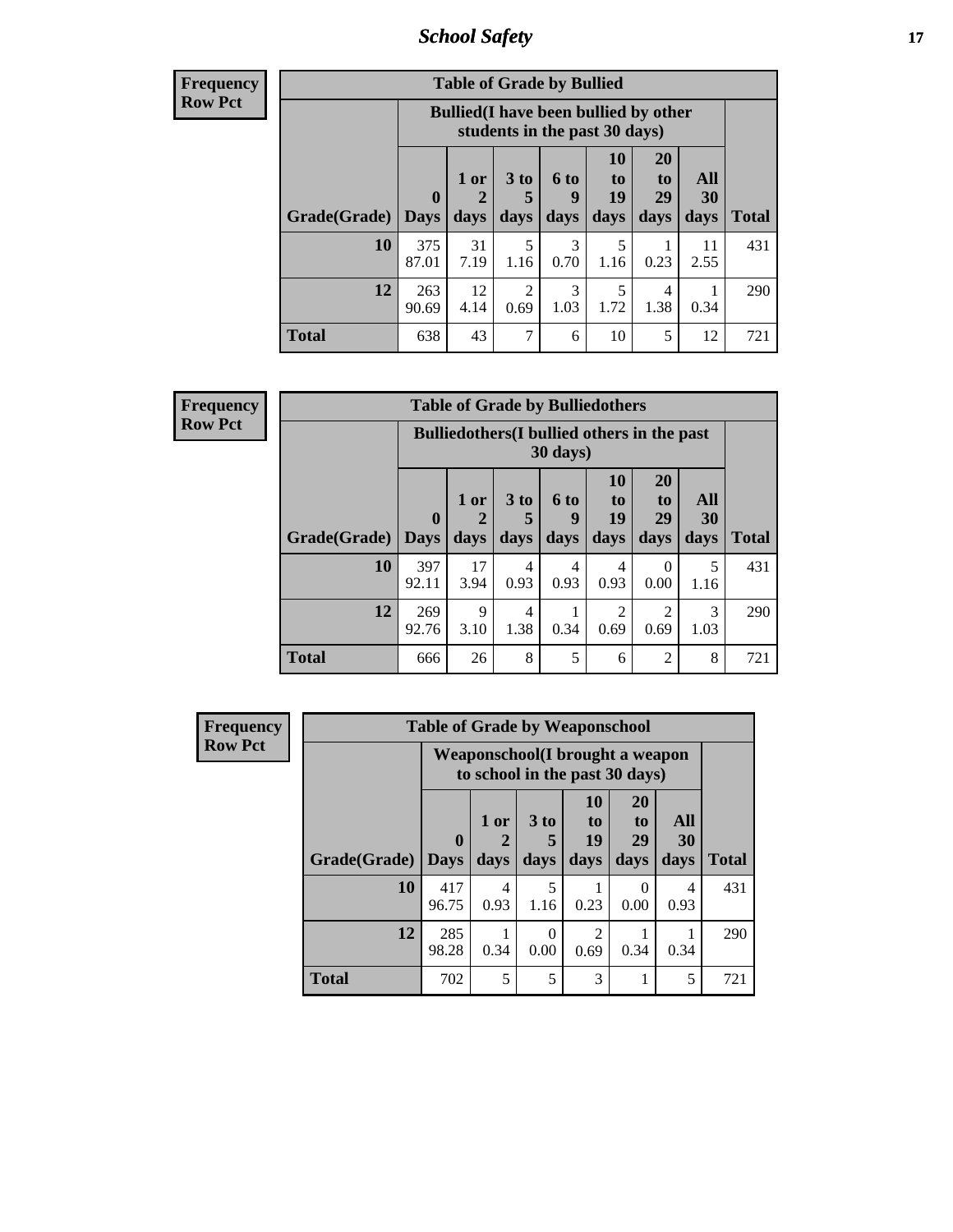| Frequency |
|---|
| Row Pct |

**Table of Grade by Bullied**

| Grade(Grade) | Bullied(I have been bullied by other students in the past 30 days) | | | | | | | Total |
|---|---|---|---|---|---|---|---|---|
| | 0 Days | 1 or 2 days | 3 to 5 days | 6 to 9 days | 10 to 19 days | 20 to 29 days | All 30 days | |
| 10 | 375<br>87.01 | 31<br>7.19 | 5<br>1.16 | 3<br>0.70 | 5<br>1.16 | 1<br>0.23 | 11<br>2.55 | 431 |
| 12 | 263<br>90.69 | 12<br>4.14 | 2<br>0.69 | 3<br>1.03 | 5<br>1.72 | 4<br>1.38 | 1<br>0.34 | 290 |
| Total | 638 | 43 | 7 | 6 | 10 | 5 | 12 | 721 |

| Frequency |
|---|
| Row Pct |

**Table of Grade by Bulliedothers**

| Grade(Grade) | Bulliedothers(I bullied others in the past 30 days) | | | | | | | Total |
|---|---|---|---|---|---|---|---|---|
| | 0 Days | 1 or 2 days | 3 to 5 days | 6 to 9 days | 10 to 19 days | 20 to 29 days | All 30 days | |
| 10 | 397<br>92.11 | 17<br>3.94 | 4<br>0.93 | 4<br>0.93 | 4<br>0.93 | 0<br>0.00 | 5<br>1.16 | 431 |
| 12 | 269<br>92.76 | 9<br>3.10 | 4<br>1.38 | 1<br>0.34 | 2<br>0.69 | 2<br>0.69 | 3<br>1.03 | 290 |
| Total | 666 | 26 | 8 | 5 | 6 | 2 | 8 | 721 |

| Frequency |
|---|
| Row Pct |

**Table of Grade by Weaponschool**

| Grade(Grade) | Weaponschool(I brought a weapon to school in the past 30 days) | | | | | | Total |
|---|---|---|---|---|---|---|---|
| | 0 Days | 1 or 2 days | 3 to 5 days | 10 to 19 days | 20 to 29 days | All 30 days | |
| 10 | 417<br>96.75 | 4<br>0.93 | 5<br>1.16 | 1<br>0.23 | 0<br>0.00 | 4<br>0.93 | 431 |
| 12 | 285<br>98.28 | 1<br>0.34 | 0<br>0.00 | 2<br>0.69 | 1<br>0.34 | 1<br>0.34 | 290 |
| Total | 702 | 5 | 5 | 3 | 1 | 5 | 721 |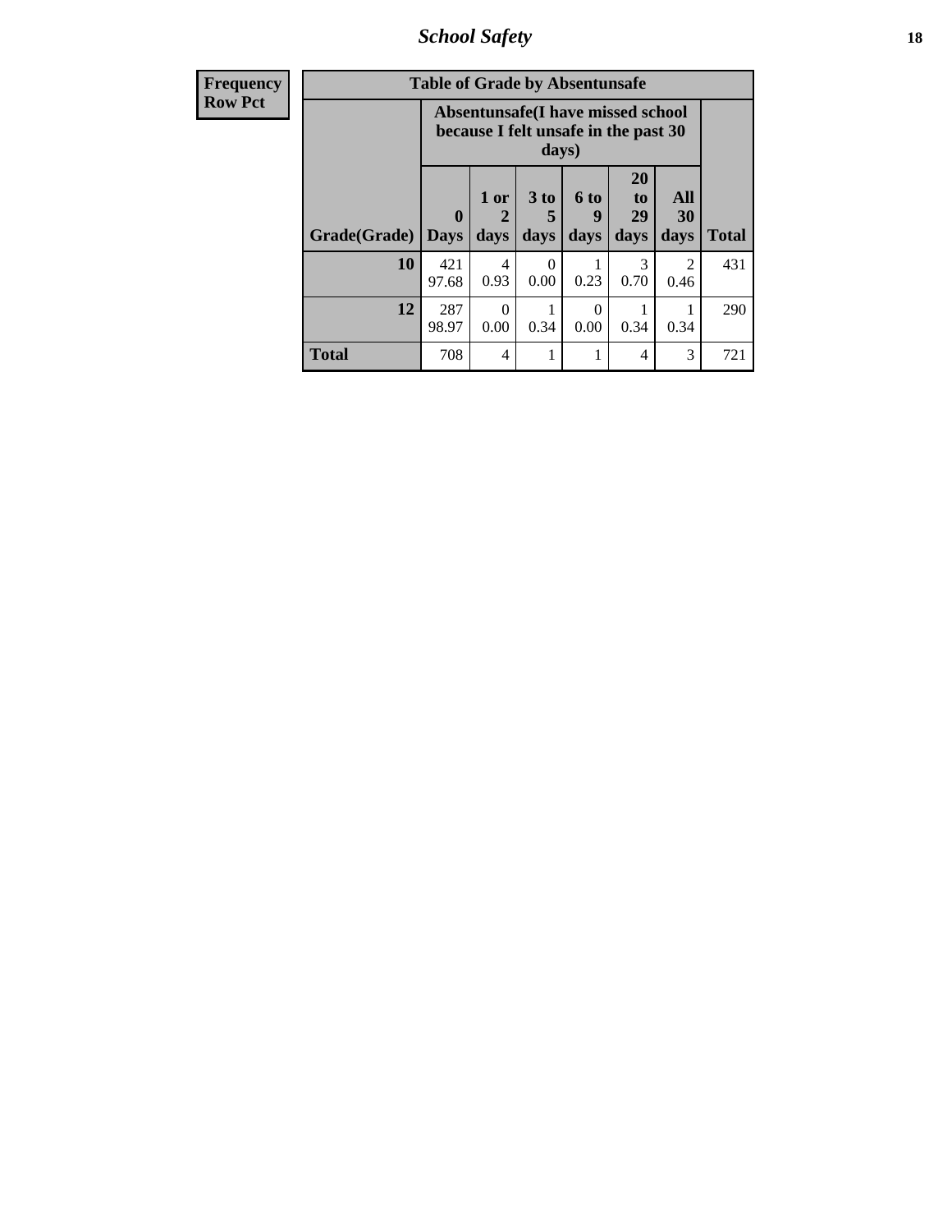| Frequency<br>Row Pct | Table of Grade by Absentunsafe | | | | | | |
|---|---|---|---|---|---|---|---|
| | Absentunsafe(I have missed school because I felt unsafe in the past 30 days) | | | | | | |
| Grade(Grade) | 0 Days | 1 or 2 days | 3 to 5 days | 6 to 9 days | 20 to 29 days | All 30 days | Total |
| 10 | 421<br>97.68 | 4<br>0.93 | 0<br>0.00 | 1<br>0.23 | 3<br>0.70 | 2<br>0.46 | 431 |
| 12 | 287<br>98.97 | 0<br>0.00 | 1<br>0.34 | 0<br>0.00 | 1<br>0.34 | 1<br>0.34 | 290 |
| Total | 708 | 4 | 1 | 1 | 4 | 3 | 721 |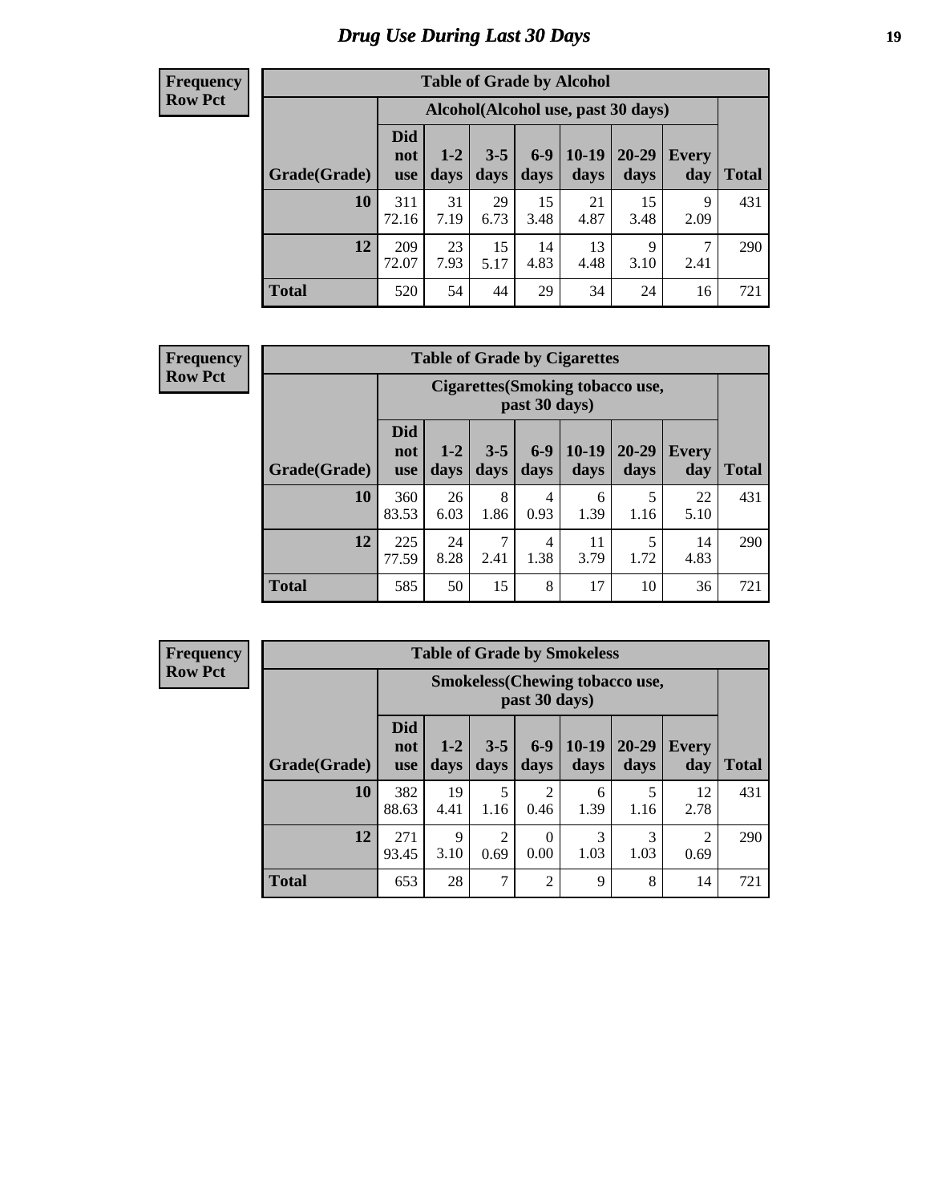# Drug Use During Last 30 Days

**Frequency**
**Row Pct**

| Table of Grade by Alcohol | | | | | | | | |
|---|---|---|---|---|---|---|---|---|
| | Alcohol(Alcohol use, past 30 days) | | | | | | | |
| Grade(Grade) | Did not use | 1-2 days | 3-5 days | 6-9 days | 10-19 days | 20-29 days | Every day | Total |
| 10 | 311<br>72.16 | 31<br>7.19 | 29<br>6.73 | 15<br>3.48 | 21<br>4.87 | 15<br>3.48 | 9<br>2.09 | 431 |
| 12 | 209<br>72.07 | 23<br>7.93 | 15<br>5.17 | 14<br>4.83 | 13<br>4.48 | 9<br>3.10 | 7<br>2.41 | 290 |
| Total | 520 | 54 | 44 | 29 | 34 | 24 | 16 | 721 |

**Frequency**
**Row Pct**

| Table of Grade by Cigarettes | | | | | | | | |
|---|---|---|---|---|---|---|---|---|
| | Cigarettes(Smoking tobacco use, past 30 days) | | | | | | | |
| Grade(Grade) | Did not use | 1-2 days | 3-5 days | 6-9 days | 10-19 days | 20-29 days | Every day | Total |
| 10 | 360<br>83.53 | 26<br>6.03 | 8<br>1.86 | 4<br>0.93 | 6<br>1.39 | 5<br>1.16 | 22<br>5.10 | 431 |
| 12 | 225<br>77.59 | 24<br>8.28 | 7<br>2.41 | 4<br>1.38 | 11<br>3.79 | 5<br>1.72 | 14<br>4.83 | 290 |
| Total | 585 | 50 | 15 | 8 | 17 | 10 | 36 | 721 |

**Frequency**
**Row Pct**

| Table of Grade by Smokeless | | | | | | | | |
|---|---|---|---|---|---|---|---|---|
| | Smokeless(Chewing tobacco use, past 30 days) | | | | | | | |
| Grade(Grade) | Did not use | 1-2 days | 3-5 days | 6-9 days | 10-19 days | 20-29 days | Every day | Total |
| 10 | 382<br>88.63 | 19<br>4.41 | 5<br>1.16 | 2<br>0.46 | 6<br>1.39 | 5<br>1.16 | 12<br>2.78 | 431 |
| 12 | 271<br>93.45 | 9<br>3.10 | 2<br>0.69 | 0<br>0.00 | 3<br>1.03 | 3<br>1.03 | 2<br>0.69 | 290 |
| Total | 653 | 28 | 7 | 2 | 9 | 8 | 14 | 721 |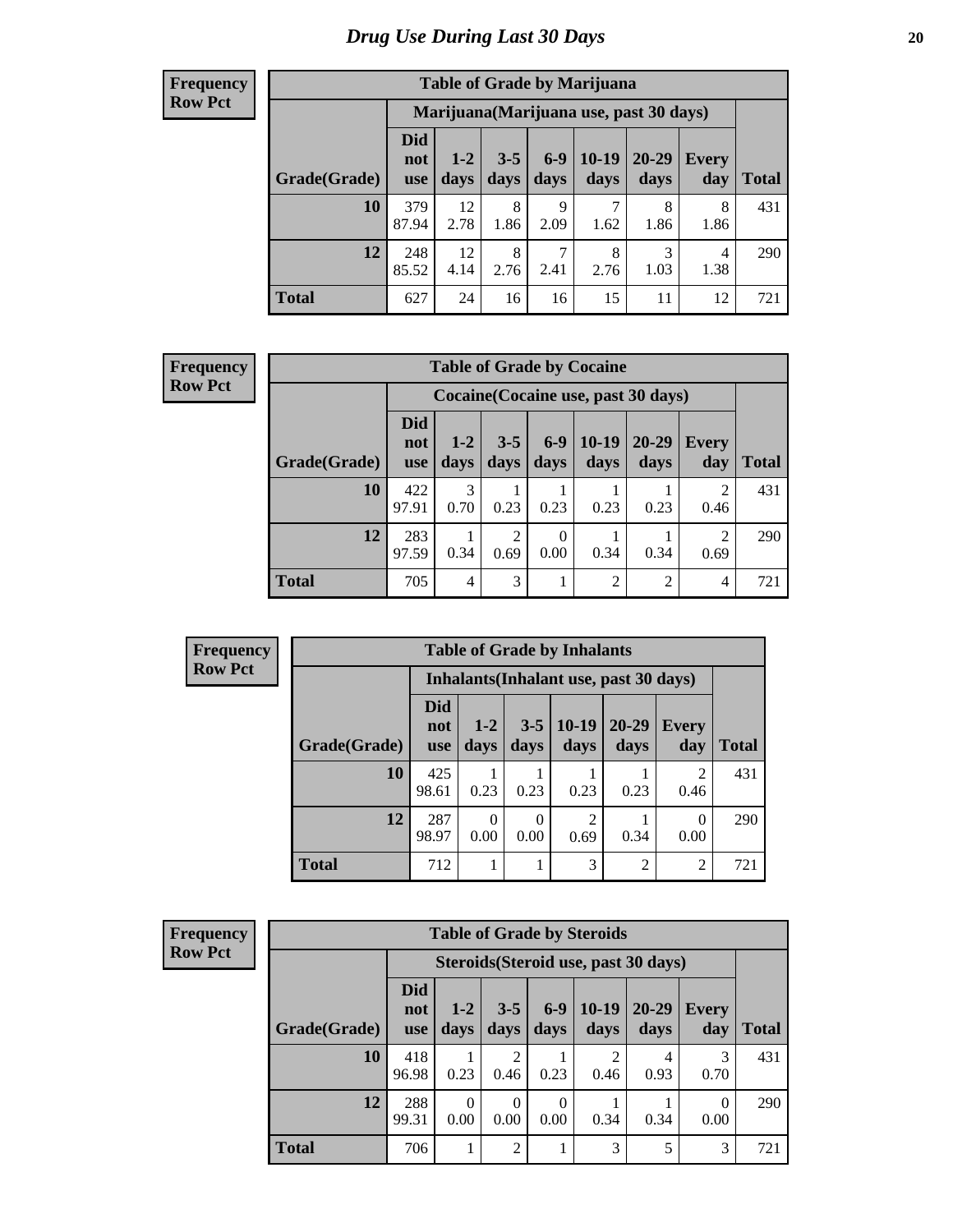# Drug Use During Last 30 Days

**Frequency**
**Row Pct**

**Table of Grade by Marijuana**

| Grade(Grade) | Marijuana(Marijuana use, past 30 days) | | | | | | | Total |
|---|---|---|---|---|---|---|---|---|
| | Did not use | 1-2 days | 3-5 days | 6-9 days | 10-19 days | 20-29 days | Every day | |
| **10** | 379<br>87.94 | 12<br>2.78 | 8<br>1.86 | 9<br>2.09 | 7<br>1.62 | 8<br>1.86 | 8<br>1.86 | 431 |
| **12** | 248<br>85.52 | 12<br>4.14 | 8<br>2.76 | 7<br>2.41 | 8<br>2.76 | 3<br>1.03 | 4<br>1.38 | 290 |
| **Total** | 627 | 24 | 16 | 16 | 15 | 11 | 12 | 721 |

**Frequency**
**Row Pct**

**Table of Grade by Cocaine**

| Grade(Grade) | Cocaine(Cocaine use, past 30 days) | | | | | | | Total |
|---|---|---|---|---|---|---|---|---|
| | Did not use | 1-2 days | 3-5 days | 6-9 days | 10-19 days | 20-29 days | Every day | |
| **10** | 422<br>97.91 | 3<br>0.70 | 1<br>0.23 | 1<br>0.23 | 1<br>0.23 | 1<br>0.23 | 2<br>0.46 | 431 |
| **12** | 283<br>97.59 | 1<br>0.34 | 2<br>0.69 | 0<br>0.00 | 1<br>0.34 | 1<br>0.34 | 2<br>0.69 | 290 |
| **Total** | 705 | 4 | 3 | 1 | 2 | 2 | 4 | 721 |

**Frequency**
**Row Pct**

**Table of Grade by Inhalants**

| Grade(Grade) | Inhalants(Inhalant use, past 30 days) | | | | | | Total |
|---|---|---|---|---|---|---|---|
| | Did not use | 1-2 days | 3-5 days | 10-19 days | 20-29 days | Every day | |
| **10** | 425<br>98.61 | 1<br>0.23 | 1<br>0.23 | 1<br>0.23 | 1<br>0.23 | 2<br>0.46 | 431 |
| **12** | 287<br>98.97 | 0<br>0.00 | 0<br>0.00 | 2<br>0.69 | 1<br>0.34 | 0<br>0.00 | 290 |
| **Total** | 712 | 1 | 1 | 3 | 2 | 2 | 721 |

**Frequency**
**Row Pct**

**Table of Grade by Steroids**

| Grade(Grade) | Steroids(Steroid use, past 30 days) | | | | | | | Total |
|---|---|---|---|---|---|---|---|---|
| | Did not use | 1-2 days | 3-5 days | 6-9 days | 10-19 days | 20-29 days | Every day | |
| **10** | 418<br>96.98 | 1<br>0.23 | 2<br>0.46 | 1<br>0.23 | 2<br>0.46 | 4<br>0.93 | 3<br>0.70 | 431 |
| **12** | 288<br>99.31 | 0<br>0.00 | 0<br>0.00 | 0<br>0.00 | 1<br>0.34 | 1<br>0.34 | 0<br>0.00 | 290 |
| **Total** | 706 | 1 | 2 | 1 | 3 | 5 | 3 | 721 |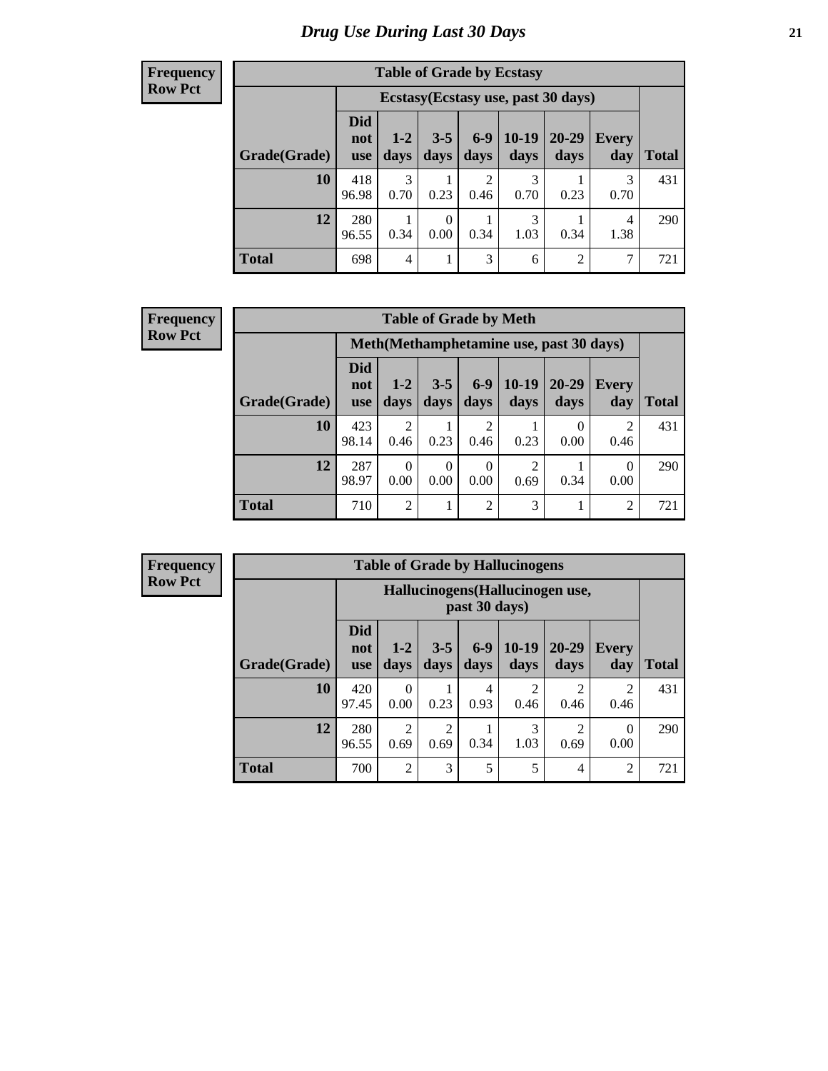# Drug Use During Last 30 Days

**Frequency**
**Row Pct**

| Table of Grade by Ecstasy | | | | | | | | |
|---|---|---|---|---|---|---|---|---|
| | Ecstasy(Ecstasy use, past 30 days) | | | | | | | |
| Grade(Grade) | Did not use | 1-2 days | 3-5 days | 6-9 days | 10-19 days | 20-29 days | Every day | Total |
| 10 | 418<br>96.98 | 3<br>0.70 | 1<br>0.23 | 2<br>0.46 | 3<br>0.70 | 1<br>0.23 | 3<br>0.70 | 431 |
| 12 | 280<br>96.55 | 1<br>0.34 | 0<br>0.00 | 1<br>0.34 | 3<br>1.03 | 1<br>0.34 | 4<br>1.38 | 290 |
| Total | 698 | 4 | 1 | 3 | 6 | 2 | 7 | 721 |

**Frequency**
**Row Pct**

| Table of Grade by Meth | | | | | | | | |
|---|---|---|---|---|---|---|---|---|
| | Meth(Methamphetamine use, past 30 days) | | | | | | | |
| Grade(Grade) | Did not use | 1-2 days | 3-5 days | 6-9 days | 10-19 days | 20-29 days | Every day | Total |
| 10 | 423<br>98.14 | 2<br>0.46 | 1<br>0.23 | 2<br>0.46 | 1<br>0.23 | 0<br>0.00 | 2<br>0.46 | 431 |
| 12 | 287<br>98.97 | 0<br>0.00 | 0<br>0.00 | 0<br>0.00 | 2<br>0.69 | 1<br>0.34 | 0<br>0.00 | 290 |
| Total | 710 | 2 | 1 | 2 | 3 | 1 | 2 | 721 |

**Frequency**
**Row Pct**

| Table of Grade by Hallucinogens | | | | | | | | |
|---|---|---|---|---|---|---|---|---|
| | Hallucinogens(Hallucinogen use, past 30 days) | | | | | | | |
| Grade(Grade) | Did not use | 1-2 days | 3-5 days | 6-9 days | 10-19 days | 20-29 days | Every day | Total |
| 10 | 420<br>97.45 | 0<br>0.00 | 1<br>0.23 | 4<br>0.93 | 2<br>0.46 | 2<br>0.46 | 2<br>0.46 | 431 |
| 12 | 280<br>96.55 | 2<br>0.69 | 2<br>0.69 | 1<br>0.34 | 3<br>1.03 | 2<br>0.69 | 0<br>0.00 | 290 |
| Total | 700 | 2 | 3 | 5 | 5 | 4 | 2 | 721 |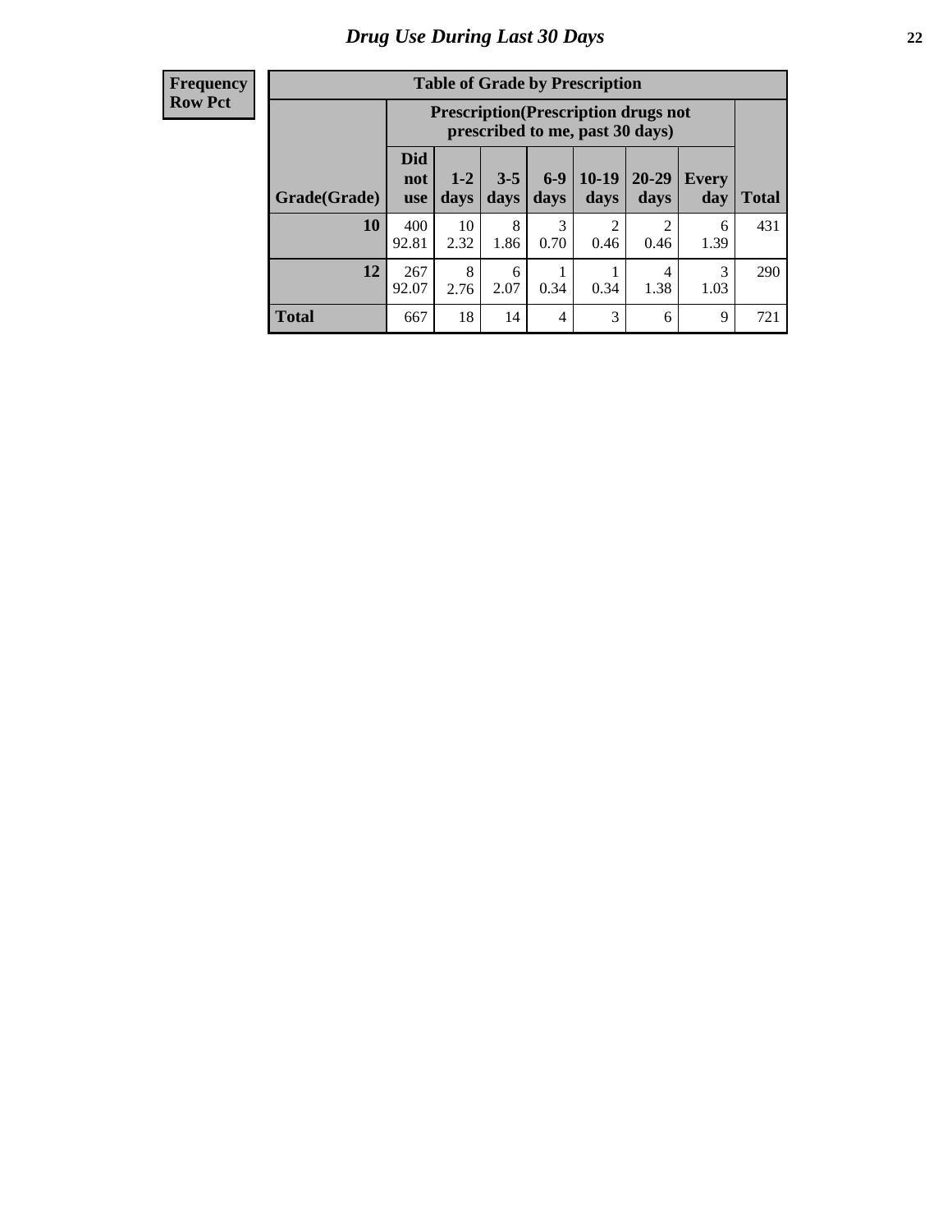# Drug Use During Last 30 Days

**Frequency**
**Row Pct**

**Table of Grade by Prescription**

| Grade(Grade) | Prescription(Prescription drugs not prescribed to me, past 30 days) | | | | | | | Total |
|---|---|---|---|---|---|---|---|---|
| | Did not use | 1-2 days | 3-5 days | 6-9 days | 10-19 days | 20-29 days | Every day | Total |
| **10** | 400<br>92.81 | 10<br>2.32 | 8<br>1.86 | 3<br>0.70 | 2<br>0.46 | 2<br>0.46 | 6<br>1.39 | 431 |
| **12** | 267<br>92.07 | 8<br>2.76 | 6<br>2.07 | 1<br>0.34 | 1<br>0.34 | 4<br>1.38 | 3<br>1.03 | 290 |
| **Total** | 667 | 18 | 14 | 4 | 3 | 6 | 9 | 721 |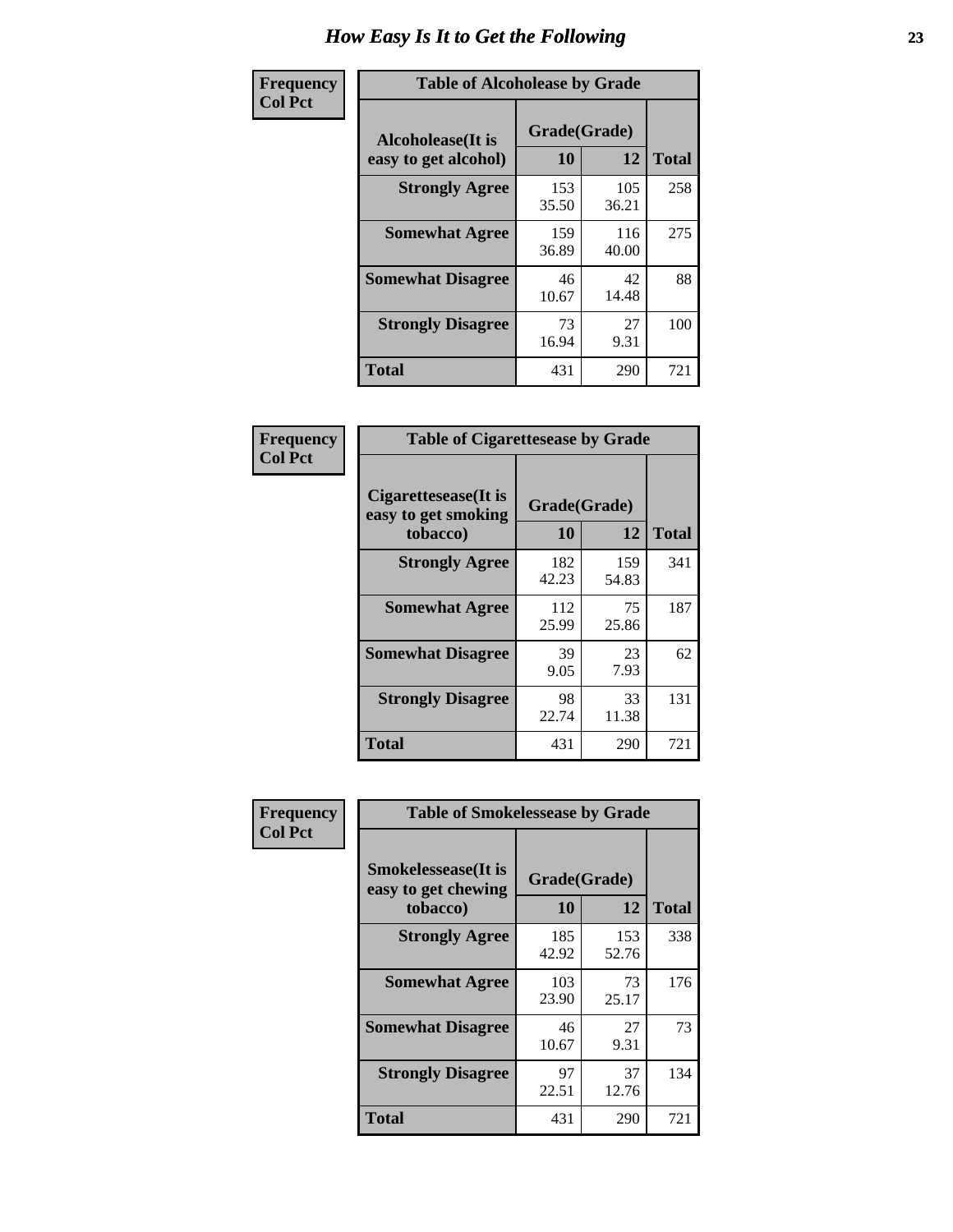# How Easy Is It to Get the Following

**Frequency**
**Col Pct**

**Table of Alcoholease by Grade**

| Alcoholease(It is easy to get alcohol) | Grade(Grade) | | Total |
|---|---|---|---|
| | 10 | 12 | |
| **Strongly Agree** | 153<br>35.50 | 105<br>36.21 | 258 |
| **Somewhat Agree** | 159<br>36.89 | 116<br>40.00 | 275 |
| **Somewhat Disagree** | 46<br>10.67 | 42<br>14.48 | 88 |
| **Strongly Disagree** | 73<br>16.94 | 27<br>9.31 | 100 |
| **Total** | 431 | 290 | 721 |

**Frequency**
**Col Pct**

**Table of Cigarettesease by Grade**

| Cigarettesease(It is easy to get smoking tobacco) | Grade(Grade) | | Total |
|---|---|---|---|
| | 10 | 12 | |
| **Strongly Agree** | 182<br>42.23 | 159<br>54.83 | 341 |
| **Somewhat Agree** | 112<br>25.99 | 75<br>25.86 | 187 |
| **Somewhat Disagree** | 39<br>9.05 | 23<br>7.93 | 62 |
| **Strongly Disagree** | 98<br>22.74 | 33<br>11.38 | 131 |
| **Total** | 431 | 290 | 721 |

**Frequency**
**Col Pct**

**Table of Smokelessease by Grade**

| Smokelessease(It is easy to get chewing tobacco) | Grade(Grade) | | Total |
|---|---|---|---|
| | 10 | 12 | |
| **Strongly Agree** | 185<br>42.92 | 153<br>52.76 | 338 |
| **Somewhat Agree** | 103<br>23.90 | 73<br>25.17 | 176 |
| **Somewhat Disagree** | 46<br>10.67 | 27<br>9.31 | 73 |
| **Strongly Disagree** | 97<br>22.51 | 37<br>12.76 | 134 |
| **Total** | 431 | 290 | 721 |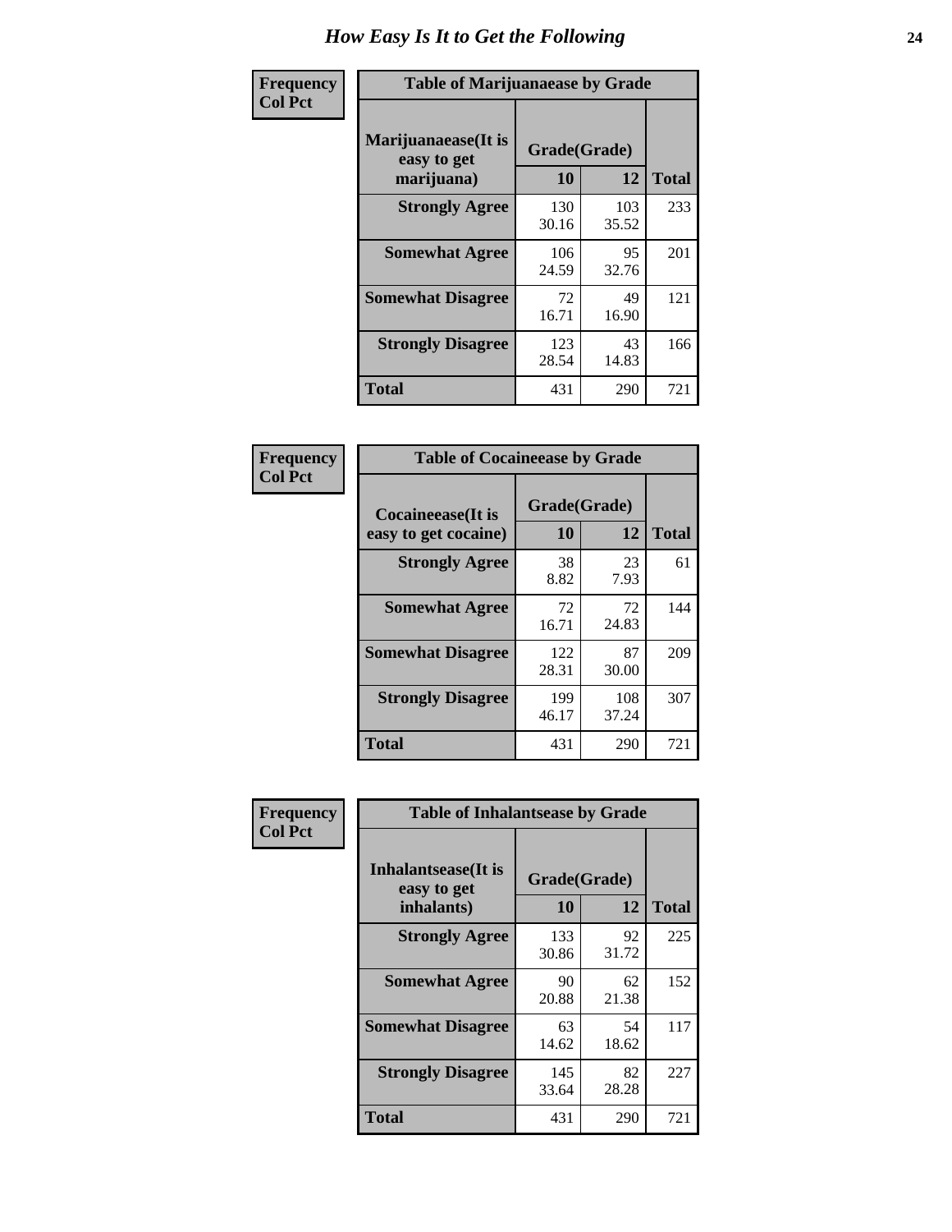# How Easy Is It to Get the Following

**Frequency**
**Col Pct**

**Table of Marijuanaease by Grade**

| Marijuanaease(It is easy to get marijuana) | Grade(Grade) | | Total |
|---|---|---|---|
| | 10 | 12 | |
| **Strongly Agree** | 130<br>30.16 | 103<br>35.52 | 233 |
| **Somewhat Agree** | 106<br>24.59 | 95<br>32.76 | 201 |
| **Somewhat Disagree** | 72<br>16.71 | 49<br>16.90 | 121 |
| **Strongly Disagree** | 123<br>28.54 | 43<br>14.83 | 166 |
| **Total** | 431 | 290 | 721 |

**Frequency**
**Col Pct**

**Table of Cocaineease by Grade**

| Cocaineease(It is easy to get cocaine) | Grade(Grade) | | Total |
|---|---|---|---|
| | 10 | 12 | |
| **Strongly Agree** | 38<br>8.82 | 23<br>7.93 | 61 |
| **Somewhat Agree** | 72<br>16.71 | 72<br>24.83 | 144 |
| **Somewhat Disagree** | 122<br>28.31 | 87<br>30.00 | 209 |
| **Strongly Disagree** | 199<br>46.17 | 108<br>37.24 | 307 |
| **Total** | 431 | 290 | 721 |

**Frequency**
**Col Pct**

**Table of Inhalantsease by Grade**

| Inhalantsease(It is easy to get inhalants) | Grade(Grade) | | Total |
|---|---|---|---|
| | 10 | 12 | |
| **Strongly Agree** | 133<br>30.86 | 92<br>31.72 | 225 |
| **Somewhat Agree** | 90<br>20.88 | 62<br>21.38 | 152 |
| **Somewhat Disagree** | 63<br>14.62 | 54<br>18.62 | 117 |
| **Strongly Disagree** | 145<br>33.64 | 82<br>28.28 | 227 |
| **Total** | 431 | 290 | 721 |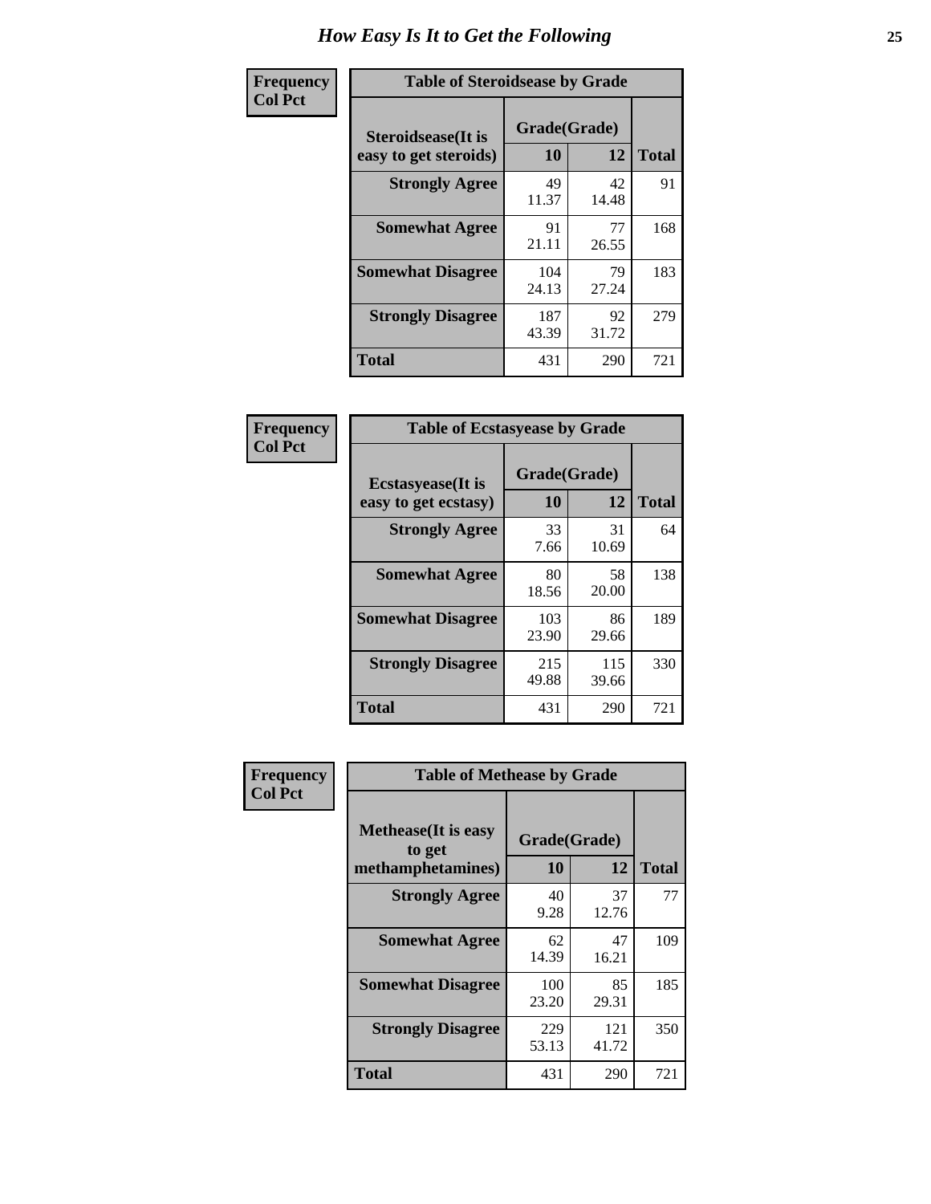# How Easy Is It to Get the Following

**Frequency**
**Col Pct**

| Table of Steroidsease by Grade | | | |
|---|---|---|---|
| Steroidsease(It is easy to get steroids) | Grade(Grade) | | Total |
| | 10 | 12 | |
| **Strongly Agree** | 49<br>11.37 | 42<br>14.48 | 91 |
| **Somewhat Agree** | 91<br>21.11 | 77<br>26.55 | 168 |
| **Somewhat Disagree** | 104<br>24.13 | 79<br>27.24 | 183 |
| **Strongly Disagree** | 187<br>43.39 | 92<br>31.72 | 279 |
| **Total** | 431 | 290 | 721 |

**Frequency**
**Col Pct**

| Table of Ecstasyease by Grade | | | |
|---|---|---|---|
| Ecstasyease(It is easy to get ecstasy) | Grade(Grade) | | Total |
| | 10 | 12 | |
| **Strongly Agree** | 33<br>7.66 | 31<br>10.69 | 64 |
| **Somewhat Agree** | 80<br>18.56 | 58<br>20.00 | 138 |
| **Somewhat Disagree** | 103<br>23.90 | 86<br>29.66 | 189 |
| **Strongly Disagree** | 215<br>49.88 | 115<br>39.66 | 330 |
| **Total** | 431 | 290 | 721 |

**Frequency**
**Col Pct**

| Table of Methease by Grade | | | |
|---|---|---|---|
| Methease(It is easy to get methamphetamines) | Grade(Grade) | | Total |
| | 10 | 12 | |
| **Strongly Agree** | 40<br>9.28 | 37<br>12.76 | 77 |
| **Somewhat Agree** | 62<br>14.39 | 47<br>16.21 | 109 |
| **Somewhat Disagree** | 100<br>23.20 | 85<br>29.31 | 185 |
| **Strongly Disagree** | 229<br>53.13 | 121<br>41.72 | 350 |
| **Total** | 431 | 290 | 721 |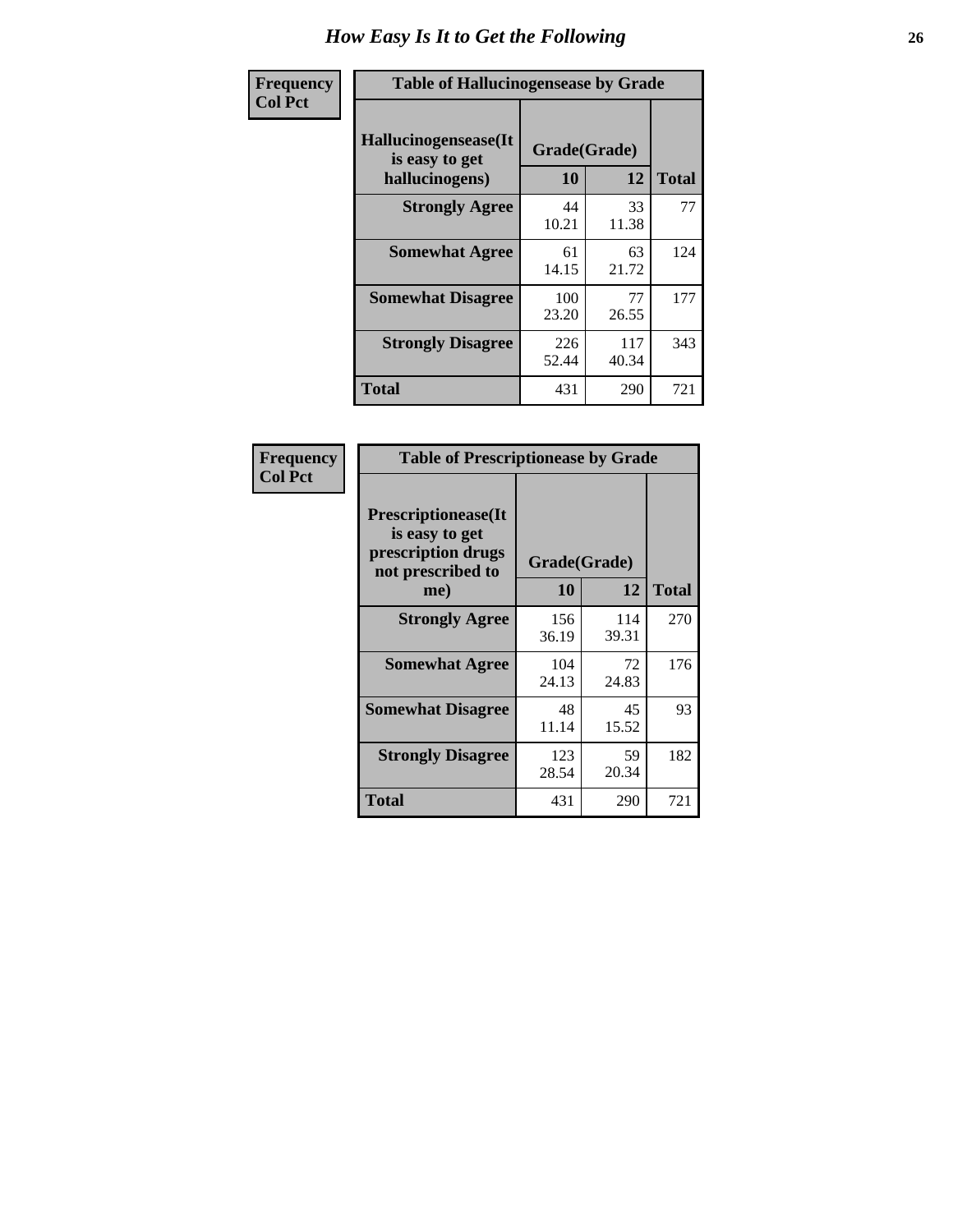# How Easy Is It to Get the Following

**Frequency**
**Col Pct**

**Table of Hallucinogensease by Grade**

| Hallucinogensease(It is easy to get hallucinogens) | Grade(Grade) 10 | 12 | Total |
|---|---|---|---|
| **Strongly Agree** | 44<br>10.21 | 33<br>11.38 | 77 |
| **Somewhat Agree** | 61<br>14.15 | 63<br>21.72 | 124 |
| **Somewhat Disagree** | 100<br>23.20 | 77<br>26.55 | 177 |
| **Strongly Disagree** | 226<br>52.44 | 117<br>40.34 | 343 |
| **Total** | 431 | 290 | 721 |

**Frequency**
**Col Pct**

**Table of Prescriptionease by Grade**

| Prescriptionease(It is easy to get prescription drugs not prescribed to me) | Grade(Grade) 10 | 12 | Total |
|---|---|---|---|
| **Strongly Agree** | 156<br>36.19 | 114<br>39.31 | 270 |
| **Somewhat Agree** | 104<br>24.13 | 72<br>24.83 | 176 |
| **Somewhat Disagree** | 48<br>11.14 | 45<br>15.52 | 93 |
| **Strongly Disagree** | 123<br>28.54 | 59<br>20.34 | 182 |
| **Total** | 431 | 290 | 721 |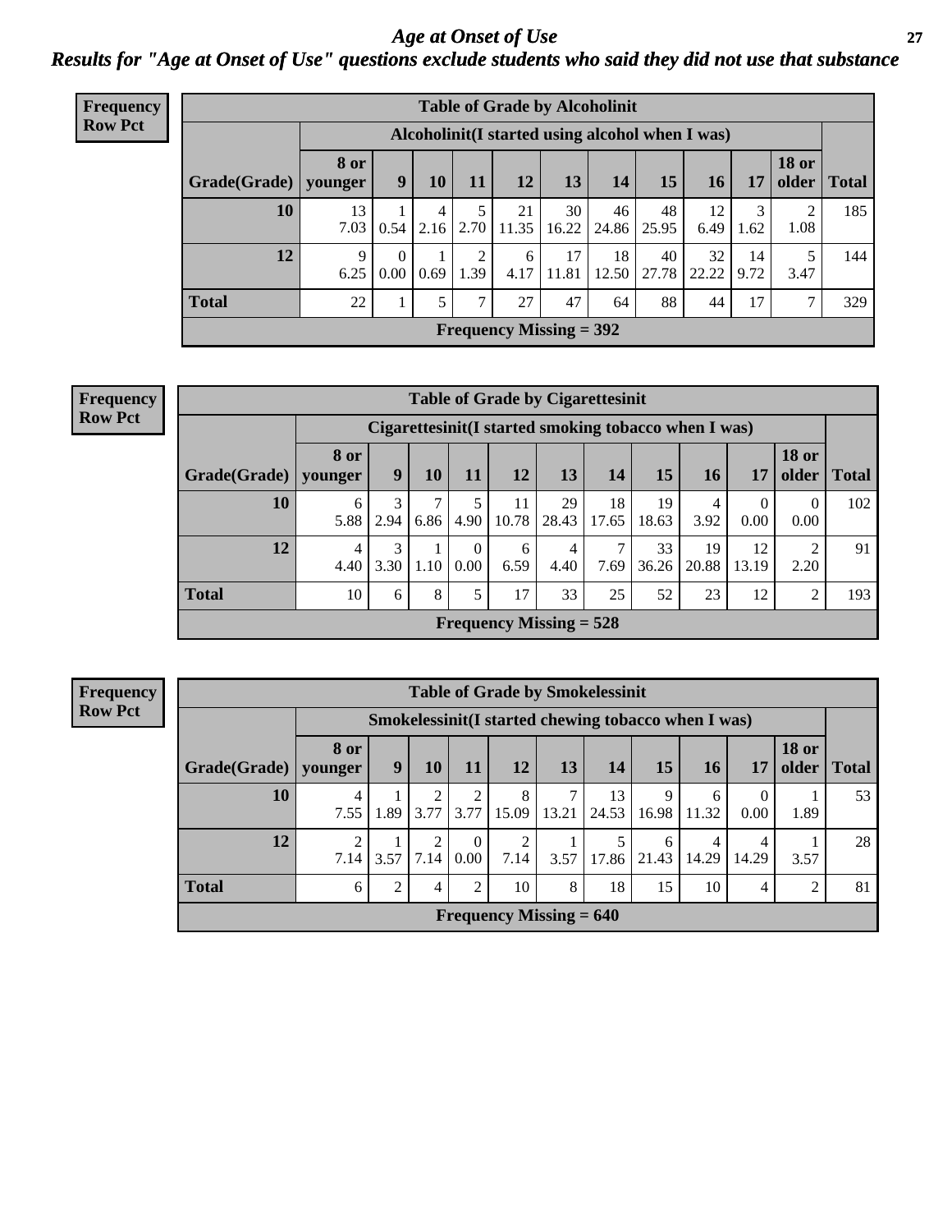# Age at Onset of Use

## Results for "Age at Onset of Use" questions exclude students who said they did not use that substance

**Frequency**
**Row Pct**

**Table of Grade by Alcoholinit**

| | Alcoholinit(I started using alcohol when I was) | | | | | | | | | | | |
|---|---|---|---|---|---|---|---|---|---|---|---|---|
| Grade(Grade) | 8 or younger | 9 | 10 | 11 | 12 | 13 | 14 | 15 | 16 | 17 | 18 or older | Total |
| **10** | 13<br>7.03 | 1<br>0.54 | 4<br>2.16 | 5<br>2.70 | 21<br>11.35 | 30<br>16.22 | 46<br>24.86 | 48<br>25.95 | 12<br>6.49 | 3<br>1.62 | 2<br>1.08 | 185 |
| **12** | 9<br>6.25 | 0<br>0.00 | 1<br>0.69 | 2<br>1.39 | 6<br>4.17 | 17<br>11.81 | 18<br>12.50 | 40<br>27.78 | 32<br>22.22 | 14<br>9.72 | 5<br>3.47 | 144 |
| **Total** | 22 | 1 | 5 | 7 | 27 | 47 | 64 | 88 | 44 | 17 | 7 | 329 |

**Frequency Missing = 392**

**Frequency**
**Row Pct**

**Table of Grade by Cigarettesinit**

| | Cigarettesinit(I started smoking tobacco when I was) | | | | | | | | | | | |
|---|---|---|---|---|---|---|---|---|---|---|---|---|
| Grade(Grade) | 8 or younger | 9 | 10 | 11 | 12 | 13 | 14 | 15 | 16 | 17 | 18 or older | Total |
| **10** | 6<br>5.88 | 3<br>2.94 | 7<br>6.86 | 5<br>4.90 | 11<br>10.78 | 29<br>28.43 | 18<br>17.65 | 19<br>18.63 | 4<br>3.92 | 0<br>0.00 | 0<br>0.00 | 102 |
| **12** | 4<br>4.40 | 3<br>3.30 | 1<br>1.10 | 0<br>0.00 | 6<br>6.59 | 4<br>4.40 | 7<br>7.69 | 33<br>36.26 | 19<br>20.88 | 12<br>13.19 | 2<br>2.20 | 91 |
| **Total** | 10 | 6 | 8 | 5 | 17 | 33 | 25 | 52 | 23 | 12 | 2 | 193 |

**Frequency Missing = 528**

**Frequency**
**Row Pct**

**Table of Grade by Smokelessinit**

| | Smokelessinit(I started chewing tobacco when I was) | | | | | | | | | | | |
|---|---|---|---|---|---|---|---|---|---|---|---|---|
| Grade(Grade) | 8 or younger | 9 | 10 | 11 | 12 | 13 | 14 | 15 | 16 | 17 | 18 or older | Total |
| **10** | 4<br>7.55 | 1<br>1.89 | 2<br>3.77 | 2<br>3.77 | 8<br>15.09 | 7<br>13.21 | 13<br>24.53 | 9<br>16.98 | 6<br>11.32 | 0<br>0.00 | 1<br>1.89 | 53 |
| **12** | 2<br>7.14 | 1<br>3.57 | 2<br>7.14 | 0<br>0.00 | 2<br>7.14 | 1<br>3.57 | 5<br>17.86 | 6<br>21.43 | 4<br>14.29 | 4<br>14.29 | 1<br>3.57 | 28 |
| **Total** | 6 | 2 | 4 | 2 | 10 | 8 | 18 | 15 | 10 | 4 | 2 | 81 |

**Frequency Missing = 640**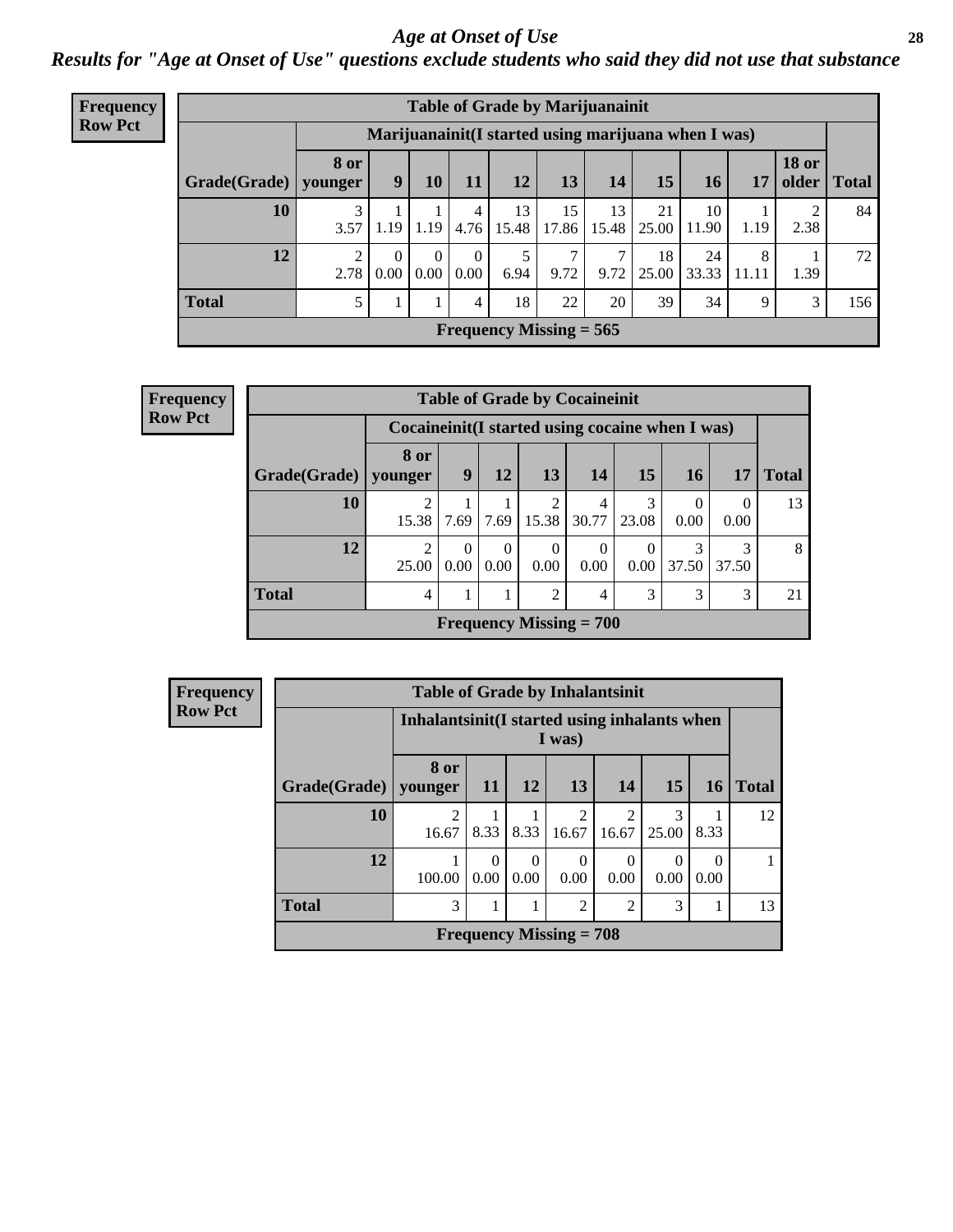# Age at Onset of Use

*Results for "Age at Onset of Use" questions exclude students who said they did not use that substance*

**Frequency Row Pct**

| Table of Grade by Marijuanainit | | | | | | | | | | | | |
|---|---|---|---|---|---|---|---|---|---|---|---|---|
| | Marijuanainit(I started using marijuana when I was) | | | | | | | | | | | |
| Grade(Grade) | 8 or younger | 9 | 10 | 11 | 12 | 13 | 14 | 15 | 16 | 17 | 18 or older | Total |
| 10 | 3<br>3.57 | 1<br>1.19 | 1<br>1.19 | 4<br>4.76 | 13<br>15.48 | 15<br>17.86 | 13<br>15.48 | 21<br>25.00 | 10<br>11.90 | 1<br>1.19 | 2<br>2.38 | 84 |
| 12 | 2<br>2.78 | 0<br>0.00 | 0<br>0.00 | 0<br>0.00 | 5<br>6.94 | 7<br>9.72 | 7<br>9.72 | 18<br>25.00 | 24<br>33.33 | 8<br>11.11 | 1<br>1.39 | 72 |
| Total | 5 | 1 | 1 | 4 | 18 | 22 | 20 | 39 | 34 | 9 | 3 | 156 |
| Frequency Missing = 565 | | | | | | | | | | | | |

**Frequency Row Pct**

| Table of Grade by Cocaineinit | | | | | | | | | |
|---|---|---|---|---|---|---|---|---|---|
| | Cocaineinit(I started using cocaine when I was) | | | | | | | | |
| Grade(Grade) | 8 or younger | 9 | 12 | 13 | 14 | 15 | 16 | 17 | Total |
| 10 | 2<br>15.38 | 1<br>7.69 | 1<br>7.69 | 2<br>15.38 | 4<br>30.77 | 3<br>23.08 | 0<br>0.00 | 0<br>0.00 | 13 |
| 12 | 2<br>25.00 | 0<br>0.00 | 0<br>0.00 | 0<br>0.00 | 0<br>0.00 | 0<br>0.00 | 3<br>37.50 | 3<br>37.50 | 8 |
| Total | 4 | 1 | 1 | 2 | 4 | 3 | 3 | 3 | 21 |
| Frequency Missing = 700 | | | | | | | | | |

**Frequency Row Pct**

| Table of Grade by Inhalantsinit | | | | | | | | |
|---|---|---|---|---|---|---|---|---|
| | Inhalantsinit(I started using inhalants when I was) | | | | | | | |
| Grade(Grade) | 8 or younger | 11 | 12 | 13 | 14 | 15 | 16 | Total |
| 10 | 2<br>16.67 | 1<br>8.33 | 1<br>8.33 | 2<br>16.67 | 2<br>16.67 | 3<br>25.00 | 1<br>8.33 | 12 |
| 12 | 1<br>100.00 | 0<br>0.00 | 0<br>0.00 | 0<br>0.00 | 0<br>0.00 | 0<br>0.00 | 0<br>0.00 | 1 |
| Total | 3 | 1 | 1 | 2 | 2 | 3 | 1 | 13 |
| Frequency Missing = 708 | | | | | | | | |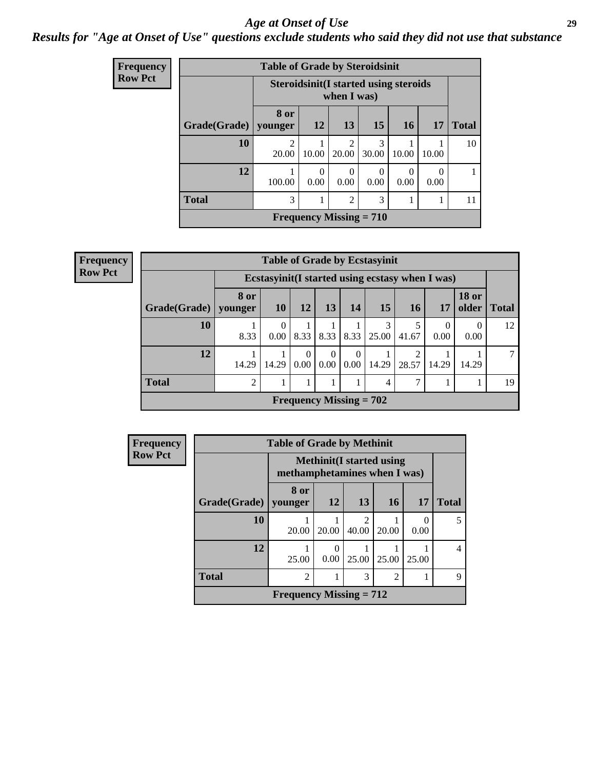# Age at Onset of Use

## Results for "Age at Onset of Use" questions exclude students who said they did not use that substance

**Frequency**
**Row Pct**

**Table of Grade by Steroidsinit**

| Grade(Grade) | Steroidsinit(I started using steroids when I was) 8 or younger | 12 | 13 | 15 | 16 | 17 | Total |
|---|---|---|---|---|---|---|---|
| 10 | 2<br>20.00 | 1<br>10.00 | 2<br>20.00 | 3<br>30.00 | 1<br>10.00 | 1<br>10.00 | 10 |
| 12 | 1<br>100.00 | 0<br>0.00 | 0<br>0.00 | 0<br>0.00 | 0<br>0.00 | 0<br>0.00 | 1 |
| Total | 3 | 1 | 2 | 3 | 1 | 1 | 11 |

**Frequency Missing = 710**

**Frequency**
**Row Pct**

**Table of Grade by Ecstasyinit**

| Grade(Grade) | Ecstasyinit(I started using ecstasy when I was) 8 or younger | 10 | 12 | 13 | 14 | 15 | 16 | 17 | 18 or older | Total |
|---|---|---|---|---|---|---|---|---|---|---|
| 10 | 1<br>8.33 | 0<br>0.00 | 1<br>8.33 | 1<br>8.33 | 1<br>8.33 | 3<br>25.00 | 5<br>41.67 | 0<br>0.00 | 0<br>0.00 | 12 |
| 12 | 1<br>14.29 | 1<br>14.29 | 0<br>0.00 | 0<br>0.00 | 0<br>0.00 | 1<br>14.29 | 2<br>28.57 | 1<br>14.29 | 1<br>14.29 | 7 |
| Total | 2 | 1 | 1 | 1 | 1 | 4 | 7 | 1 | 1 | 19 |

**Frequency Missing = 702**

**Frequency**
**Row Pct**

**Table of Grade by Methinit**

| Grade(Grade) | Methinit(I started using methamphetamines when I was) 8 or younger | 12 | 13 | 16 | 17 | Total |
|---|---|---|---|---|---|---|
| 10 | 1<br>20.00 | 1<br>20.00 | 2<br>40.00 | 1<br>20.00 | 0<br>0.00 | 5 |
| 12 | 1<br>25.00 | 0<br>0.00 | 1<br>25.00 | 1<br>25.00 | 1<br>25.00 | 4 |
| Total | 2 | 1 | 3 | 2 | 1 | 9 |

**Frequency Missing = 712**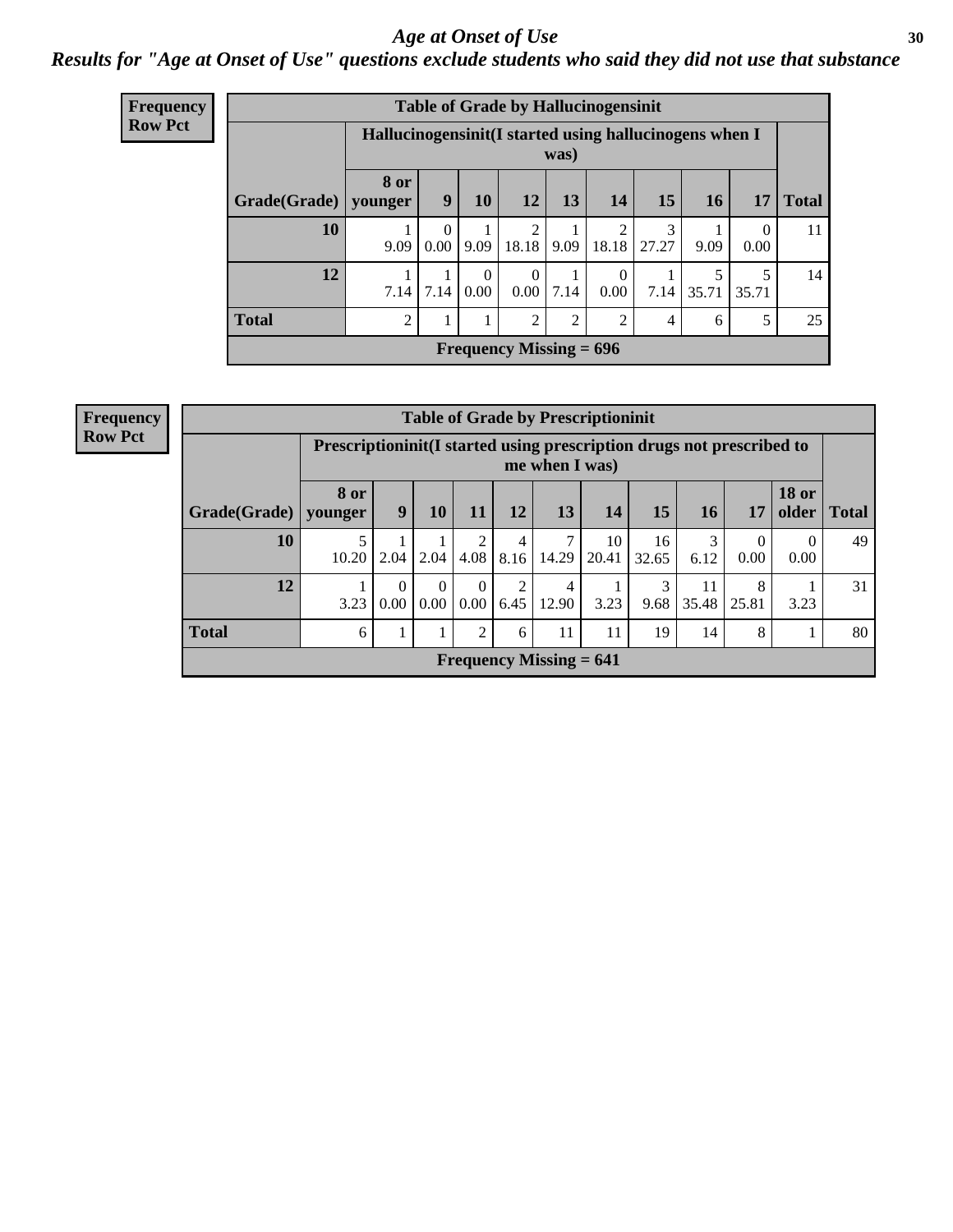# Age at Onset of Use

*Results for "Age at Onset of Use" questions exclude students who said they did not use that substance*

**Frequency**
**Row Pct**

| Table of Grade by Hallucinogensinit | | | | | | | | | | |
|---|---|---|---|---|---|---|---|---|---|---|
| | Hallucinogensinit(I started using hallucinogens when I was) | | | | | | | | | |
| Grade(Grade) | 8 or younger | 9 | 10 | 12 | 13 | 14 | 15 | 16 | 17 | Total |
| 10 | 1<br>9.09 | 0<br>0.00 | 1<br>9.09 | 2<br>18.18 | 1<br>9.09 | 2<br>18.18 | 3<br>27.27 | 1<br>9.09 | 0<br>0.00 | 11 |
| 12 | 1<br>7.14 | 1<br>7.14 | 0<br>0.00 | 0<br>0.00 | 1<br>7.14 | 0<br>0.00 | 1<br>7.14 | 5<br>35.71 | 5<br>35.71 | 14 |
| Total | 2 | 1 | 1 | 2 | 2 | 2 | 4 | 6 | 5 | 25 |
| Frequency Missing = 696 | | | | | | | | | | |

**Frequency**
**Row Pct**

| Table of Grade by Prescriptioninit | | | | | | | | | | | | |
|---|---|---|---|---|---|---|---|---|---|---|---|---|
| | Prescriptioninit(I started using prescription drugs not prescribed to me when I was) | | | | | | | | | | | |
| Grade(Grade) | 8 or younger | 9 | 10 | 11 | 12 | 13 | 14 | 15 | 16 | 17 | 18 or older | Total |
| 10 | 5<br>10.20 | 1<br>2.04 | 1<br>2.04 | 2<br>4.08 | 4<br>8.16 | 7<br>14.29 | 10<br>20.41 | 16<br>32.65 | 3<br>6.12 | 0<br>0.00 | 0<br>0.00 | 49 |
| 12 | 1<br>3.23 | 0<br>0.00 | 0<br>0.00 | 0<br>0.00 | 2<br>6.45 | 4<br>12.90 | 1<br>3.23 | 3<br>9.68 | 11<br>35.48 | 8<br>25.81 | 1<br>3.23 | 31 |
| Total | 6 | 1 | 1 | 2 | 6 | 11 | 11 | 19 | 14 | 8 | 1 | 80 |
| Frequency Missing = 641 | | | | | | | | | | | | |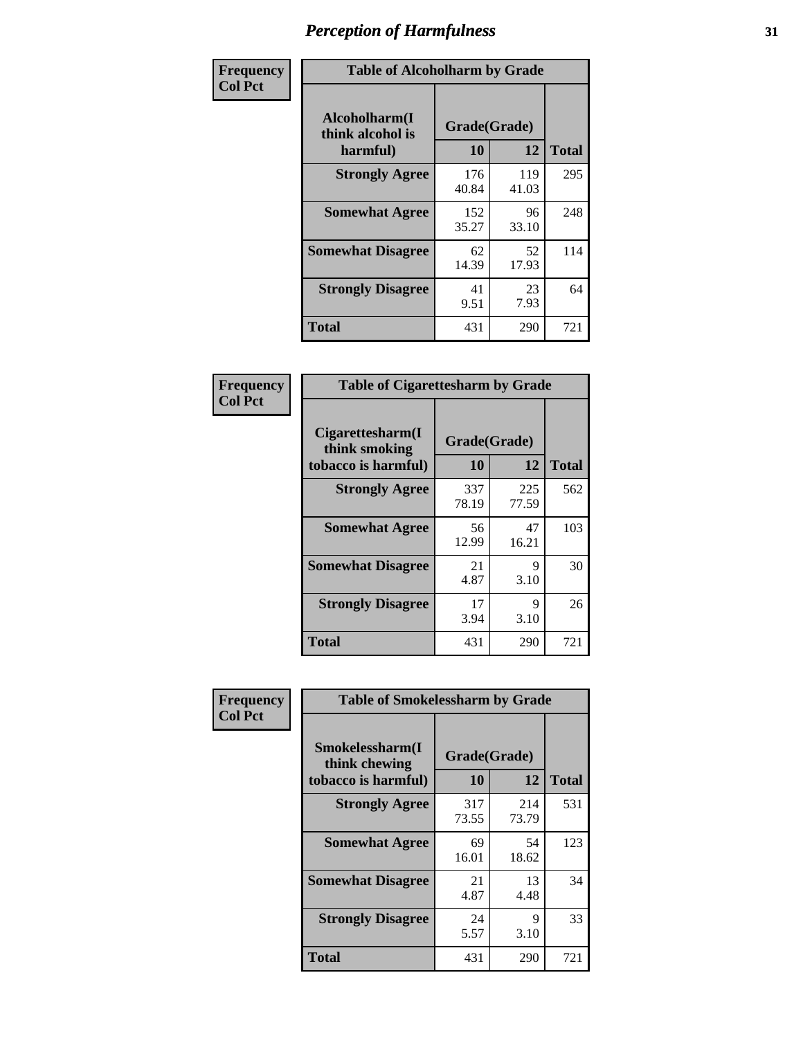# Perception of Harmfulness

**Frequency**
**Col Pct**

| Alcoholharm(I think alcohol is harmful) | Grade(Grade) 10 | 12 | Total |
|---|---|---|---|
| **Strongly Agree** | 176<br>40.84 | 119<br>41.03 | 295 |
| **Somewhat Agree** | 152<br>35.27 | 96<br>33.10 | 248 |
| **Somewhat Disagree** | 62<br>14.39 | 52<br>17.93 | 114 |
| **Strongly Disagree** | 41<br>9.51 | 23<br>7.93 | 64 |
| **Total** | 431 | 290 | 721 |

Table of Alcoholharm by Grade

**Frequency**
**Col Pct**

| Cigarettesharm(I think smoking tobacco is harmful) | Grade(Grade) 10 | 12 | Total |
|---|---|---|---|
| **Strongly Agree** | 337<br>78.19 | 225<br>77.59 | 562 |
| **Somewhat Agree** | 56<br>12.99 | 47<br>16.21 | 103 |
| **Somewhat Disagree** | 21<br>4.87 | 9<br>3.10 | 30 |
| **Strongly Disagree** | 17<br>3.94 | 9<br>3.10 | 26 |
| **Total** | 431 | 290 | 721 |

Table of Cigarettesharm by Grade

**Frequency**
**Col Pct**

| Smokelessharm(I think chewing tobacco is harmful) | Grade(Grade) 10 | 12 | Total |
|---|---|---|---|
| **Strongly Agree** | 317<br>73.55 | 214<br>73.79 | 531 |
| **Somewhat Agree** | 69<br>16.01 | 54<br>18.62 | 123 |
| **Somewhat Disagree** | 21<br>4.87 | 13<br>4.48 | 34 |
| **Strongly Disagree** | 24<br>5.57 | 9<br>3.10 | 33 |
| **Total** | 431 | 290 | 721 |

Table of Smokelessharm by Grade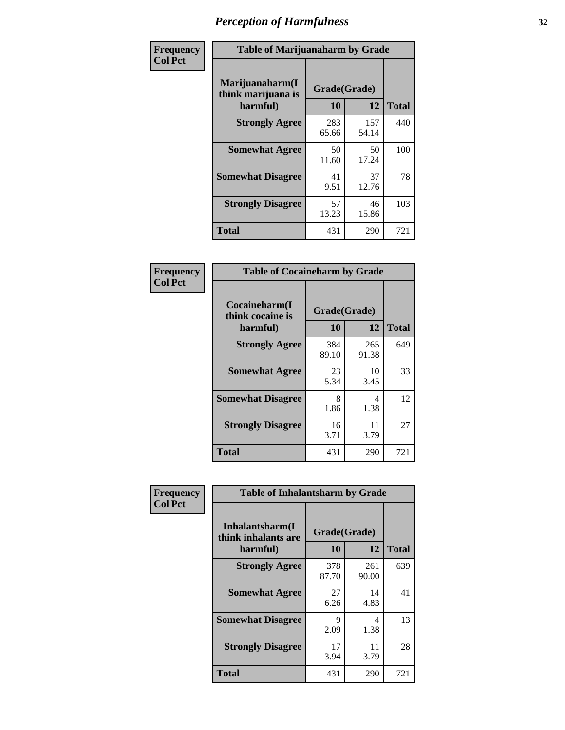# Perception of Harmfulness

**Frequency**
**Col Pct**

| Table of Marijuanaharm by Grade | | | |
|---|---|---|---|
| Marijuanaharm(I think marijuana is harmful) | Grade(Grade) | | Total |
| | 10 | 12 | |
| **Strongly Agree** | 283<br>65.66 | 157<br>54.14 | 440 |
| **Somewhat Agree** | 50<br>11.60 | 50<br>17.24 | 100 |
| **Somewhat Disagree** | 41<br>9.51 | 37<br>12.76 | 78 |
| **Strongly Disagree** | 57<br>13.23 | 46<br>15.86 | 103 |
| **Total** | 431 | 290 | 721 |

**Frequency**
**Col Pct**

| Table of Cocaineharm by Grade | | | |
|---|---|---|---|
| Cocaineharm(I think cocaine is harmful) | Grade(Grade) | | Total |
| | 10 | 12 | |
| **Strongly Agree** | 384<br>89.10 | 265<br>91.38 | 649 |
| **Somewhat Agree** | 23<br>5.34 | 10<br>3.45 | 33 |
| **Somewhat Disagree** | 8<br>1.86 | 4<br>1.38 | 12 |
| **Strongly Disagree** | 16<br>3.71 | 11<br>3.79 | 27 |
| **Total** | 431 | 290 | 721 |

**Frequency**
**Col Pct**

| Table of Inhalantsharm by Grade | | | |
|---|---|---|---|
| Inhalantsharm(I think inhalants are harmful) | Grade(Grade) | | Total |
| | 10 | 12 | |
| **Strongly Agree** | 378<br>87.70 | 261<br>90.00 | 639 |
| **Somewhat Agree** | 27<br>6.26 | 14<br>4.83 | 41 |
| **Somewhat Disagree** | 9<br>2.09 | 4<br>1.38 | 13 |
| **Strongly Disagree** | 17<br>3.94 | 11<br>3.79 | 28 |
| **Total** | 431 | 290 | 721 |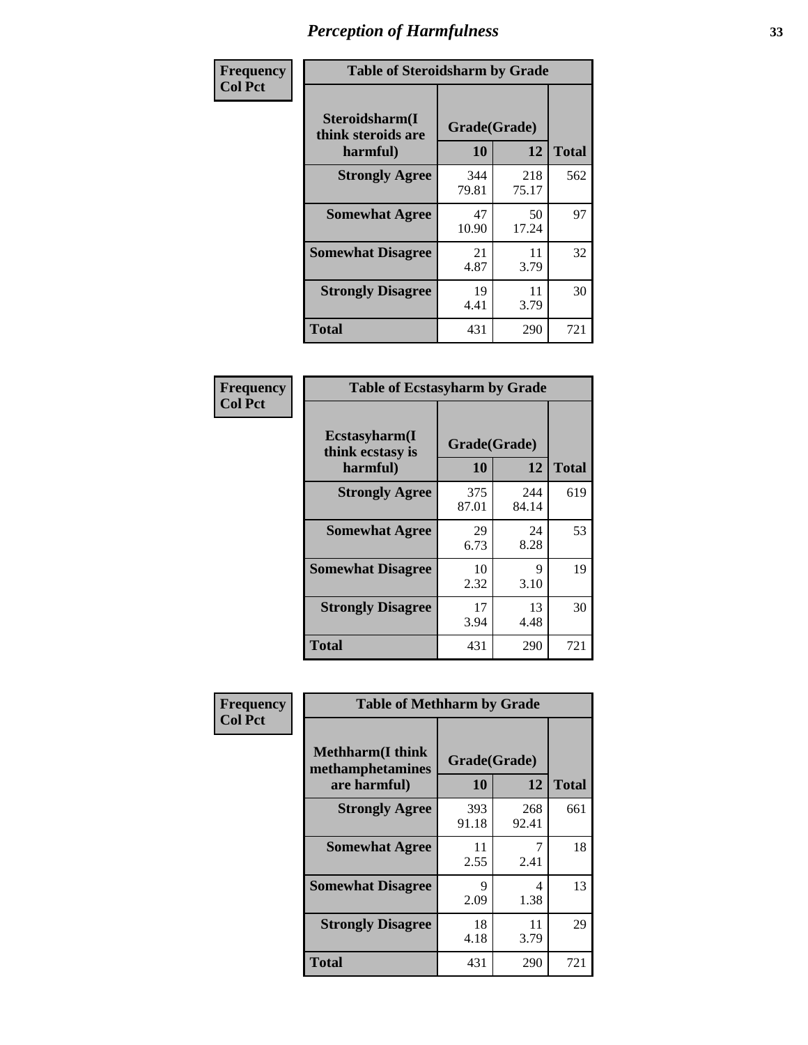| Frequency<br>Col Pct |
|---|

**Table of Steroidsharm by Grade**

| Steroidsharm(I think steroids are harmful) | Grade(Grade) 10 | 12 | Total |
|---|---|---|---|
| **Strongly Agree** | 344<br>79.81 | 218<br>75.17 | 562 |
| **Somewhat Agree** | 47<br>10.90 | 50<br>17.24 | 97 |
| **Somewhat Disagree** | 21<br>4.87 | 11<br>3.79 | 32 |
| **Strongly Disagree** | 19<br>4.41 | 11<br>3.79 | 30 |
| **Total** | 431 | 290 | 721 |

| Frequency<br>Col Pct |
|---|

**Table of Ecstasyharm by Grade**

| Ecstasyharm(I think ecstasy is harmful) | Grade(Grade) 10 | 12 | Total |
|---|---|---|---|
| **Strongly Agree** | 375<br>87.01 | 244<br>84.14 | 619 |
| **Somewhat Agree** | 29<br>6.73 | 24<br>8.28 | 53 |
| **Somewhat Disagree** | 10<br>2.32 | 9<br>3.10 | 19 |
| **Strongly Disagree** | 17<br>3.94 | 13<br>4.48 | 30 |
| **Total** | 431 | 290 | 721 |

| Frequency<br>Col Pct |
|---|

**Table of Methharm by Grade**

| Methharm(I think methamphetamines are harmful) | Grade(Grade) 10 | 12 | Total |
|---|---|---|---|
| **Strongly Agree** | 393<br>91.18 | 268<br>92.41 | 661 |
| **Somewhat Agree** | 11<br>2.55 | 7<br>2.41 | 18 |
| **Somewhat Disagree** | 9<br>2.09 | 4<br>1.38 | 13 |
| **Strongly Disagree** | 18<br>4.18 | 11<br>3.79 | 29 |
| **Total** | 431 | 290 | 721 |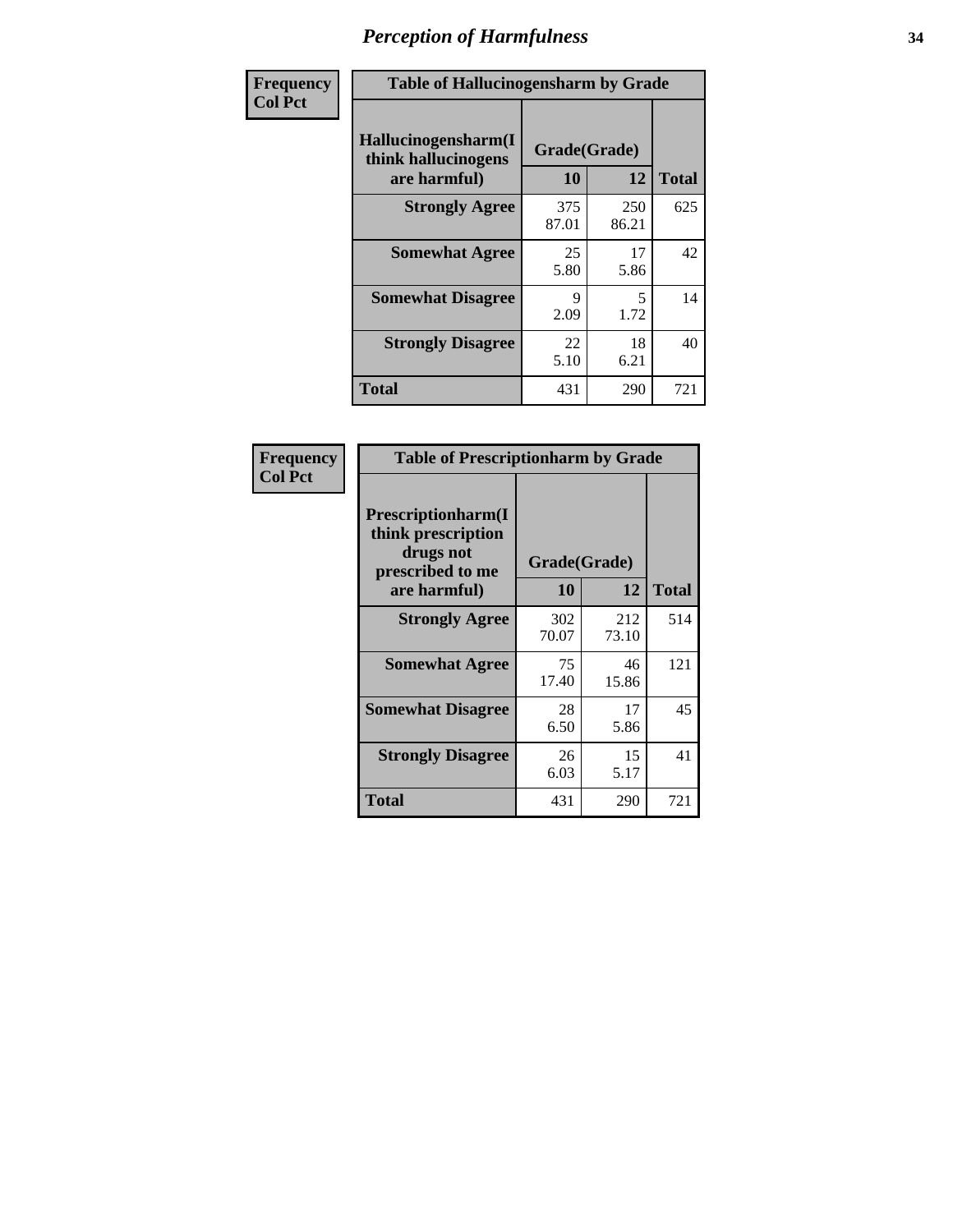# Perception of Harmfulness

| Frequency Col Pct | Table of Hallucinogensharm by Grade | | |
|---|---|---|---|
| Hallucinogensharm(I think hallucinogens are harmful) | Grade(Grade) | | |
| | 10 | 12 | Total |
| Strongly Agree | 375<br>87.01 | 250<br>86.21 | 625 |
| Somewhat Agree | 25<br>5.80 | 17<br>5.86 | 42 |
| Somewhat Disagree | 9<br>2.09 | 5<br>1.72 | 14 |
| Strongly Disagree | 22<br>5.10 | 18<br>6.21 | 40 |
| Total | 431 | 290 | 721 |

| Frequency Col Pct | Table of Prescriptionharm by Grade | | |
|---|---|---|---|
| Prescriptionharm(I think prescription drugs not prescribed to me are harmful) | Grade(Grade) | | |
| | 10 | 12 | Total |
| Strongly Agree | 302<br>70.07 | 212<br>73.10 | 514 |
| Somewhat Agree | 75<br>17.40 | 46<br>15.86 | 121 |
| Somewhat Disagree | 28<br>6.50 | 17<br>5.86 | 45 |
| Strongly Disagree | 26<br>6.03 | 15<br>5.17 | 41 |
| Total | 431 | 290 | 721 |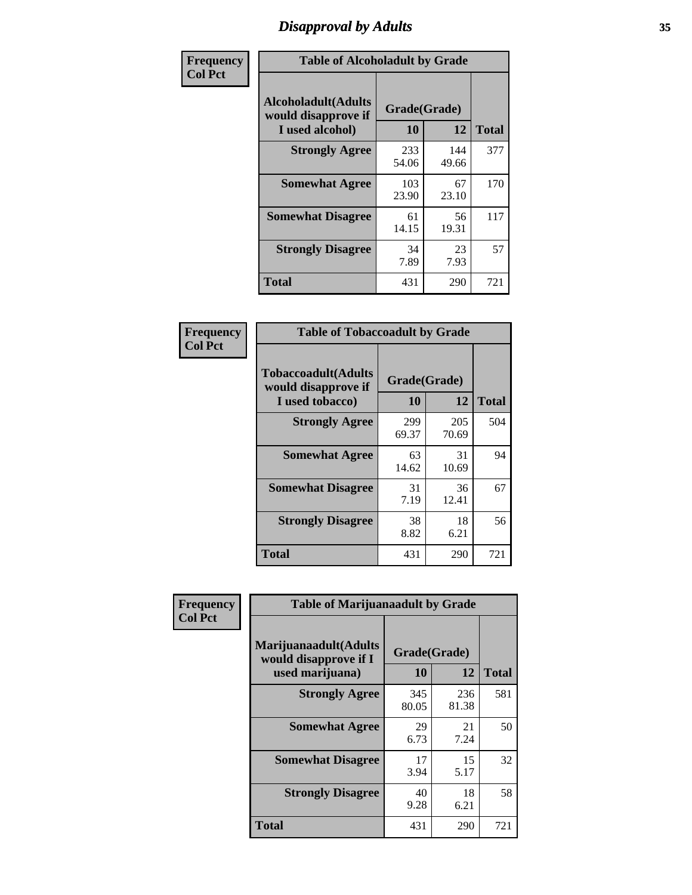# Disapproval by Adults

| Frequency<br>Col Pct | Table of Alcoholadult by Grade | | |
|---|---|---|---|
| **Alcoholadult(Adults would disapprove if I used alcohol)** | **Grade(Grade)** | | |
| | **10** | **12** | **Total** |
| **Strongly Agree** | 233<br>54.06 | 144<br>49.66 | 377 |
| **Somewhat Agree** | 103<br>23.90 | 67<br>23.10 | 170 |
| **Somewhat Disagree** | 61<br>14.15 | 56<br>19.31 | 117 |
| **Strongly Disagree** | 34<br>7.89 | 23<br>7.93 | 57 |
| **Total** | 431 | 290 | 721 |

| Frequency<br>Col Pct | Table of Tobaccoadult by Grade | | |
|---|---|---|---|
| **Tobaccoadult(Adults would disapprove if I used tobacco)** | **Grade(Grade)** | | |
| | **10** | **12** | **Total** |
| **Strongly Agree** | 299<br>69.37 | 205<br>70.69 | 504 |
| **Somewhat Agree** | 63<br>14.62 | 31<br>10.69 | 94 |
| **Somewhat Disagree** | 31<br>7.19 | 36<br>12.41 | 67 |
| **Strongly Disagree** | 38<br>8.82 | 18<br>6.21 | 56 |
| **Total** | 431 | 290 | 721 |

| Frequency<br>Col Pct | Table of Marijuanaadult by Grade | | |
|---|---|---|---|
| **Marijuanaadult(Adults would disapprove if I used marijuana)** | **Grade(Grade)** | | |
| | **10** | **12** | **Total** |
| **Strongly Agree** | 345<br>80.05 | 236<br>81.38 | 581 |
| **Somewhat Agree** | 29<br>6.73 | 21<br>7.24 | 50 |
| **Somewhat Disagree** | 17<br>3.94 | 15<br>5.17 | 32 |
| **Strongly Disagree** | 40<br>9.28 | 18<br>6.21 | 58 |
| **Total** | 431 | 290 | 721 |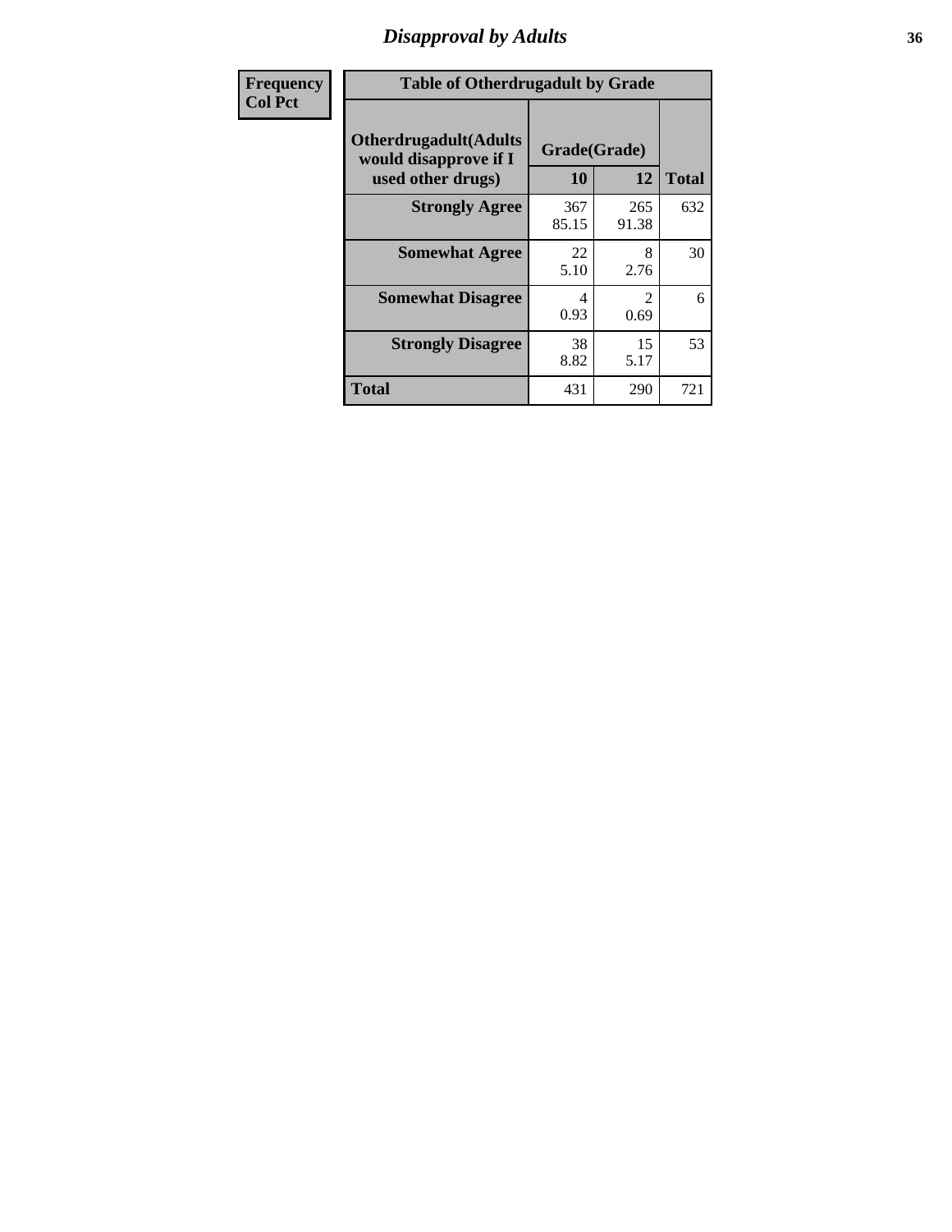| Frequency<br>Col Pct |
|---|

**Table of Otherdrugadult by Grade**

| Otherdrugadult(Adults would disapprove if I used other drugs) | Grade(Grade) 10 | 12 | Total |
|---|---|---|---|
| Strongly Agree | 367<br>85.15 | 265<br>91.38 | 632 |
| Somewhat Agree | 22<br>5.10 | 8<br>2.76 | 30 |
| Somewhat Disagree | 4<br>0.93 | 2<br>0.69 | 6 |
| Strongly Disagree | 38<br>8.82 | 15<br>5.17 | 53 |
| Total | 431 | 290 | 721 |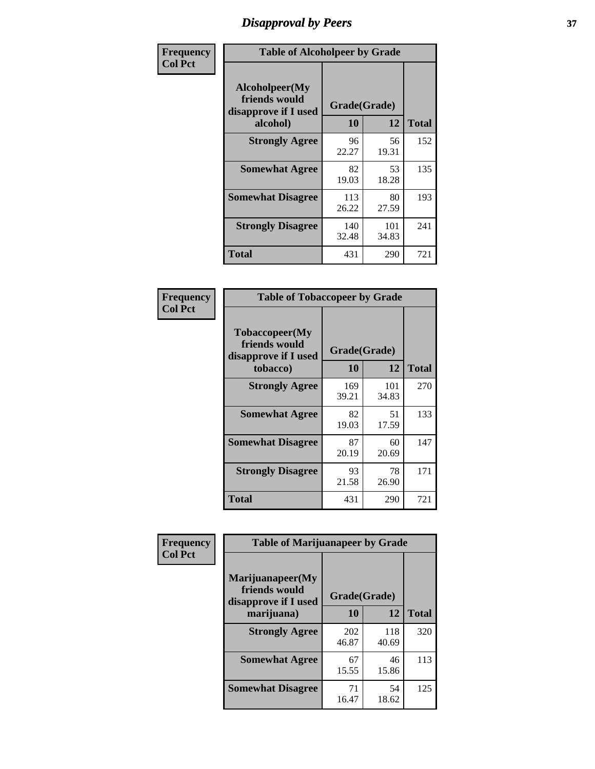# Disapproval by Peers

| Frequency Col Pct | Table of Alcoholpeer by Grade | | |
|---|---|---|---|
| Alcoholpeer(My friends would disapprove if I used alcohol) | Grade(Grade) | | |
| | 10 | 12 | Total |
| Strongly Agree | 96<br>22.27 | 56<br>19.31 | 152 |
| Somewhat Agree | 82<br>19.03 | 53<br>18.28 | 135 |
| Somewhat Disagree | 113<br>26.22 | 80<br>27.59 | 193 |
| Strongly Disagree | 140<br>32.48 | 101<br>34.83 | 241 |
| Total | 431 | 290 | 721 |

| Frequency Col Pct | Table of Tobaccopeer by Grade | | |
|---|---|---|---|
| Tobaccopeer(My friends would disapprove if I used tobacco) | Grade(Grade) | | |
| | 10 | 12 | Total |
| Strongly Agree | 169<br>39.21 | 101<br>34.83 | 270 |
| Somewhat Agree | 82<br>19.03 | 51<br>17.59 | 133 |
| Somewhat Disagree | 87<br>20.19 | 60<br>20.69 | 147 |
| Strongly Disagree | 93<br>21.58 | 78<br>26.90 | 171 |
| Total | 431 | 290 | 721 |

| Frequency Col Pct | Table of Marijuanapeer by Grade | | |
|---|---|---|---|
| Marijuanapeer(My friends would disapprove if I used marijuana) | Grade(Grade) | | |
| | 10 | 12 | Total |
| Strongly Agree | 202<br>46.87 | 118<br>40.69 | 320 |
| Somewhat Agree | 67<br>15.55 | 46<br>15.86 | 113 |
| Somewhat Disagree | 71<br>16.47 | 54<br>18.62 | 125 |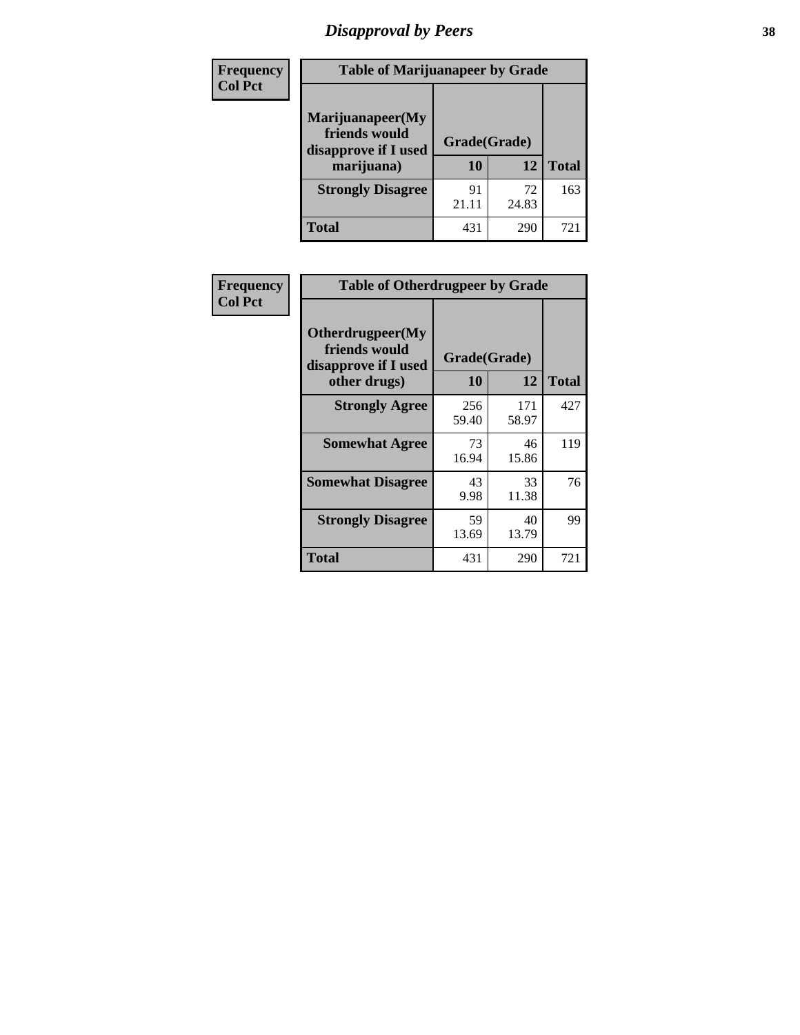# Disapproval by Peers

| Frequency Col Pct | Table of Marijuanapeer by Grade | | |
|---|---|---|---|
| Marijuanapeer(My friends would disapprove if I used marijuana) | Grade(Grade) | | |
| | 10 | 12 | Total |
| Strongly Disagree | 91<br>21.11 | 72<br>24.83 | 163 |
| Total | 431 | 290 | 721 |

| Frequency Col Pct | Table of Otherdrugpeer by Grade | | |
|---|---|---|---|
| Otherdrugpeer(My friends would disapprove if I used other drugs) | Grade(Grade) | | |
| | 10 | 12 | Total |
| Strongly Agree | 256<br>59.40 | 171<br>58.97 | 427 |
| Somewhat Agree | 73<br>16.94 | 46<br>15.86 | 119 |
| Somewhat Disagree | 43<br>9.98 | 33<br>11.38 | 76 |
| Strongly Disagree | 59<br>13.69 | 40<br>13.79 | 99 |
| Total | 431 | 290 | 721 |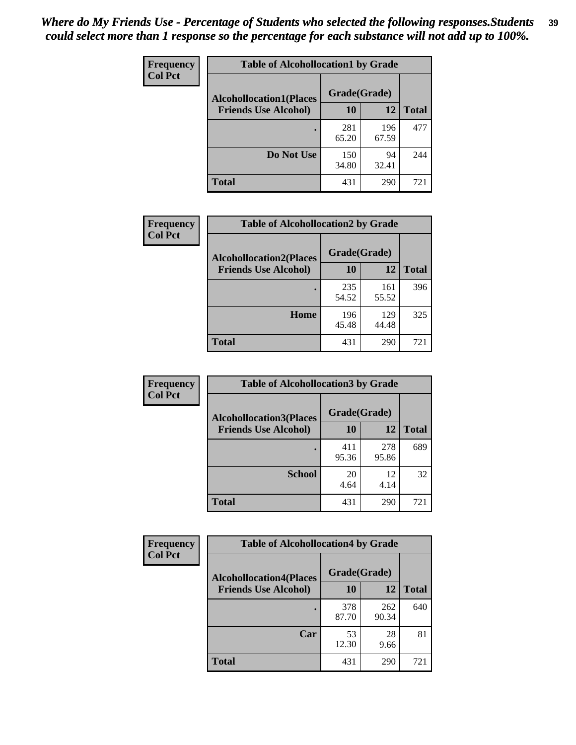*Where do My Friends Use - Percentage of Students who selected the following responses.Students could select more than 1 response so the percentage for each substance will not add up to 100%.*

**Frequency**
**Col Pct**

| Table of Alcohollocation1 by Grade | | | |
|---|---|---|---|
| **Alcohollocation1(Places Friends Use Alcohol)** | **Grade(Grade)** | | **Total** |
| | **10** | **12** | |
| **.** | 281<br>65.20 | 196<br>67.59 | 477 |
| **Do Not Use** | 150<br>34.80 | 94<br>32.41 | 244 |
| **Total** | 431 | 290 | 721 |

**Frequency**
**Col Pct**

| Table of Alcohollocation2 by Grade | | | |
|---|---|---|---|
| **Alcohollocation2(Places Friends Use Alcohol)** | **Grade(Grade)** | | **Total** |
| | **10** | **12** | |
| **.** | 235<br>54.52 | 161<br>55.52 | 396 |
| **Home** | 196<br>45.48 | 129<br>44.48 | 325 |
| **Total** | 431 | 290 | 721 |

**Frequency**
**Col Pct**

| Table of Alcohollocation3 by Grade | | | |
|---|---|---|---|
| **Alcohollocation3(Places Friends Use Alcohol)** | **Grade(Grade)** | | **Total** |
| | **10** | **12** | |
| **.** | 411<br>95.36 | 278<br>95.86 | 689 |
| **School** | 20<br>4.64 | 12<br>4.14 | 32 |
| **Total** | 431 | 290 | 721 |

**Frequency**
**Col Pct**

| Table of Alcohollocation4 by Grade | | | |
|---|---|---|---|
| **Alcohollocation4(Places Friends Use Alcohol)** | **Grade(Grade)** | | **Total** |
| | **10** | **12** | |
| **.** | 378<br>87.70 | 262<br>90.34 | 640 |
| **Car** | 53<br>12.30 | 28<br>9.66 | 81 |
| **Total** | 431 | 290 | 721 |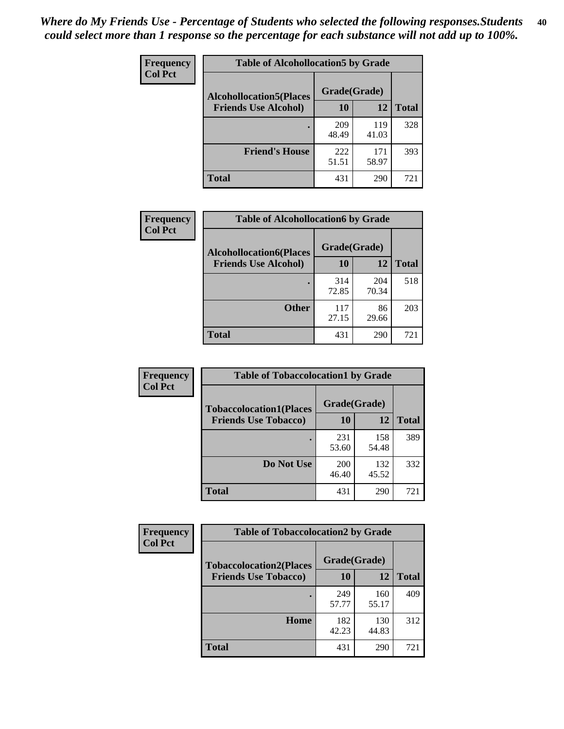*Where do My Friends Use - Percentage of Students who selected the following responses.Students could select more than 1 response so the percentage for each substance will not add up to 100%.*

**Frequency**
**Col Pct**

| Table of Alcohollocation5 by Grade | | | |
|---|---|---|---|
| **Alcohollocation5(Places Friends Use Alcohol)** | **Grade(Grade)** | | **Total** |
| | **10** | **12** | |
| **.** | 209<br>48.49 | 119<br>41.03 | 328 |
| **Friend's House** | 222<br>51.51 | 171<br>58.97 | 393 |
| **Total** | 431 | 290 | 721 |

**Frequency**
**Col Pct**

| Table of Alcohollocation6 by Grade | | | |
|---|---|---|---|
| **Alcohollocation6(Places Friends Use Alcohol)** | **Grade(Grade)** | | **Total** |
| | **10** | **12** | |
| **.** | 314<br>72.85 | 204<br>70.34 | 518 |
| **Other** | 117<br>27.15 | 86<br>29.66 | 203 |
| **Total** | 431 | 290 | 721 |

**Frequency**
**Col Pct**

| Table of Tobaccolocation1 by Grade | | | |
|---|---|---|---|
| **Tobaccolocation1(Places Friends Use Tobacco)** | **Grade(Grade)** | | **Total** |
| | **10** | **12** | |
| **.** | 231<br>53.60 | 158<br>54.48 | 389 |
| **Do Not Use** | 200<br>46.40 | 132<br>45.52 | 332 |
| **Total** | 431 | 290 | 721 |

**Frequency**
**Col Pct**

| Table of Tobaccolocation2 by Grade | | | |
|---|---|---|---|
| **Tobaccolocation2(Places Friends Use Tobacco)** | **Grade(Grade)** | | **Total** |
| | **10** | **12** | |
| **.** | 249<br>57.77 | 160<br>55.17 | 409 |
| **Home** | 182<br>42.23 | 130<br>44.83 | 312 |
| **Total** | 431 | 290 | 721 |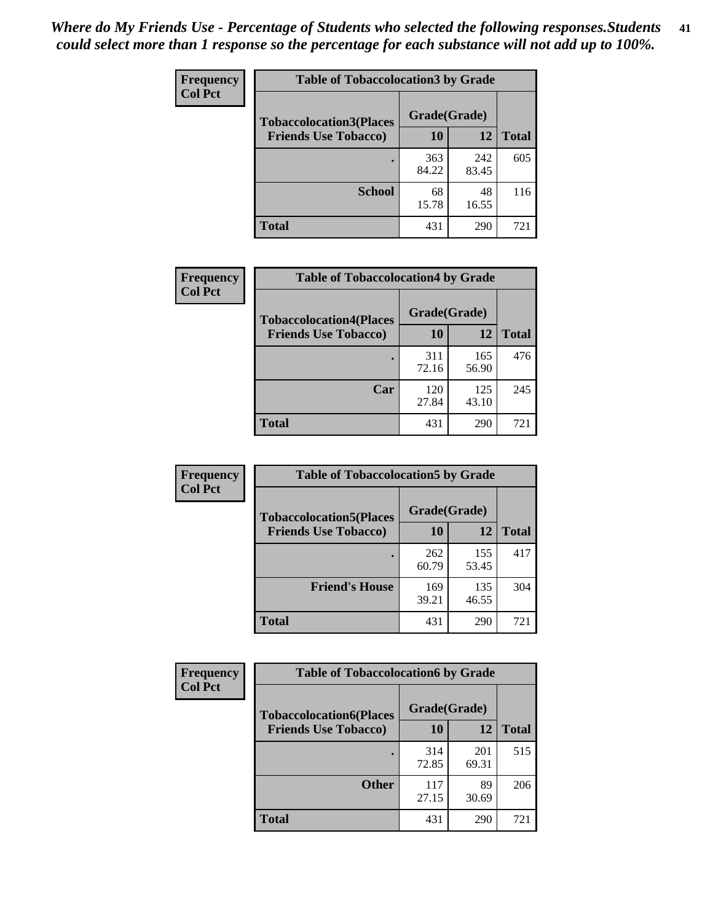*Where do My Friends Use - Percentage of Students who selected the following responses.Students could select more than 1 response so the percentage for each substance will not add up to 100%.*

**Frequency**
**Col Pct**

| Table of Tobaccolocation3 by Grade | | | |
|---|---|---|---|
| **Tobaccolocation3(Places Friends Use Tobacco)** | **Grade(Grade)** | | **Total** |
| | **10** | **12** | |
| **.** | 363<br>84.22 | 242<br>83.45 | 605 |
| **School** | 68<br>15.78 | 48<br>16.55 | 116 |
| **Total** | 431 | 290 | 721 |

**Frequency**
**Col Pct**

| Table of Tobaccolocation4 by Grade | | | |
|---|---|---|---|
| **Tobaccolocation4(Places Friends Use Tobacco)** | **Grade(Grade)** | | **Total** |
| | **10** | **12** | |
| **.** | 311<br>72.16 | 165<br>56.90 | 476 |
| **Car** | 120<br>27.84 | 125<br>43.10 | 245 |
| **Total** | 431 | 290 | 721 |

**Frequency**
**Col Pct**

| Table of Tobaccolocation5 by Grade | | | |
|---|---|---|---|
| **Tobaccolocation5(Places Friends Use Tobacco)** | **Grade(Grade)** | | **Total** |
| | **10** | **12** | |
| **.** | 262<br>60.79 | 155<br>53.45 | 417 |
| **Friend's House** | 169<br>39.21 | 135<br>46.55 | 304 |
| **Total** | 431 | 290 | 721 |

**Frequency**
**Col Pct**

| Table of Tobaccolocation6 by Grade | | | |
|---|---|---|---|
| **Tobaccolocation6(Places Friends Use Tobacco)** | **Grade(Grade)** | | **Total** |
| | **10** | **12** | |
| **.** | 314<br>72.85 | 201<br>69.31 | 515 |
| **Other** | 117<br>27.15 | 89<br>30.69 | 206 |
| **Total** | 431 | 290 | 721 |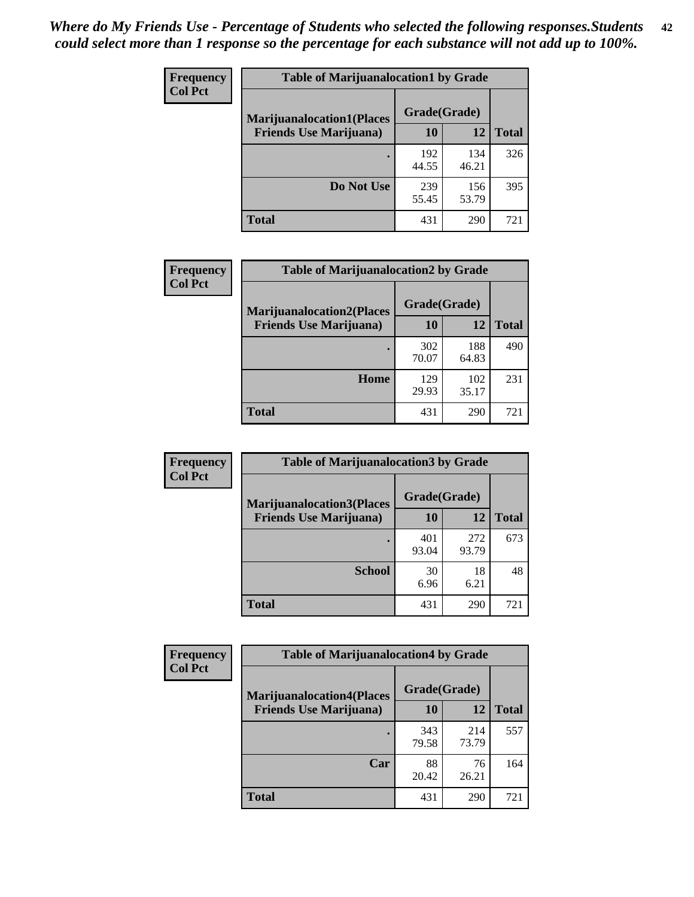*Where do My Friends Use - Percentage of Students who selected the following responses.Students could select more than 1 response so the percentage for each substance will not add up to 100%.*

**Frequency**
**Col Pct**

| Table of Marijuanalocation1 by Grade | | | |
|---|---|---|---|
| **Marijuanalocation1(Places Friends Use Marijuana)** | **Grade(Grade)** | | |
| | **10** | **12** | **Total** |
| . | 192<br>44.55 | 134<br>46.21 | 326 |
| **Do Not Use** | 239<br>55.45 | 156<br>53.79 | 395 |
| **Total** | 431 | 290 | 721 |

**Frequency**
**Col Pct**

| Table of Marijuanalocation2 by Grade | | | |
|---|---|---|---|
| **Marijuanalocation2(Places Friends Use Marijuana)** | **Grade(Grade)** | | |
| | **10** | **12** | **Total** |
| . | 302<br>70.07 | 188<br>64.83 | 490 |
| **Home** | 129<br>29.93 | 102<br>35.17 | 231 |
| **Total** | 431 | 290 | 721 |

**Frequency**
**Col Pct**

| Table of Marijuanalocation3 by Grade | | | |
|---|---|---|---|
| **Marijuanalocation3(Places Friends Use Marijuana)** | **Grade(Grade)** | | |
| | **10** | **12** | **Total** |
| . | 401<br>93.04 | 272<br>93.79 | 673 |
| **School** | 30<br>6.96 | 18<br>6.21 | 48 |
| **Total** | 431 | 290 | 721 |

**Frequency**
**Col Pct**

| Table of Marijuanalocation4 by Grade | | | |
|---|---|---|---|
| **Marijuanalocation4(Places Friends Use Marijuana)** | **Grade(Grade)** | | |
| | **10** | **12** | **Total** |
| . | 343<br>79.58 | 214<br>73.79 | 557 |
| **Car** | 88<br>20.42 | 76<br>26.21 | 164 |
| **Total** | 431 | 290 | 721 |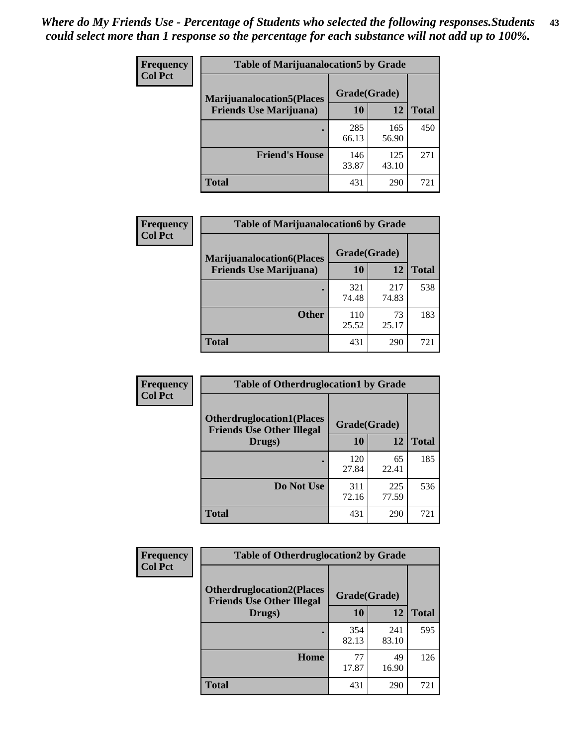*Where do My Friends Use - Percentage of Students who selected the following responses.Students could select more than 1 response so the percentage for each substance will not add up to 100%.*

| Frequency<br>Col Pct | Table of Marijuanalocation5 by Grade | | |
|---|---|---|---|
| Marijuanalocation5(Places Friends Use Marijuana) | Grade(Grade) | | |
| | 10 | 12 | Total |
| . | 285<br>66.13 | 165<br>56.90 | 450 |
| Friend's House | 146<br>33.87 | 125<br>43.10 | 271 |
| Total | 431 | 290 | 721 |

| Frequency<br>Col Pct | Table of Marijuanalocation6 by Grade | | |
|---|---|---|---|
| Marijuanalocation6(Places Friends Use Marijuana) | Grade(Grade) | | |
| | 10 | 12 | Total |
| . | 321<br>74.48 | 217<br>74.83 | 538 |
| Other | 110<br>25.52 | 73<br>25.17 | 183 |
| Total | 431 | 290 | 721 |

| Frequency<br>Col Pct | Table of Otherdruglocation1 by Grade | | |
|---|---|---|---|
| Otherdruglocation1(Places Friends Use Other Illegal Drugs) | Grade(Grade) | | |
| | 10 | 12 | Total |
| . | 120<br>27.84 | 65<br>22.41 | 185 |
| Do Not Use | 311<br>72.16 | 225<br>77.59 | 536 |
| Total | 431 | 290 | 721 |

| Frequency<br>Col Pct | Table of Otherdruglocation2 by Grade | | |
|---|---|---|---|
| Otherdruglocation2(Places Friends Use Other Illegal Drugs) | Grade(Grade) | | |
| | 10 | 12 | Total |
| . | 354<br>82.13 | 241<br>83.10 | 595 |
| Home | 77<br>17.87 | 49<br>16.90 | 126 |
| Total | 431 | 290 | 721 |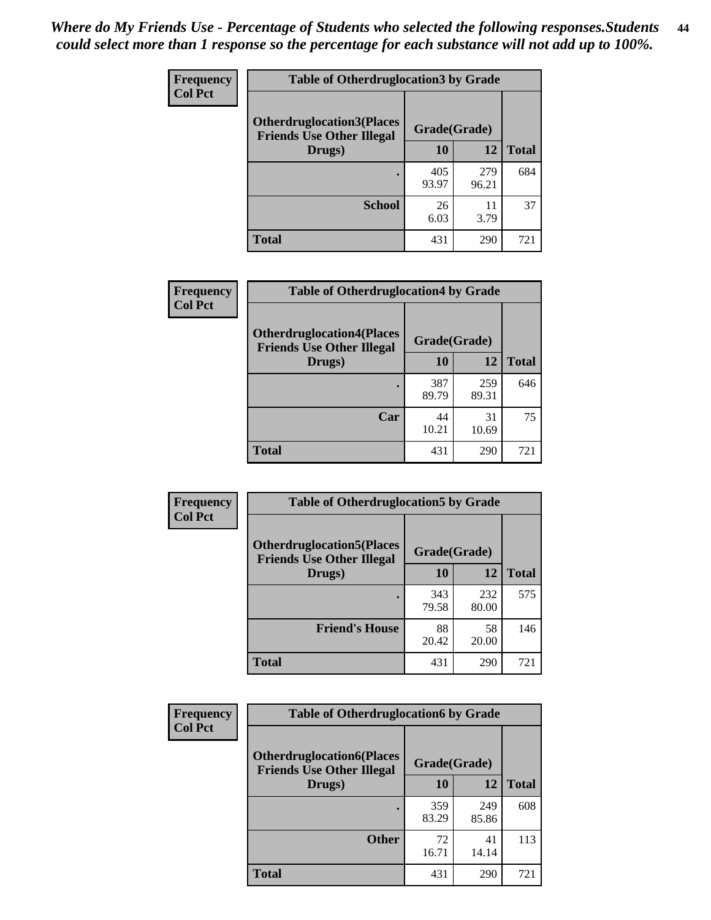*Where do My Friends Use - Percentage of Students who selected the following responses.Students could select more than 1 response so the percentage for each substance will not add up to 100%.*

**Frequency / Col Pct**

| Table of Otherdruglocation3 by Grade | | | |
|---|---|---|---|
| Otherdruglocation3(Places Friends Use Other Illegal Drugs) | Grade(Grade) | | Total |
| | 10 | 12 | |
| . | 405<br>93.97 | 279<br>96.21 | 684 |
| School | 26<br>6.03 | 11<br>3.79 | 37 |
| Total | 431 | 290 | 721 |

**Frequency / Col Pct**

| Table of Otherdruglocation4 by Grade | | | |
|---|---|---|---|
| Otherdruglocation4(Places Friends Use Other Illegal Drugs) | Grade(Grade) | | Total |
| | 10 | 12 | |
| . | 387<br>89.79 | 259<br>89.31 | 646 |
| Car | 44<br>10.21 | 31<br>10.69 | 75 |
| Total | 431 | 290 | 721 |

**Frequency / Col Pct**

| Table of Otherdruglocation5 by Grade | | | |
|---|---|---|---|
| Otherdruglocation5(Places Friends Use Other Illegal Drugs) | Grade(Grade) | | Total |
| | 10 | 12 | |
| . | 343<br>79.58 | 232<br>80.00 | 575 |
| Friend's House | 88<br>20.42 | 58<br>20.00 | 146 |
| Total | 431 | 290 | 721 |

**Frequency / Col Pct**

| Table of Otherdruglocation6 by Grade | | | |
|---|---|---|---|
| Otherdruglocation6(Places Friends Use Other Illegal Drugs) | Grade(Grade) | | Total |
| | 10 | 12 | |
| . | 359<br>83.29 | 249<br>85.86 | 608 |
| Other | 72<br>16.71 | 41<br>14.14 | 113 |
| Total | 431 | 290 | 721 |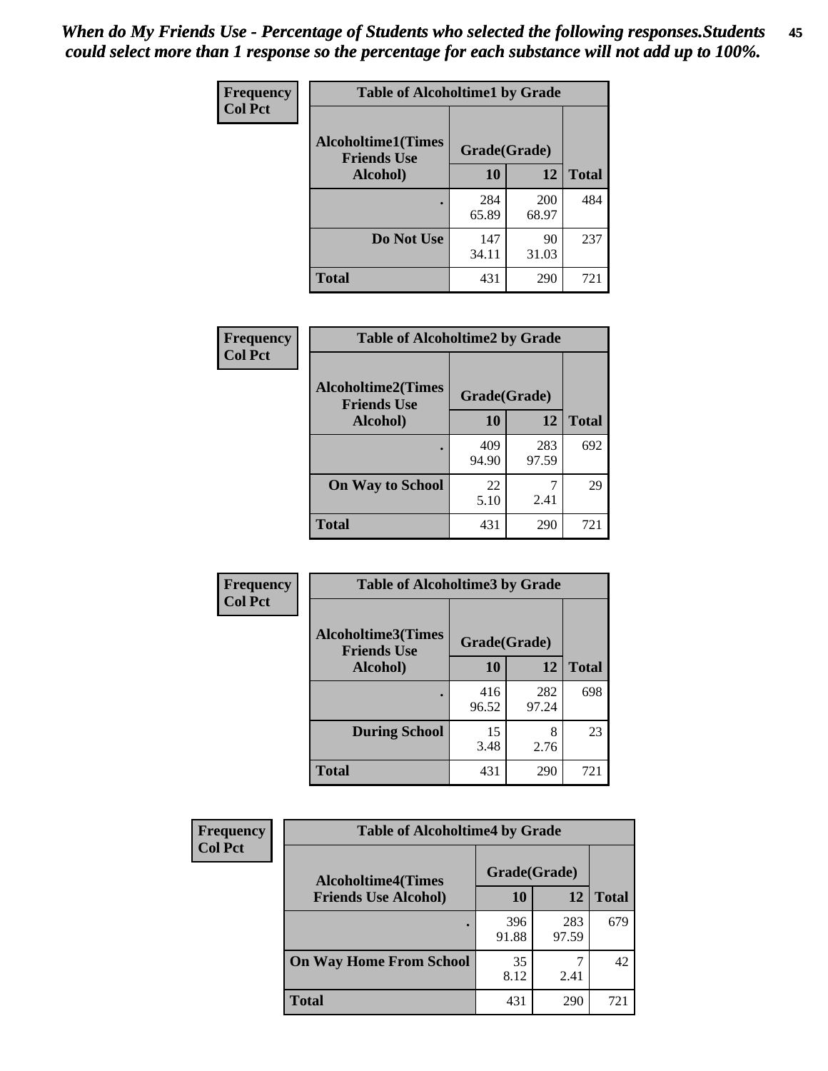*When do My Friends Use - Percentage of Students who selected the following responses.Students could select more than 1 response so the percentage for each substance will not add up to 100%.*

**Frequency**
**Col Pct**

| Table of Alcoholtime1 by Grade | | | |
|---|---|---|---|
| Alcoholtime1(Times Friends Use Alcohol) | Grade(Grade) | | |
| | 10 | 12 | Total |
| . | 284<br>65.89 | 200<br>68.97 | 484 |
| Do Not Use | 147<br>34.11 | 90<br>31.03 | 237 |
| Total | 431 | 290 | 721 |

**Frequency**
**Col Pct**

| Table of Alcoholtime2 by Grade | | | |
|---|---|---|---|
| Alcoholtime2(Times Friends Use Alcohol) | Grade(Grade) | | |
| | 10 | 12 | Total |
| . | 409<br>94.90 | 283<br>97.59 | 692 |
| On Way to School | 22<br>5.10 | 7<br>2.41 | 29 |
| Total | 431 | 290 | 721 |

**Frequency**
**Col Pct**

| Table of Alcoholtime3 by Grade | | | |
|---|---|---|---|
| Alcoholtime3(Times Friends Use Alcohol) | Grade(Grade) | | |
| | 10 | 12 | Total |
| . | 416<br>96.52 | 282<br>97.24 | 698 |
| During School | 15<br>3.48 | 8<br>2.76 | 23 |
| Total | 431 | 290 | 721 |

**Frequency**
**Col Pct**

| Table of Alcoholtime4 by Grade | | | |
|---|---|---|---|
| Alcoholtime4(Times Friends Use Alcohol) | Grade(Grade) | | |
| | 10 | 12 | Total |
| . | 396<br>91.88 | 283<br>97.59 | 679 |
| On Way Home From School | 35<br>8.12 | 7<br>2.41 | 42 |
| Total | 431 | 290 | 721 |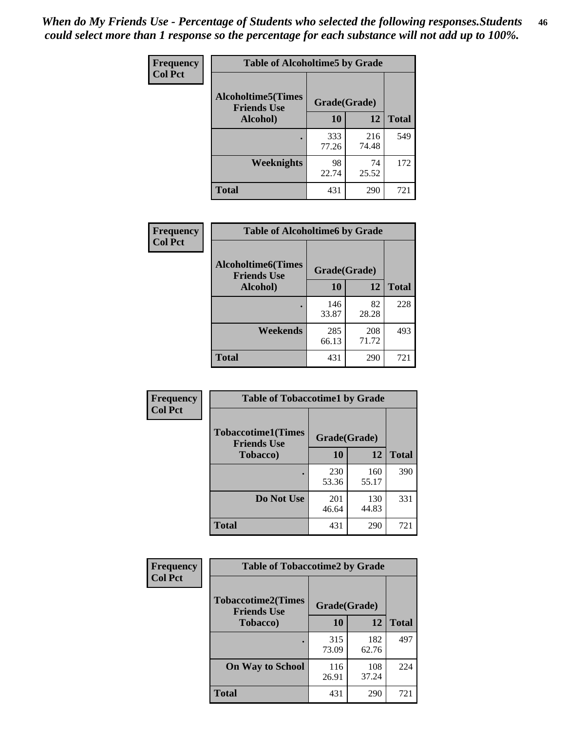*When do My Friends Use - Percentage of Students who selected the following responses.Students could select more than 1 response so the percentage for each substance will not add up to 100%.*

**Frequency / Col Pct**

**Table of Alcoholtime5 by Grade**

| Alcoholtime5(Times Friends Use Alcohol) | Grade(Grade) | | Total |
|---|---|---|---|
| | 10 | 12 | |
| . | 333<br>77.26 | 216<br>74.48 | 549 |
| Weeknights | 98<br>22.74 | 74<br>25.52 | 172 |
| Total | 431 | 290 | 721 |

**Frequency / Col Pct**

**Table of Alcoholtime6 by Grade**

| Alcoholtime6(Times Friends Use Alcohol) | Grade(Grade) | | Total |
|---|---|---|---|
| | 10 | 12 | |
| . | 146<br>33.87 | 82<br>28.28 | 228 |
| Weekends | 285<br>66.13 | 208<br>71.72 | 493 |
| Total | 431 | 290 | 721 |

**Frequency / Col Pct**

**Table of Tobaccotime1 by Grade**

| Tobaccotime1(Times Friends Use Tobacco) | Grade(Grade) | | Total |
|---|---|---|---|
| | 10 | 12 | |
| . | 230<br>53.36 | 160<br>55.17 | 390 |
| Do Not Use | 201<br>46.64 | 130<br>44.83 | 331 |
| Total | 431 | 290 | 721 |

**Frequency / Col Pct**

**Table of Tobaccotime2 by Grade**

| Tobaccotime2(Times Friends Use Tobacco) | Grade(Grade) | | Total |
|---|---|---|---|
| | 10 | 12 | |
| . | 315<br>73.09 | 182<br>62.76 | 497 |
| On Way to School | 116<br>26.91 | 108<br>37.24 | 224 |
| Total | 431 | 290 | 721 |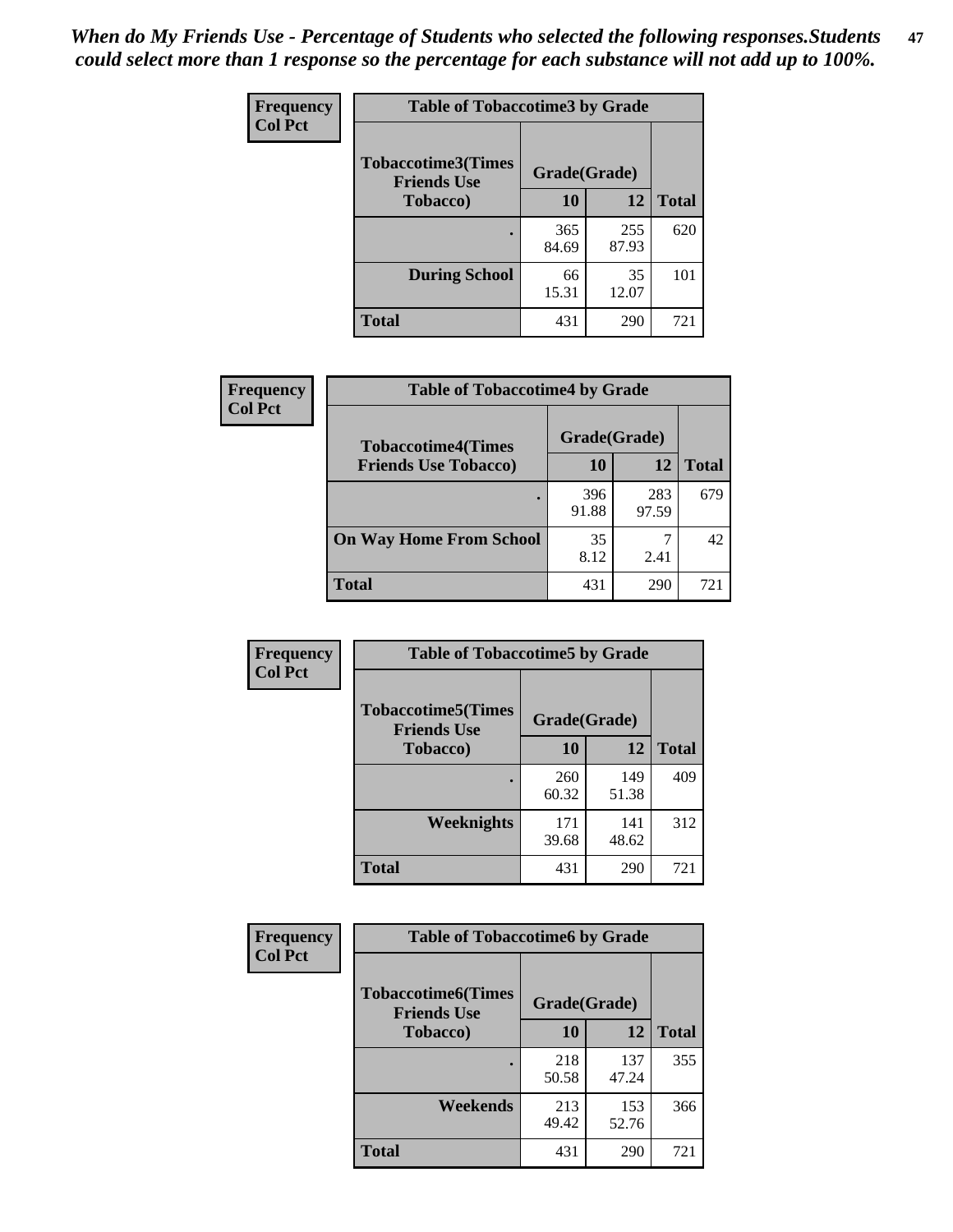*When do My Friends Use - Percentage of Students who selected the following responses.Students could select more than 1 response so the percentage for each substance will not add up to 100%.*

**Frequency**
**Col Pct**

| Table of Tobaccotime3 by Grade | | | |
|---|---|---|---|
| **Tobaccotime3(Times Friends Use Tobacco)** | **Grade(Grade)** | | |
| | **10** | **12** | **Total** |
| . | 365<br>84.69 | 255<br>87.93 | 620 |
| **During School** | 66<br>15.31 | 35<br>12.07 | 101 |
| **Total** | 431 | 290 | 721 |

**Frequency**
**Col Pct**

| Table of Tobaccotime4 by Grade | | | |
|---|---|---|---|
| **Tobaccotime4(Times Friends Use Tobacco)** | **Grade(Grade)** | | |
| | **10** | **12** | **Total** |
| . | 396<br>91.88 | 283<br>97.59 | 679 |
| **On Way Home From School** | 35<br>8.12 | 7<br>2.41 | 42 |
| **Total** | 431 | 290 | 721 |

**Frequency**
**Col Pct**

| Table of Tobaccotime5 by Grade | | | |
|---|---|---|---|
| **Tobaccotime5(Times Friends Use Tobacco)** | **Grade(Grade)** | | |
| | **10** | **12** | **Total** |
| . | 260<br>60.32 | 149<br>51.38 | 409 |
| **Weeknights** | 171<br>39.68 | 141<br>48.62 | 312 |
| **Total** | 431 | 290 | 721 |

**Frequency**
**Col Pct**

| Table of Tobaccotime6 by Grade | | | |
|---|---|---|---|
| **Tobaccotime6(Times Friends Use Tobacco)** | **Grade(Grade)** | | |
| | **10** | **12** | **Total** |
| . | 218<br>50.58 | 137<br>47.24 | 355 |
| **Weekends** | 213<br>49.42 | 153<br>52.76 | 366 |
| **Total** | 431 | 290 | 721 |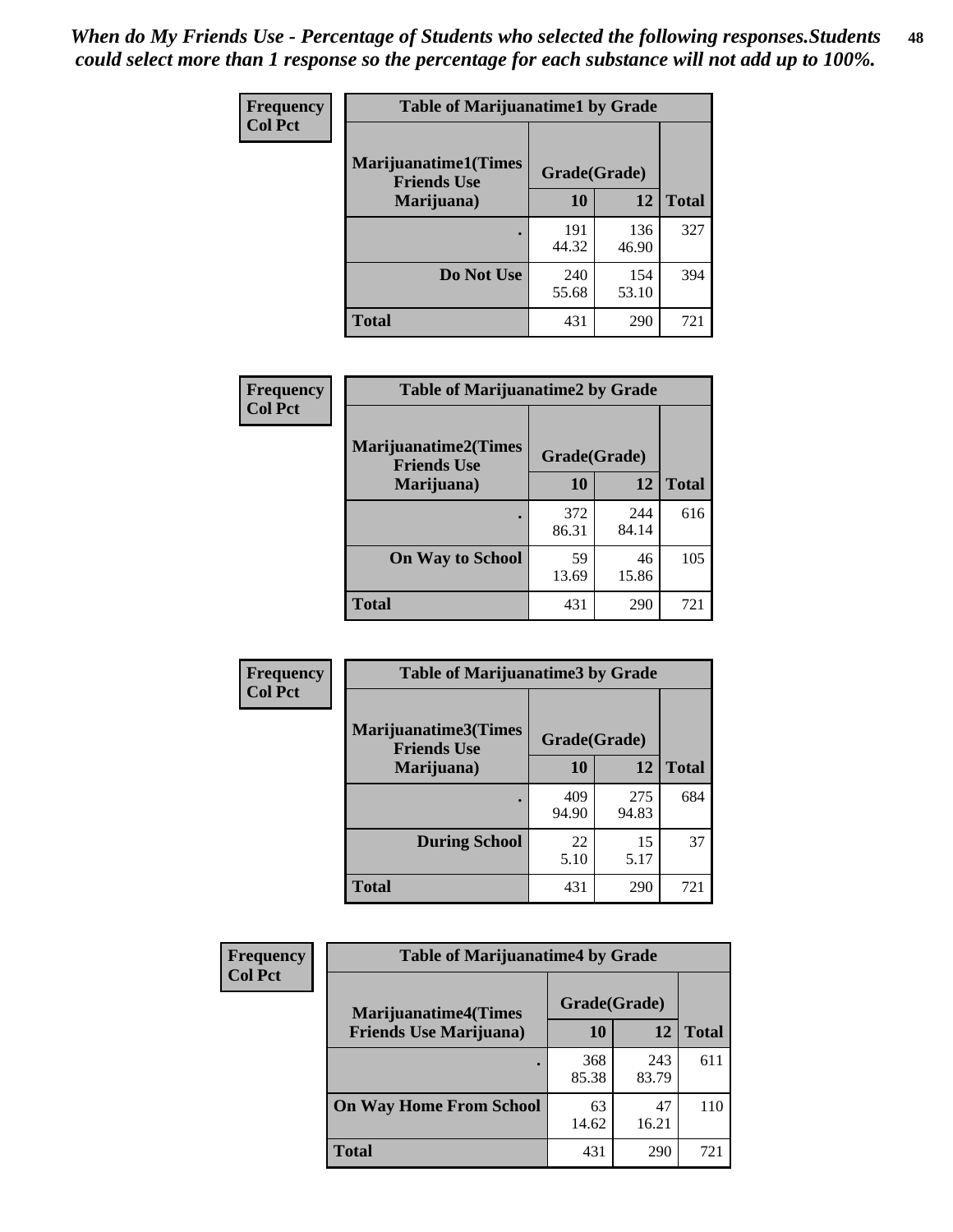*When do My Friends Use - Percentage of Students who selected the following responses.Students could select more than 1 response so the percentage for each substance will not add up to 100%.*

**Frequency**
**Col Pct**

| Table of Marijuanatime1 by Grade | | | |
|---|---|---|---|
| **Marijuanatime1(Times Friends Use Marijuana)** | **Grade(Grade)** | | |
| | **10** | **12** | **Total** |
| **.** | 191<br>44.32 | 136<br>46.90 | 327 |
| **Do Not Use** | 240<br>55.68 | 154<br>53.10 | 394 |
| **Total** | 431 | 290 | 721 |

**Frequency**
**Col Pct**

| Table of Marijuanatime2 by Grade | | | |
|---|---|---|---|
| **Marijuanatime2(Times Friends Use Marijuana)** | **Grade(Grade)** | | |
| | **10** | **12** | **Total** |
| **.** | 372<br>86.31 | 244<br>84.14 | 616 |
| **On Way to School** | 59<br>13.69 | 46<br>15.86 | 105 |
| **Total** | 431 | 290 | 721 |

**Frequency**
**Col Pct**

| Table of Marijuanatime3 by Grade | | | |
|---|---|---|---|
| **Marijuanatime3(Times Friends Use Marijuana)** | **Grade(Grade)** | | |
| | **10** | **12** | **Total** |
| **.** | 409<br>94.90 | 275<br>94.83 | 684 |
| **During School** | 22<br>5.10 | 15<br>5.17 | 37 |
| **Total** | 431 | 290 | 721 |

**Frequency**
**Col Pct**

| Table of Marijuanatime4 by Grade | | | |
|---|---|---|---|
| **Marijuanatime4(Times Friends Use Marijuana)** | **Grade(Grade)** | | |
| | **10** | **12** | **Total** |
| **.** | 368<br>85.38 | 243<br>83.79 | 611 |
| **On Way Home From School** | 63<br>14.62 | 47<br>16.21 | 110 |
| **Total** | 431 | 290 | 721 |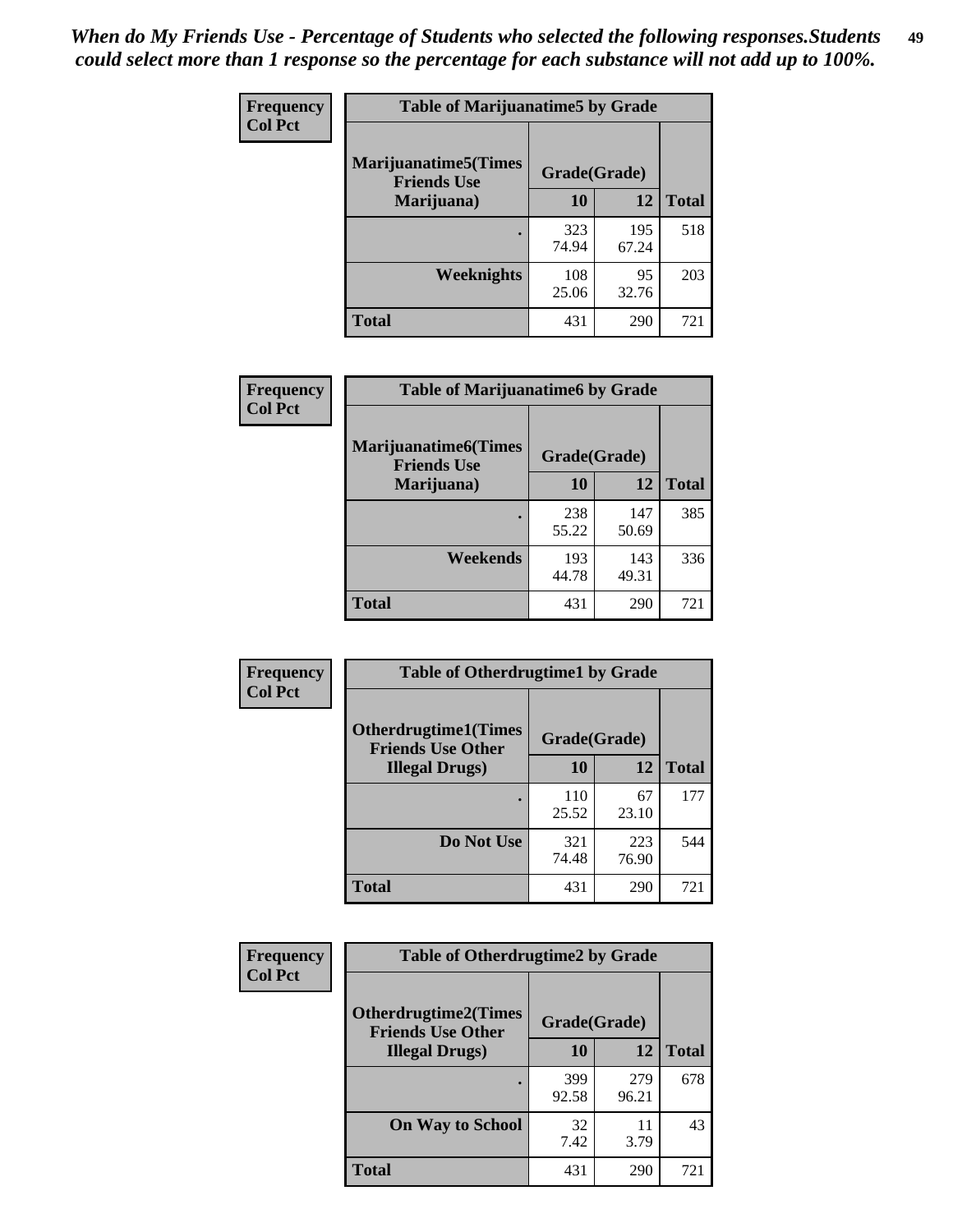*When do My Friends Use - Percentage of Students who selected the following responses.Students could select more than 1 response so the percentage for each substance will not add up to 100%.*

**Frequency**
**Col Pct**

| Table of Marijuanatime5 by Grade | | | |
|---|---|---|---|
| **Marijuanatime5(Times Friends Use Marijuana)** | **Grade(Grade)** | | |
| | **10** | **12** | **Total** |
| **.** | 323<br>74.94 | 195<br>67.24 | 518 |
| **Weeknights** | 108<br>25.06 | 95<br>32.76 | 203 |
| **Total** | 431 | 290 | 721 |

**Frequency**
**Col Pct**

| Table of Marijuanatime6 by Grade | | | |
|---|---|---|---|
| **Marijuanatime6(Times Friends Use Marijuana)** | **Grade(Grade)** | | |
| | **10** | **12** | **Total** |
| **.** | 238<br>55.22 | 147<br>50.69 | 385 |
| **Weekends** | 193<br>44.78 | 143<br>49.31 | 336 |
| **Total** | 431 | 290 | 721 |

**Frequency**
**Col Pct**

| Table of Otherdrugtime1 by Grade | | | |
|---|---|---|---|
| **Otherdrugtime1(Times Friends Use Other Illegal Drugs)** | **Grade(Grade)** | | |
| | **10** | **12** | **Total** |
| **.** | 110<br>25.52 | 67<br>23.10 | 177 |
| **Do Not Use** | 321<br>74.48 | 223<br>76.90 | 544 |
| **Total** | 431 | 290 | 721 |

**Frequency**
**Col Pct**

| Table of Otherdrugtime2 by Grade | | | |
|---|---|---|---|
| **Otherdrugtime2(Times Friends Use Other Illegal Drugs)** | **Grade(Grade)** | | |
| | **10** | **12** | **Total** |
| **.** | 399<br>92.58 | 279<br>96.21 | 678 |
| **On Way to School** | 32<br>7.42 | 11<br>3.79 | 43 |
| **Total** | 431 | 290 | 721 |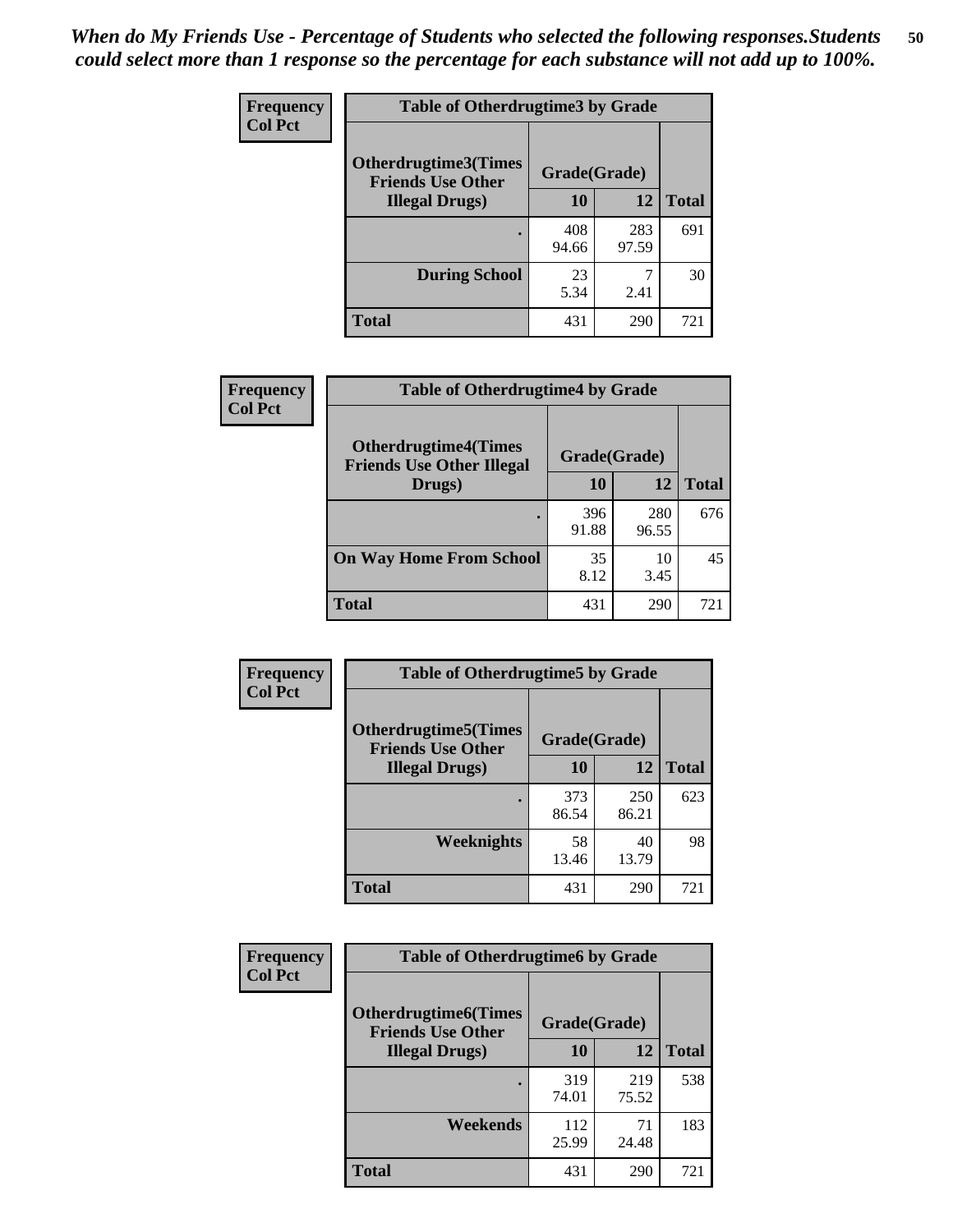*When do My Friends Use - Percentage of Students who selected the following responses.Students could select more than 1 response so the percentage for each substance will not add up to 100%.*

**Frequency**
**Col Pct**

| Table of Otherdrugtime3 by Grade | | | |
|---|---|---|---|
| Otherdrugtime3(Times Friends Use Other Illegal Drugs) | Grade(Grade) | | Total |
| | 10 | 12 | |
| . | 408<br>94.66 | 283<br>97.59 | 691 |
| During School | 23<br>5.34 | 7<br>2.41 | 30 |
| Total | 431 | 290 | 721 |

**Frequency**
**Col Pct**

| Table of Otherdrugtime4 by Grade | | | |
|---|---|---|---|
| Otherdrugtime4(Times Friends Use Other Illegal Drugs) | Grade(Grade) | | Total |
| | 10 | 12 | |
| . | 396<br>91.88 | 280<br>96.55 | 676 |
| On Way Home From School | 35<br>8.12 | 10<br>3.45 | 45 |
| Total | 431 | 290 | 721 |

**Frequency**
**Col Pct**

| Table of Otherdrugtime5 by Grade | | | |
|---|---|---|---|
| Otherdrugtime5(Times Friends Use Other Illegal Drugs) | Grade(Grade) | | Total |
| | 10 | 12 | |
| . | 373<br>86.54 | 250<br>86.21 | 623 |
| Weeknights | 58<br>13.46 | 40<br>13.79 | 98 |
| Total | 431 | 290 | 721 |

**Frequency**
**Col Pct**

| Table of Otherdrugtime6 by Grade | | | |
|---|---|---|---|
| Otherdrugtime6(Times Friends Use Other Illegal Drugs) | Grade(Grade) | | Total |
| | 10 | 12 | |
| . | 319<br>74.01 | 219<br>75.52 | 538 |
| Weekends | 112<br>25.99 | 71<br>24.48 | 183 |
| Total | 431 | 290 | 721 |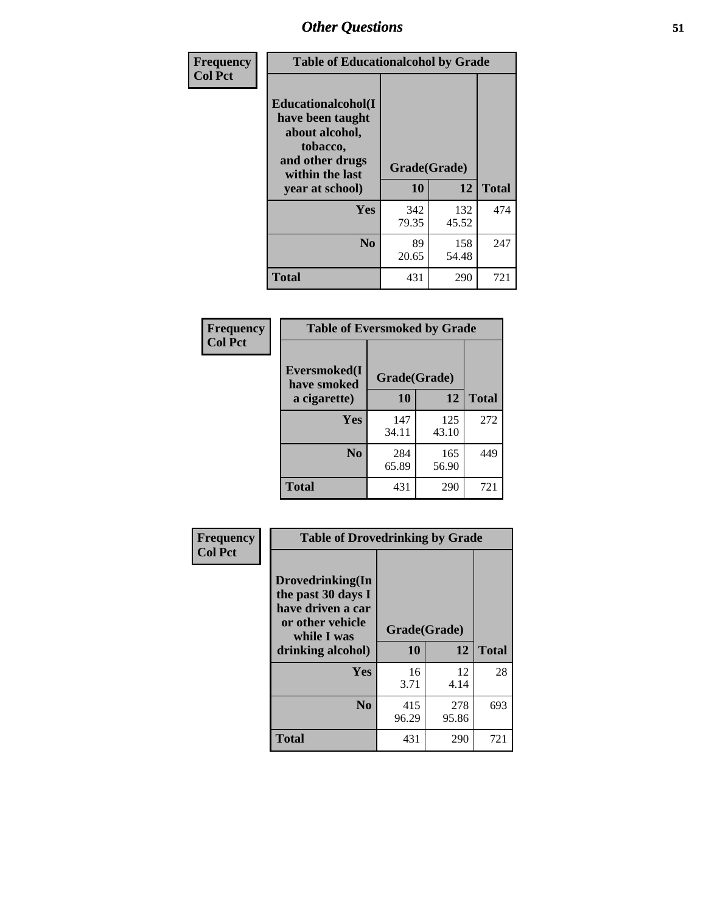# Other Questions

**Frequency / Col Pct**

| Table of Educationalcohol by Grade | | | |
|---|---|---|---|
| **Educationalcohol(I have been taught about alcohol, tobacco, and other drugs within the last year at school)** | **Grade(Grade)** | | |
| | **10** | **12** | **Total** |
| **Yes** | 342<br>79.35 | 132<br>45.52 | 474 |
| **No** | 89<br>20.65 | 158<br>54.48 | 247 |
| **Total** | 431 | 290 | 721 |

**Frequency / Col Pct**

| Table of Eversmoked by Grade | | | |
|---|---|---|---|
| **Eversmoked(I have smoked a cigarette)** | **Grade(Grade)** | | |
| | **10** | **12** | **Total** |
| **Yes** | 147<br>34.11 | 125<br>43.10 | 272 |
| **No** | 284<br>65.89 | 165<br>56.90 | 449 |
| **Total** | 431 | 290 | 721 |

**Frequency / Col Pct**

| Table of Drovedrinking by Grade | | | |
|---|---|---|---|
| **Drovedrinking(In the past 30 days I have driven a car or other vehicle while I was drinking alcohol)** | **Grade(Grade)** | | |
| | **10** | **12** | **Total** |
| **Yes** | 16<br>3.71 | 12<br>4.14 | 28 |
| **No** | 415<br>96.29 | 278<br>95.86 | 693 |
| **Total** | 431 | 290 | 721 |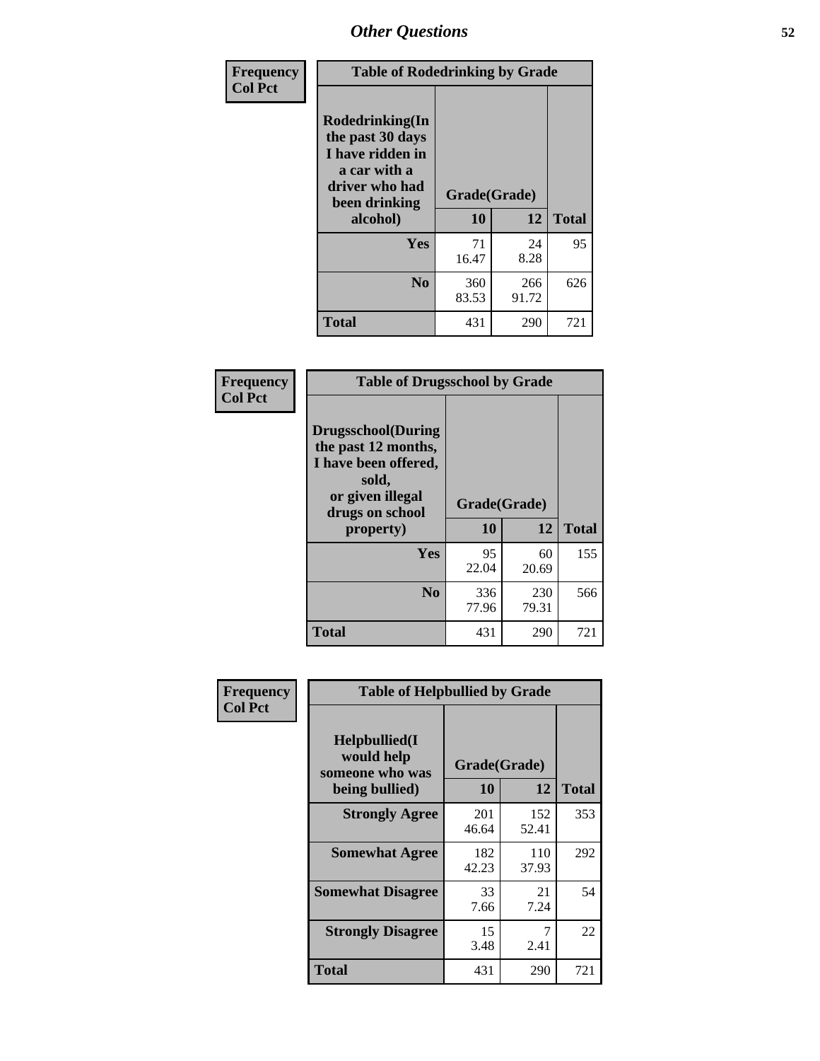## Other Questions

**Frequency**
**Col Pct**

| Table of Rodedrinking by Grade | | | |
|---|---|---|---|
| Rodedrinking(In the past 30 days I have ridden in a car with a driver who had been drinking alcohol) | Grade(Grade) | | |
| | 10 | 12 | Total |
| Yes | 71<br>16.47 | 24<br>8.28 | 95 |
| No | 360<br>83.53 | 266<br>91.72 | 626 |
| Total | 431 | 290 | 721 |

**Frequency**
**Col Pct**

| Table of Drugsschool by Grade | | | |
|---|---|---|---|
| Drugsschool(During the past 12 months, I have been offered, sold, or given illegal drugs on school property) | Grade(Grade) | | |
| | 10 | 12 | Total |
| Yes | 95<br>22.04 | 60<br>20.69 | 155 |
| No | 336<br>77.96 | 230<br>79.31 | 566 |
| Total | 431 | 290 | 721 |

**Frequency**
**Col Pct**

| Table of Helpbullied by Grade | | | |
|---|---|---|---|
| Helpbullied(I would help someone who was being bullied) | Grade(Grade) | | |
| | 10 | 12 | Total |
| Strongly Agree | 201<br>46.64 | 152<br>52.41 | 353 |
| Somewhat Agree | 182<br>42.23 | 110<br>37.93 | 292 |
| Somewhat Disagree | 33<br>7.66 | 21<br>7.24 | 54 |
| Strongly Disagree | 15<br>3.48 | 7<br>2.41 | 22 |
| Total | 431 | 290 | 721 |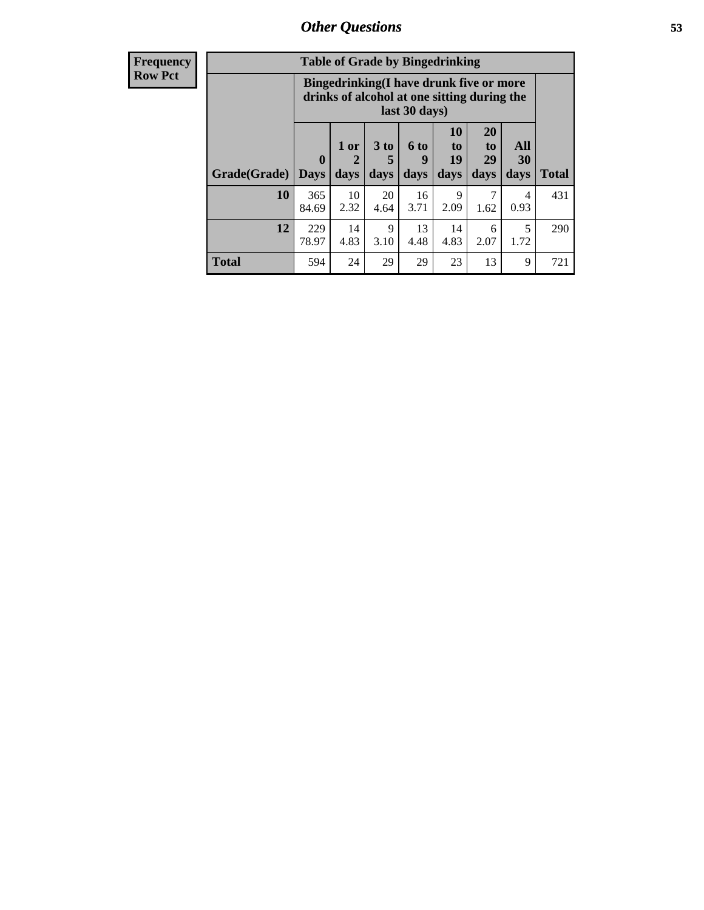| Frequency<br>Row Pct | Table of Grade by Bingedrinking | | | | | | | |
|---|---|---|---|---|---|---|---|---|
| | Bingedrinking(I have drunk five or more drinks of alcohol at one sitting during the last 30 days) | | | | | | | |
| Grade(Grade) | 0 Days | 1 or 2 days | 3 to 5 days | 6 to 9 days | 10 to 19 days | 20 to 29 days | All 30 days | Total |
| 10 | 365<br>84.69 | 10<br>2.32 | 20<br>4.64 | 16<br>3.71 | 9<br>2.09 | 7<br>1.62 | 4<br>0.93 | 431 |
| 12 | 229<br>78.97 | 14<br>4.83 | 9<br>3.10 | 13<br>4.48 | 14<br>4.83 | 6<br>2.07 | 5<br>1.72 | 290 |
| Total | 594 | 24 | 29 | 29 | 23 | 13 | 9 | 721 |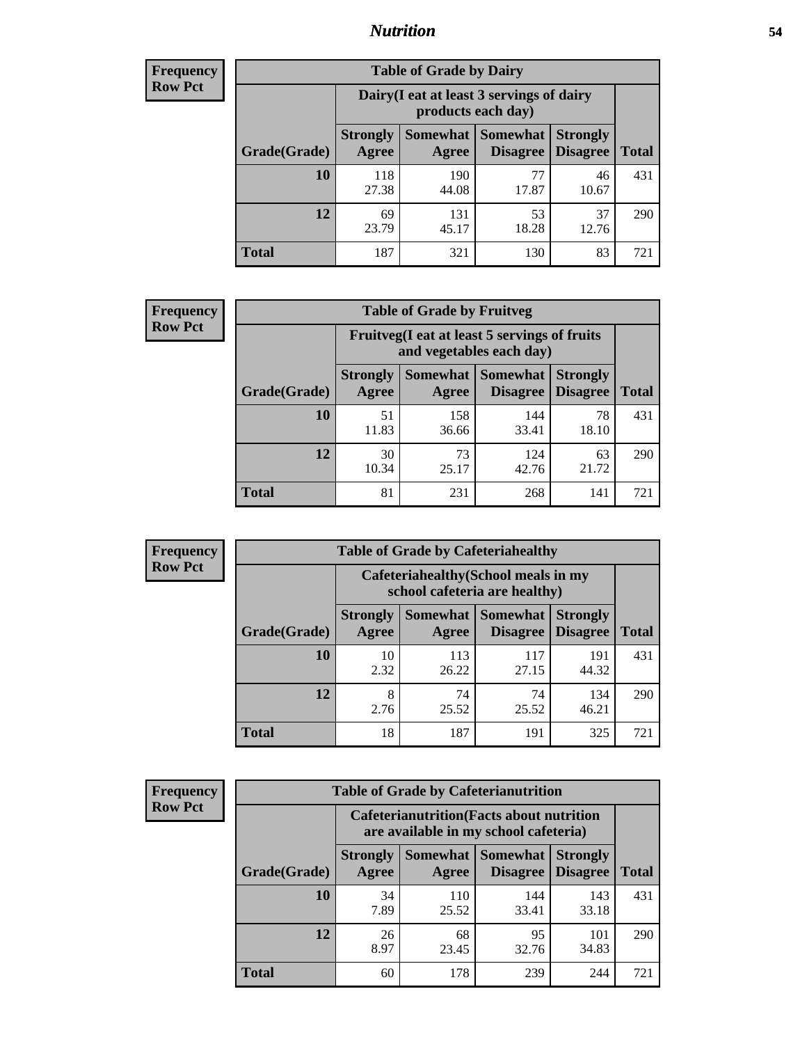**Frequency**
**Row Pct**

| Table of Grade by Dairy | | | | | |
|---|---|---|---|---|---|
| | Dairy(I eat at least 3 servings of dairy products each day) | | | | |
| Grade(Grade) | Strongly Agree | Somewhat Agree | Somewhat Disagree | Strongly Disagree | Total |
| **10** | 118<br>27.38 | 190<br>44.08 | 77<br>17.87 | 46<br>10.67 | 431 |
| **12** | 69<br>23.79 | 131<br>45.17 | 53<br>18.28 | 37<br>12.76 | 290 |
| **Total** | 187 | 321 | 130 | 83 | 721 |

**Frequency**
**Row Pct**

| Table of Grade by Fruitveg | | | | | |
|---|---|---|---|---|---|
| | Fruitveg(I eat at least 5 servings of fruits and vegetables each day) | | | | |
| Grade(Grade) | Strongly Agree | Somewhat Agree | Somewhat Disagree | Strongly Disagree | Total |
| **10** | 51<br>11.83 | 158<br>36.66 | 144<br>33.41 | 78<br>18.10 | 431 |
| **12** | 30<br>10.34 | 73<br>25.17 | 124<br>42.76 | 63<br>21.72 | 290 |
| **Total** | 81 | 231 | 268 | 141 | 721 |

**Frequency**
**Row Pct**

| Table of Grade by Cafeteriahealthy | | | | | |
|---|---|---|---|---|---|
| | Cafeteriahealthy(School meals in my school cafeteria are healthy) | | | | |
| Grade(Grade) | Strongly Agree | Somewhat Agree | Somewhat Disagree | Strongly Disagree | Total |
| **10** | 10<br>2.32 | 113<br>26.22 | 117<br>27.15 | 191<br>44.32 | 431 |
| **12** | 8<br>2.76 | 74<br>25.52 | 74<br>25.52 | 134<br>46.21 | 290 |
| **Total** | 18 | 187 | 191 | 325 | 721 |

**Frequency**
**Row Pct**

| Table of Grade by Cafeterianutrition | | | | | |
|---|---|---|---|---|---|
| | Cafeterianutrition(Facts about nutrition are available in my school cafeteria) | | | | |
| Grade(Grade) | Strongly Agree | Somewhat Agree | Somewhat Disagree | Strongly Disagree | Total |
| **10** | 34<br>7.89 | 110<br>25.52 | 144<br>33.41 | 143<br>33.18 | 431 |
| **12** | 26<br>8.97 | 68<br>23.45 | 95<br>32.76 | 101<br>34.83 | 290 |
| **Total** | 60 | 178 | 239 | 244 | 721 |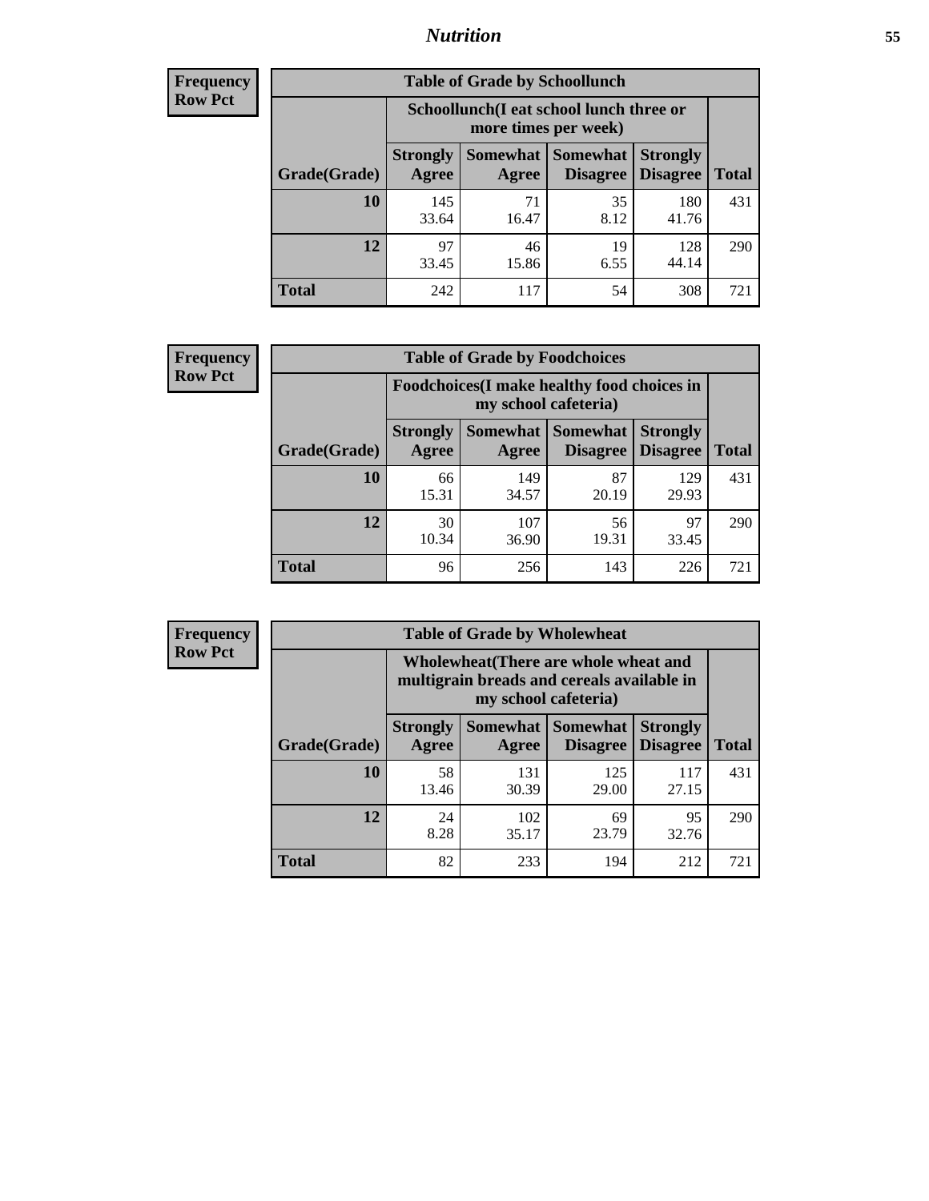**Frequency**
**Row Pct**

**Table of Grade by Schoollunch**

| Grade(Grade) | Schoollunch(I eat school lunch three or more times per week) | | | | Total |
|---|---|---|---|---|---|
| | Strongly Agree | Somewhat Agree | Somewhat Disagree | Strongly Disagree | |
| 10 | 145<br>33.64 | 71<br>16.47 | 35<br>8.12 | 180<br>41.76 | 431 |
| 12 | 97<br>33.45 | 46<br>15.86 | 19<br>6.55 | 128<br>44.14 | 290 |
| Total | 242 | 117 | 54 | 308 | 721 |

**Frequency**
**Row Pct**

**Table of Grade by Foodchoices**

| Grade(Grade) | Foodchoices(I make healthy food choices in my school cafeteria) | | | | Total |
|---|---|---|---|---|---|
| | Strongly Agree | Somewhat Agree | Somewhat Disagree | Strongly Disagree | |
| 10 | 66<br>15.31 | 149<br>34.57 | 87<br>20.19 | 129<br>29.93 | 431 |
| 12 | 30<br>10.34 | 107<br>36.90 | 56<br>19.31 | 97<br>33.45 | 290 |
| Total | 96 | 256 | 143 | 226 | 721 |

**Frequency**
**Row Pct**

**Table of Grade by Wholewheat**

| Grade(Grade) | Wholewheat(There are whole wheat and multigrain breads and cereals available in my school cafeteria) | | | | Total |
|---|---|---|---|---|---|
| | Strongly Agree | Somewhat Agree | Somewhat Disagree | Strongly Disagree | |
| 10 | 58<br>13.46 | 131<br>30.39 | 125<br>29.00 | 117<br>27.15 | 431 |
| 12 | 24<br>8.28 | 102<br>35.17 | 69<br>23.79 | 95<br>32.76 | 290 |
| Total | 82 | 233 | 194 | 212 | 721 |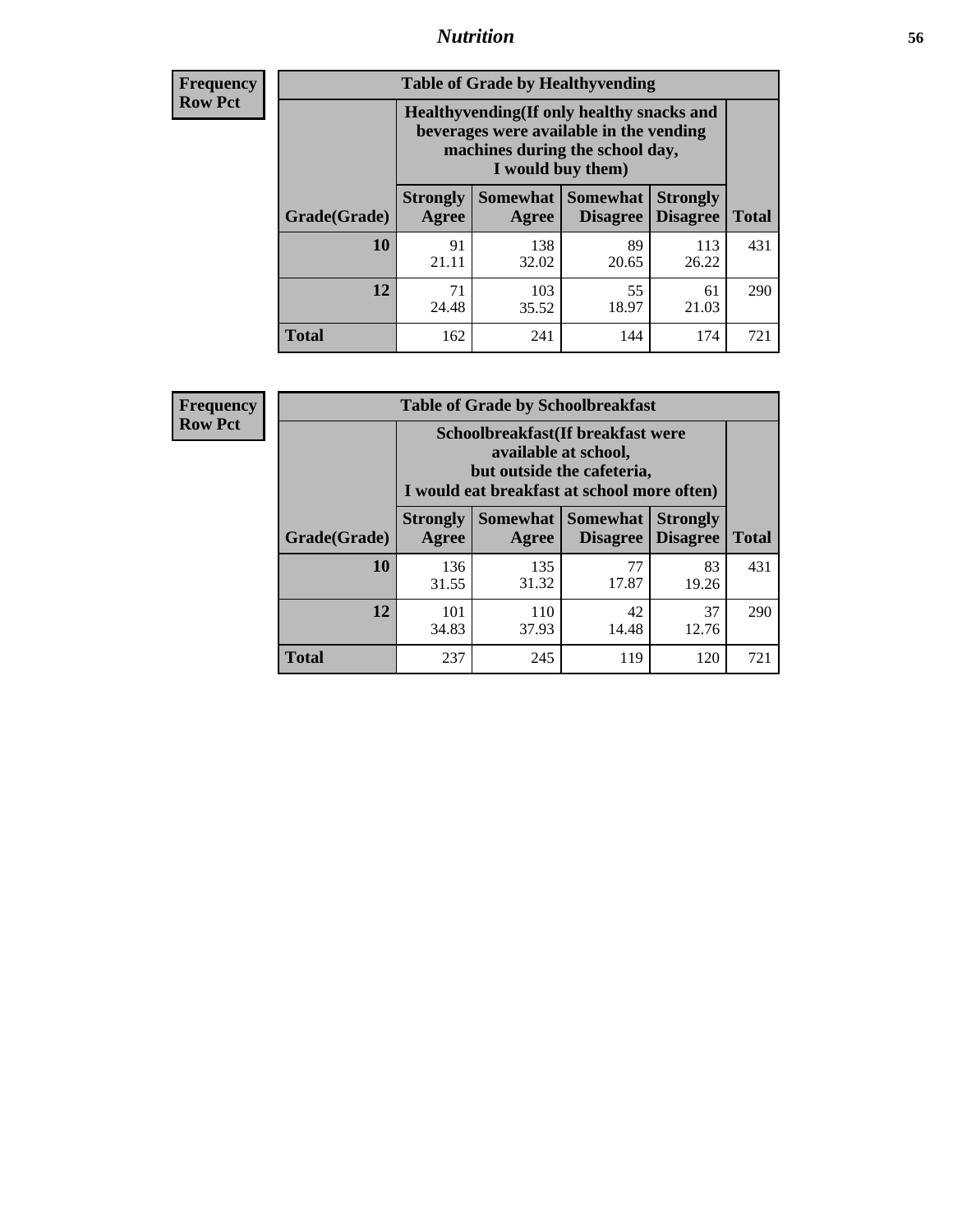## Nutrition

**Frequency**
**Row Pct**

| Table of Grade by Healthyvending | | | | | |
|---|---|---|---|---|---|
| | Healthyvending(If only healthy snacks and beverages were available in the vending machines during the school day, I would buy them) | | | | |
| Grade(Grade) | Strongly Agree | Somewhat Agree | Somewhat Disagree | Strongly Disagree | Total |
| **10** | 91<br>21.11 | 138<br>32.02 | 89<br>20.65 | 113<br>26.22 | 431 |
| **12** | 71<br>24.48 | 103<br>35.52 | 55<br>18.97 | 61<br>21.03 | 290 |
| **Total** | 162 | 241 | 144 | 174 | 721 |

**Frequency**
**Row Pct**

| Table of Grade by Schoolbreakfast | | | | | |
|---|---|---|---|---|---|
| | Schoolbreakfast(If breakfast were available at school, but outside the cafeteria, I would eat breakfast at school more often) | | | | |
| Grade(Grade) | Strongly Agree | Somewhat Agree | Somewhat Disagree | Strongly Disagree | Total |
| **10** | 136<br>31.55 | 135<br>31.32 | 77<br>17.87 | 83<br>19.26 | 431 |
| **12** | 101<br>34.83 | 110<br>37.93 | 42<br>14.48 | 37<br>12.76 | 290 |
| **Total** | 237 | 245 | 119 | 120 | 721 |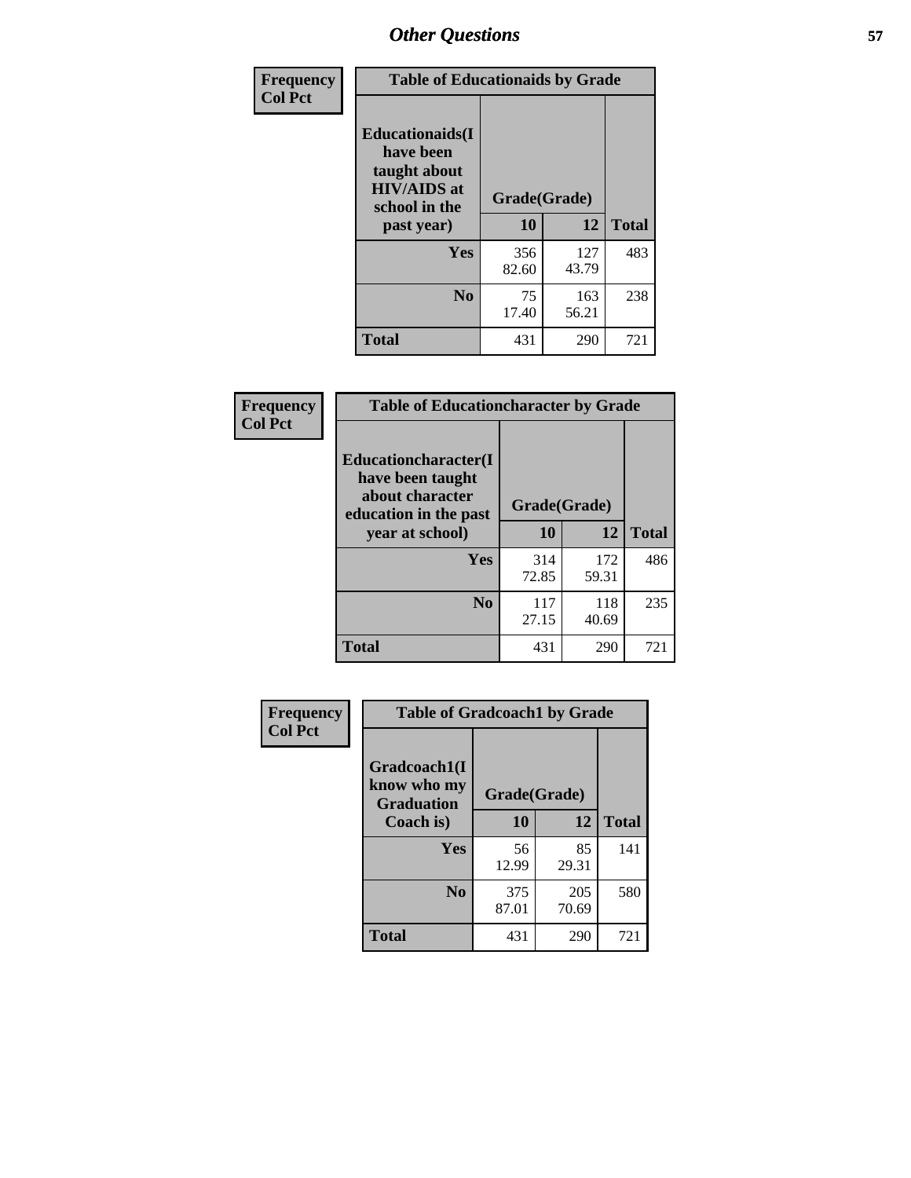# Other Questions

**Frequency**
**Col Pct**

| Table of Educationaids by Grade | | | |
|---|---|---|---|
| **Educationaids(I have been taught about HIV/AIDS at school in the past year)** | **Grade(Grade)** | | **Total** |
| | **10** | **12** | |
| **Yes** | 356<br>82.60 | 127<br>43.79 | 483 |
| **No** | 75<br>17.40 | 163<br>56.21 | 238 |
| **Total** | 431 | 290 | 721 |

**Frequency**
**Col Pct**

| Table of Educationcharacter by Grade | | | |
|---|---|---|---|
| **Educationcharacter(I have been taught about character education in the past year at school)** | **Grade(Grade)** | | **Total** |
| | **10** | **12** | |
| **Yes** | 314<br>72.85 | 172<br>59.31 | 486 |
| **No** | 117<br>27.15 | 118<br>40.69 | 235 |
| **Total** | 431 | 290 | 721 |

**Frequency**
**Col Pct**

| Table of Gradcoach1 by Grade | | | |
|---|---|---|---|
| **Gradcoach1(I know who my Graduation Coach is)** | **Grade(Grade)** | | **Total** |
| | **10** | **12** | |
| **Yes** | 56<br>12.99 | 85<br>29.31 | 141 |
| **No** | 375<br>87.01 | 205<br>70.69 | 580 |
| **Total** | 431 | 290 | 721 |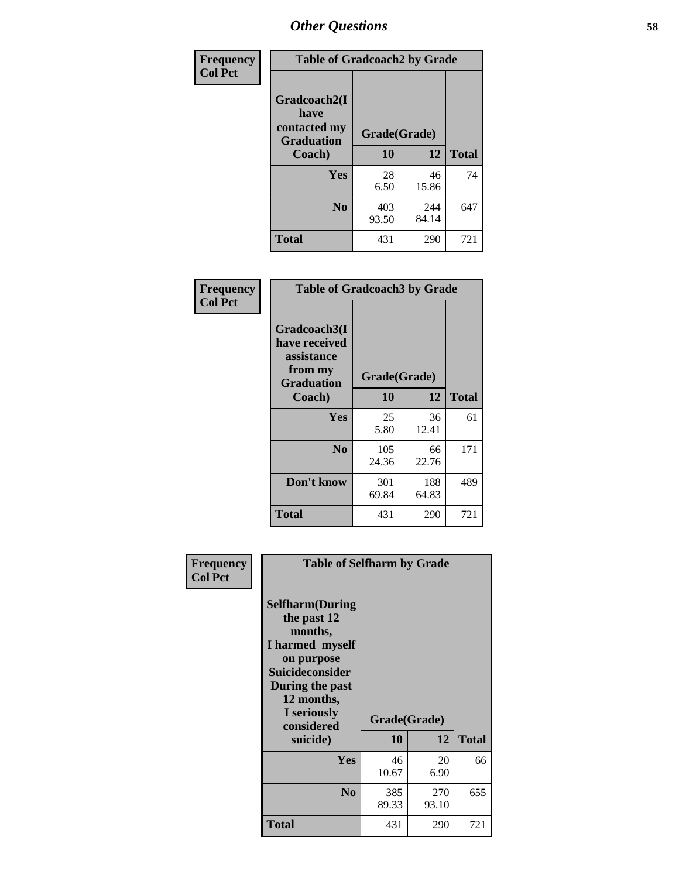# Other Questions

| Frequency<br>Col Pct | Table of Gradcoach2 by Grade | | |
|---|---|---|---|
| Gradcoach2(I have contacted my Graduation Coach) | Grade(Grade) | | |
| | 10 | 12 | Total |
| Yes | 28<br>6.50 | 46<br>15.86 | 74 |
| No | 403<br>93.50 | 244<br>84.14 | 647 |
| Total | 431 | 290 | 721 |

| Frequency<br>Col Pct | Table of Gradcoach3 by Grade | | |
|---|---|---|---|
| Gradcoach3(I have received assistance from my Graduation Coach) | Grade(Grade) | | |
| | 10 | 12 | Total |
| Yes | 25<br>5.80 | 36<br>12.41 | 61 |
| No | 105<br>24.36 | 66<br>22.76 | 171 |
| Don't know | 301<br>69.84 | 188<br>64.83 | 489 |
| Total | 431 | 290 | 721 |

| Frequency<br>Col Pct | Table of Selfharm by Grade | | |
|---|---|---|---|
| Selfharm(During the past 12 months, I harmed myself on purpose Suicideconsider During the past 12 months, I seriously considered suicide) | Grade(Grade) | | |
| | 10 | 12 | Total |
| Yes | 46<br>10.67 | 20<br>6.90 | 66 |
| No | 385<br>89.33 | 270<br>93.10 | 655 |
| Total | 431 | 290 | 721 |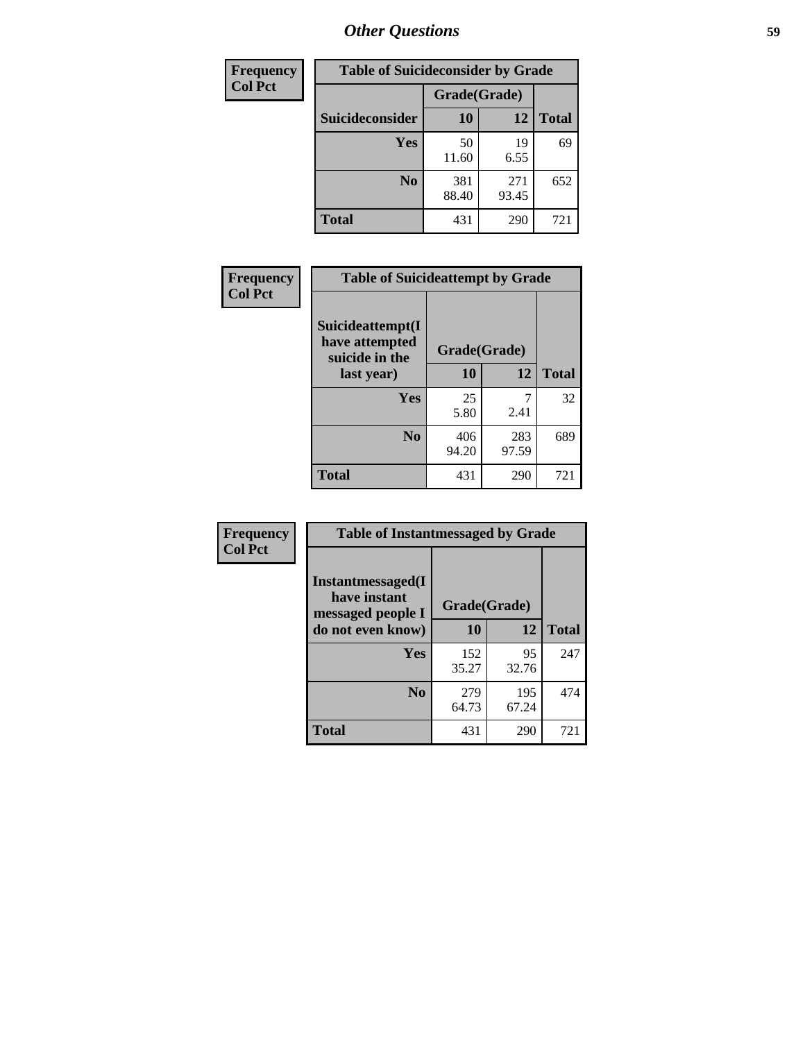# Other Questions

**Frequency**
**Col Pct**

| Table of Suicideconsider by Grade | | | |
|---|---|---|---|
| | Grade(Grade) | | |
| Suicideconsider | 10 | 12 | Total |
| Yes | 50<br>11.60 | 19<br>6.55 | 69 |
| No | 381<br>88.40 | 271<br>93.45 | 652 |
| Total | 431 | 290 | 721 |

**Frequency**
**Col Pct**

| Table of Suicideattempt by Grade | | | |
|---|---|---|---|
| Suicideattempt(I have attempted suicide in the last year) | Grade(Grade) | | |
| | 10 | 12 | Total |
| Yes | 25<br>5.80 | 7<br>2.41 | 32 |
| No | 406<br>94.20 | 283<br>97.59 | 689 |
| Total | 431 | 290 | 721 |

**Frequency**
**Col Pct**

| Table of Instantmessaged by Grade | | | |
|---|---|---|---|
| Instantmessaged(I have instant messaged people I do not even know) | Grade(Grade) | | |
| | 10 | 12 | Total |
| Yes | 152<br>35.27 | 95<br>32.76 | 247 |
| No | 279<br>64.73 | 195<br>67.24 | 474 |
| Total | 431 | 290 | 721 |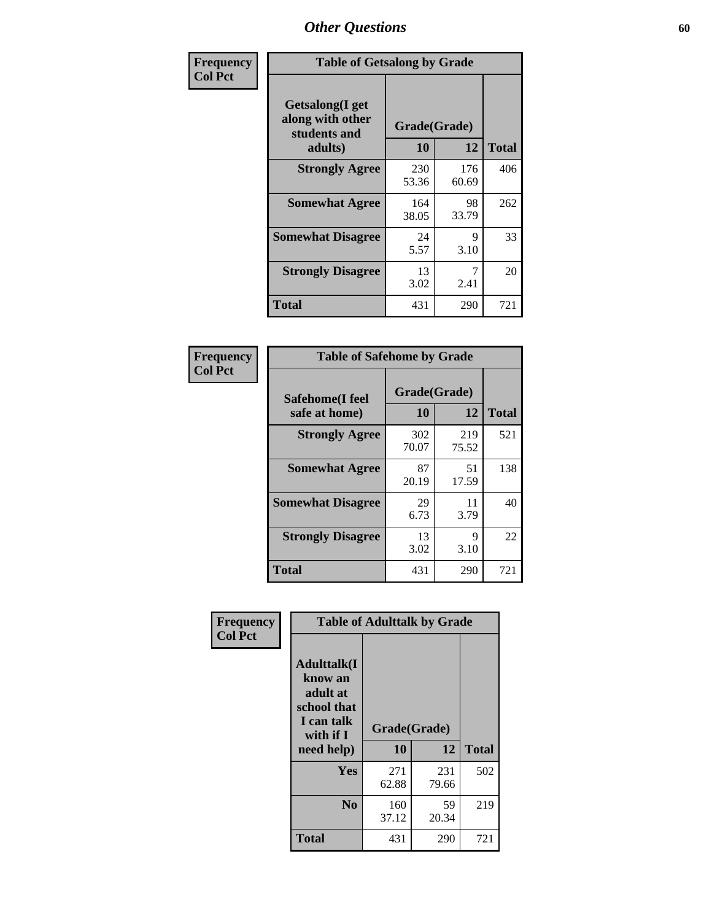# Other Questions

**Frequency**
**Col Pct**

**Table of Getsalong by Grade**

| Getsalong(I get along with other students and adults) | Grade(Grade) 10 | 12 | Total |
|---|---|---|---|
| **Strongly Agree** | 230<br>53.36 | 176<br>60.69 | 406 |
| **Somewhat Agree** | 164<br>38.05 | 98<br>33.79 | 262 |
| **Somewhat Disagree** | 24<br>5.57 | 9<br>3.10 | 33 |
| **Strongly Disagree** | 13<br>3.02 | 7<br>2.41 | 20 |
| **Total** | 431 | 290 | 721 |

**Frequency**
**Col Pct**

**Table of Safehome by Grade**

| Safehome(I feel safe at home) | Grade(Grade) 10 | 12 | Total |
|---|---|---|---|
| **Strongly Agree** | 302<br>70.07 | 219<br>75.52 | 521 |
| **Somewhat Agree** | 87<br>20.19 | 51<br>17.59 | 138 |
| **Somewhat Disagree** | 29<br>6.73 | 11<br>3.79 | 40 |
| **Strongly Disagree** | 13<br>3.02 | 9<br>3.10 | 22 |
| **Total** | 431 | 290 | 721 |

**Frequency**
**Col Pct**

**Table of Adulttalk by Grade**

| Adulttalk(I know an adult at school that I can talk with if I need help) | Grade(Grade) 10 | 12 | Total |
|---|---|---|---|
| **Yes** | 271<br>62.88 | 231<br>79.66 | 502 |
| **No** | 160<br>37.12 | 59<br>20.34 | 219 |
| **Total** | 431 | 290 | 721 |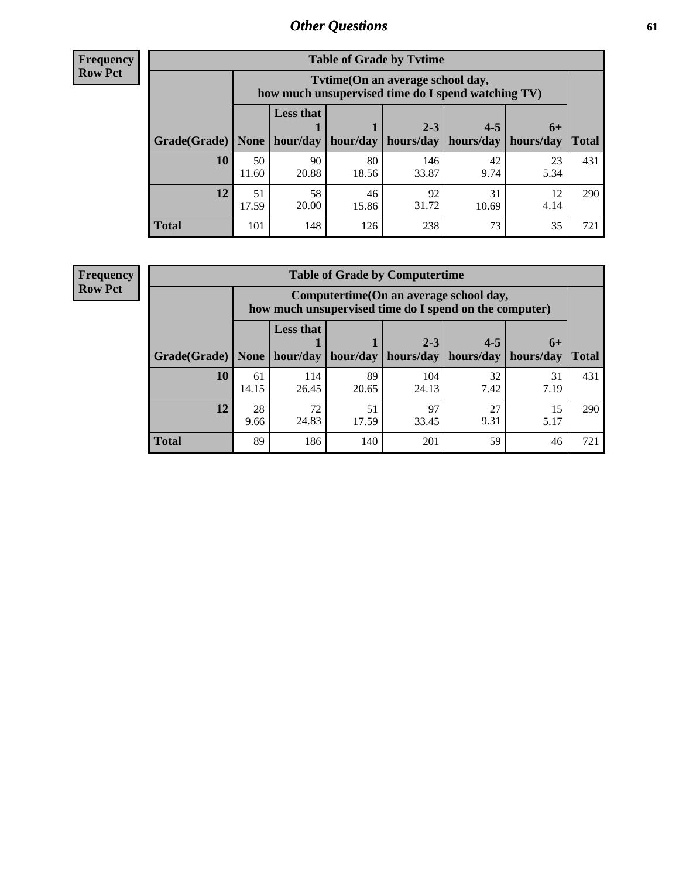# Other Questions

**Frequency**
**Row Pct**

**Table of Grade by Tvtime**

| Grade(Grade) | Tvtime(On an average school day, how much unsupervised time do I spend watching TV) None | Less that 1 hour/day | 1 hour/day | 2-3 hours/day | 4-5 hours/day | 6+ hours/day | Total |
|---|---|---|---|---|---|---|---|
| **10** | 50<br>11.60 | 90<br>20.88 | 80<br>18.56 | 146<br>33.87 | 42<br>9.74 | 23<br>5.34 | 431 |
| **12** | 51<br>17.59 | 58<br>20.00 | 46<br>15.86 | 92<br>31.72 | 31<br>10.69 | 12<br>4.14 | 290 |
| **Total** | 101 | 148 | 126 | 238 | 73 | 35 | 721 |

**Frequency**
**Row Pct**

**Table of Grade by Computertime**

| Grade(Grade) | Computertime(On an average school day, how much unsupervised time do I spend on the computer) None | Less that 1 hour/day | 1 hour/day | 2-3 hours/day | 4-5 hours/day | 6+ hours/day | Total |
|---|---|---|---|---|---|---|---|
| **10** | 61<br>14.15 | 114<br>26.45 | 89<br>20.65 | 104<br>24.13 | 32<br>7.42 | 31<br>7.19 | 431 |
| **12** | 28<br>9.66 | 72<br>24.83 | 51<br>17.59 | 97<br>33.45 | 27<br>9.31 | 15<br>5.17 | 290 |
| **Total** | 89 | 186 | 140 | 201 | 59 | 46 | 721 |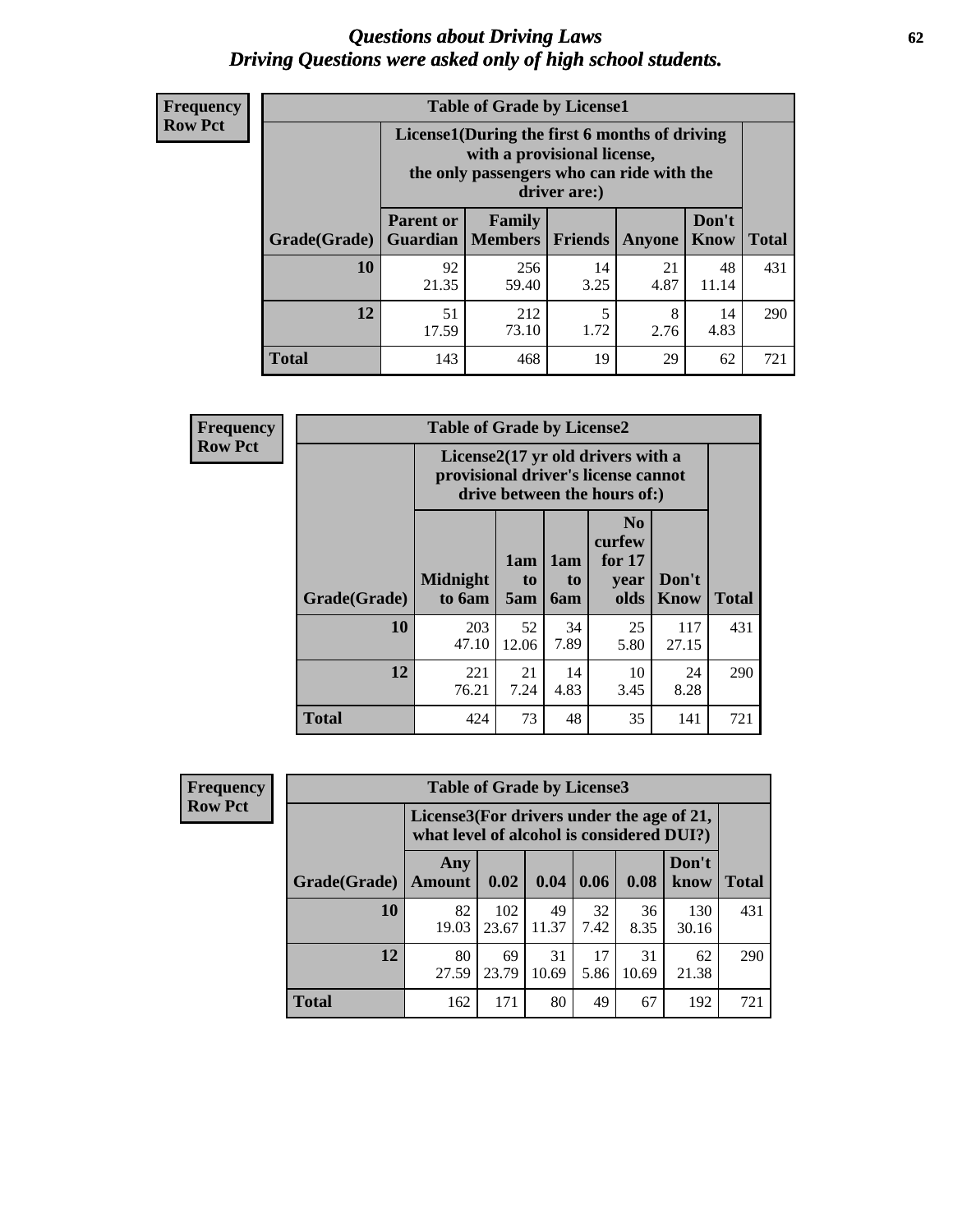# *Questions about Driving Laws*
# *Driving Questions were asked only of high school students.*

**Frequency**
**Row Pct**

**Table of Grade by License1**

| Grade(Grade) | License1(During the first 6 months of driving with a provisional license, the only passengers who can ride with the driver are:) | | | | | Total |
|---|---|---|---|---|---|---|
| | Parent or Guardian | Family Members | Friends | Anyone | Don't Know | |
| 10 | 92<br>21.35 | 256<br>59.40 | 14<br>3.25 | 21<br>4.87 | 48<br>11.14 | 431 |
| 12 | 51<br>17.59 | 212<br>73.10 | 5<br>1.72 | 8<br>2.76 | 14<br>4.83 | 290 |
| Total | 143 | 468 | 19 | 29 | 62 | 721 |

**Frequency**
**Row Pct**

**Table of Grade by License2**

| Grade(Grade) | License2(17 yr old drivers with a provisional driver's license cannot drive between the hours of:) | | | | | Total |
|---|---|---|---|---|---|---|
| | Midnight to 6am | 1am to 5am | 1am to 6am | No curfew for 17 year olds | Don't Know | |
| 10 | 203<br>47.10 | 52<br>12.06 | 34<br>7.89 | 25<br>5.80 | 117<br>27.15 | 431 |
| 12 | 221<br>76.21 | 21<br>7.24 | 14<br>4.83 | 10<br>3.45 | 24<br>8.28 | 290 |
| Total | 424 | 73 | 48 | 35 | 141 | 721 |

**Frequency**
**Row Pct**

**Table of Grade by License3**

| Grade(Grade) | License3(For drivers under the age of 21, what level of alcohol is considered DUI?) | | | | | | Total |
|---|---|---|---|---|---|---|---|
| | Any Amount | 0.02 | 0.04 | 0.06 | 0.08 | Don't know | |
| 10 | 82<br>19.03 | 102<br>23.67 | 49<br>11.37 | 32<br>7.42 | 36<br>8.35 | 130<br>30.16 | 431 |
| 12 | 80<br>27.59 | 69<br>23.79 | 31<br>10.69 | 17<br>5.86 | 31<br>10.69 | 62<br>21.38 | 290 |
| Total | 162 | 171 | 80 | 49 | 67 | 192 | 721 |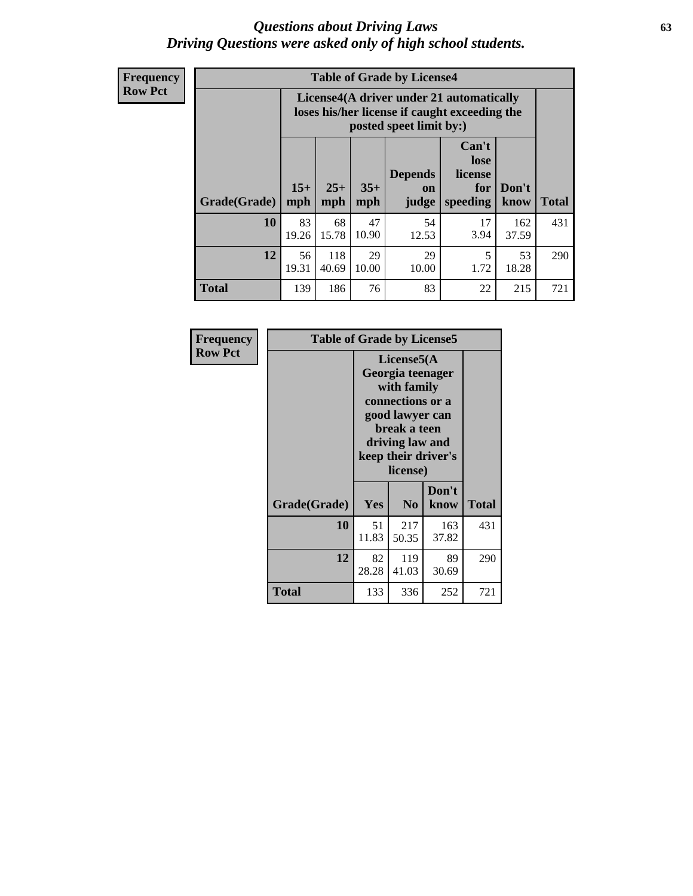# *Questions about Driving Laws*
## *Driving Questions were asked only of high school students.*

**Frequency**
**Row Pct**

| Table of Grade by License4 | | | | | | | |
|---|---|---|---|---|---|---|---|
| | License4(A driver under 21 automatically loses his/her license if caught exceeding the posted speet limit by:) | | | | | | |
| Grade(Grade) | 15+ mph | 25+ mph | 35+ mph | Depends on judge | Can't lose license for speeding | Don't know | Total |
| **10** | 83<br>19.26 | 68<br>15.78 | 47<br>10.90 | 54<br>12.53 | 17<br>3.94 | 162<br>37.59 | 431 |
| **12** | 56<br>19.31 | 118<br>40.69 | 29<br>10.00 | 29<br>10.00 | 5<br>1.72 | 53<br>18.28 | 290 |
| **Total** | 139 | 186 | 76 | 83 | 22 | 215 | 721 |

**Frequency**
**Row Pct**

| Table of Grade by License5 | | | | |
|---|---|---|---|---|
| | License5(A Georgia teenager with family connections or a good lawyer can break a teen driving law and keep their driver's license) | | | |
| Grade(Grade) | Yes | No | Don't know | Total |
| **10** | 51<br>11.83 | 217<br>50.35 | 163<br>37.82 | 431 |
| **12** | 82<br>28.28 | 119<br>41.03 | 89<br>30.69 | 290 |
| **Total** | 133 | 336 | 252 | 721 |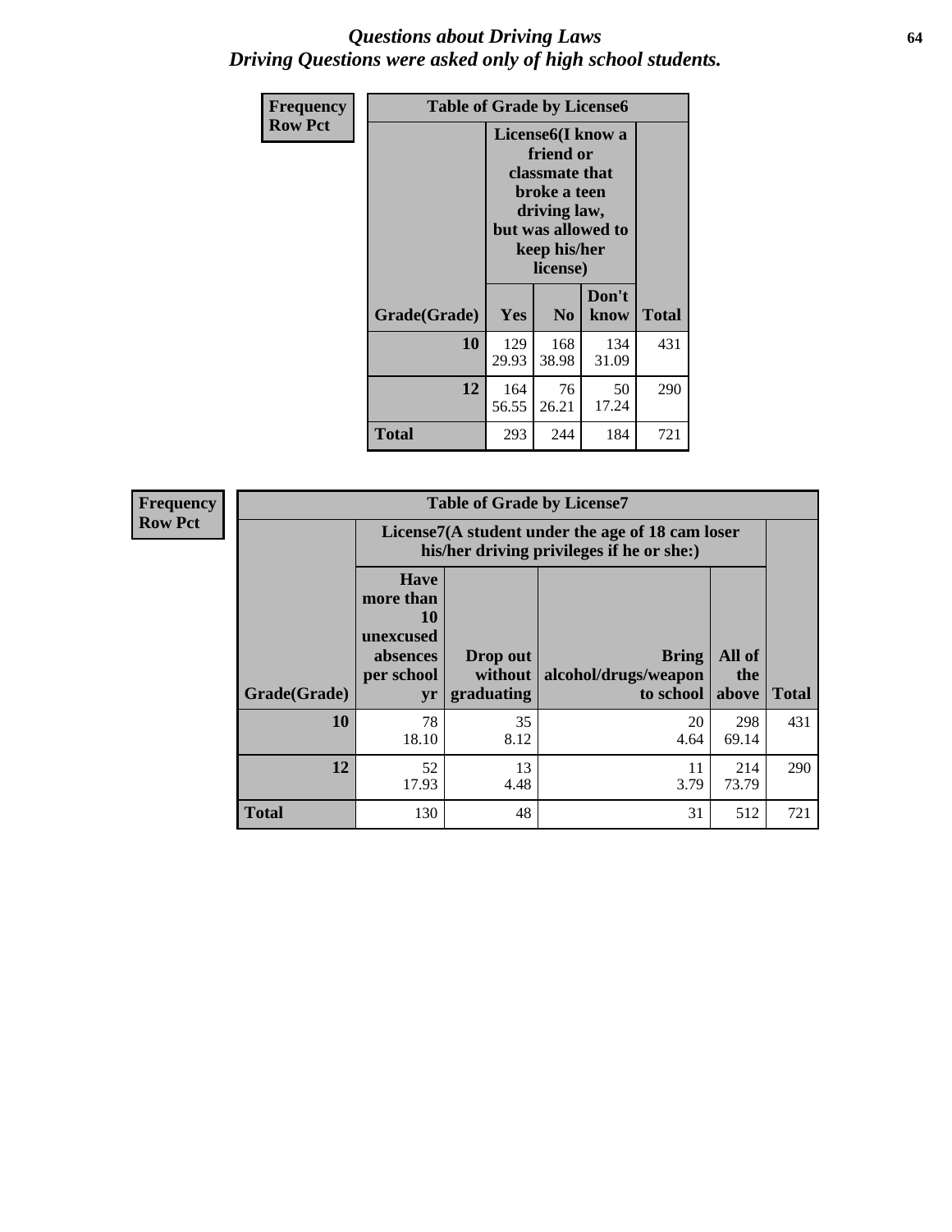# Questions about Driving Laws
# Driving Questions were asked only of high school students.

| Frequency<br>Row Pct | Table of Grade by License6 | | | |
|---|---|---|---|---|
| | License6(I know a friend or classmate that broke a teen driving law, but was allowed to keep his/her license) | | | |
| Grade(Grade) | Yes | No | Don't know | Total |
| 10 | 129<br>29.93 | 168<br>38.98 | 134<br>31.09 | 431 |
| 12 | 164<br>56.55 | 76<br>26.21 | 50<br>17.24 | 290 |
| Total | 293 | 244 | 184 | 721 |

| Frequency<br>Row Pct | Table of Grade by License7 | | | | |
|---|---|---|---|---|---|
| | License7(A student under the age of 18 cam loser his/her driving privileges if he or she:) | | | | |
| Grade(Grade) | Have more than 10 unexcused absences per school yr | Drop out without graduating | Bring alcohol/drugs/weapon to school | All of the above | Total |
| 10 | 78<br>18.10 | 35<br>8.12 | 20<br>4.64 | 298<br>69.14 | 431 |
| 12 | 52<br>17.93 | 13<br>4.48 | 11<br>3.79 | 214<br>73.79 | 290 |
| Total | 130 | 48 | 31 | 512 | 721 |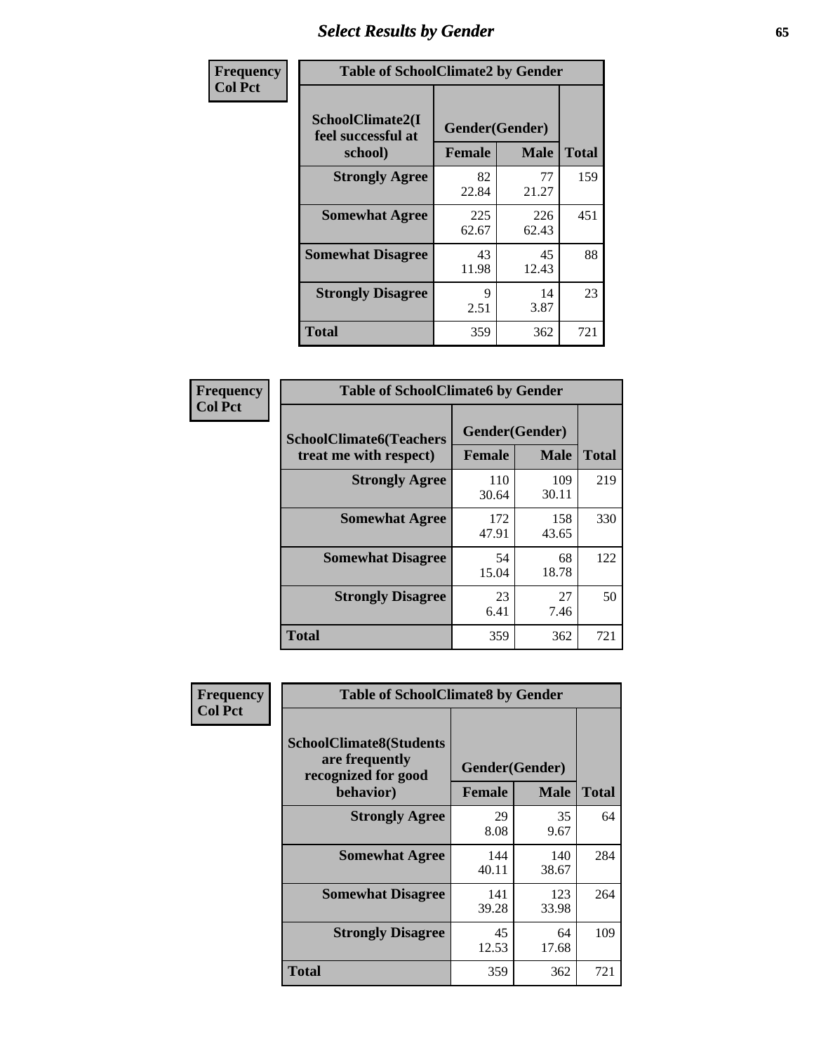# Select Results by Gender

**Frequency / Col Pct**

| Table of SchoolClimate2 by Gender | | | |
|---|---|---|---|
| SchoolClimate2(I feel successful at school) | Gender(Gender) | | |
| | Female | Male | Total |
| Strongly Agree | 82<br>22.84 | 77<br>21.27 | 159 |
| Somewhat Agree | 225<br>62.67 | 226<br>62.43 | 451 |
| Somewhat Disagree | 43<br>11.98 | 45<br>12.43 | 88 |
| Strongly Disagree | 9<br>2.51 | 14<br>3.87 | 23 |
| Total | 359 | 362 | 721 |

**Frequency / Col Pct**

| Table of SchoolClimate6 by Gender | | | |
|---|---|---|---|
| SchoolClimate6(Teachers treat me with respect) | Gender(Gender) | | |
| | Female | Male | Total |
| Strongly Agree | 110<br>30.64 | 109<br>30.11 | 219 |
| Somewhat Agree | 172<br>47.91 | 158<br>43.65 | 330 |
| Somewhat Disagree | 54<br>15.04 | 68<br>18.78 | 122 |
| Strongly Disagree | 23<br>6.41 | 27<br>7.46 | 50 |
| Total | 359 | 362 | 721 |

**Frequency / Col Pct**

| Table of SchoolClimate8 by Gender | | | |
|---|---|---|---|
| SchoolClimate8(Students are frequently recognized for good behavior) | Gender(Gender) | | |
| | Female | Male | Total |
| Strongly Agree | 29<br>8.08 | 35<br>9.67 | 64 |
| Somewhat Agree | 144<br>40.11 | 140<br>38.67 | 284 |
| Somewhat Disagree | 141<br>39.28 | 123<br>33.98 | 264 |
| Strongly Disagree | 45<br>12.53 | 64<br>17.68 | 109 |
| Total | 359 | 362 | 721 |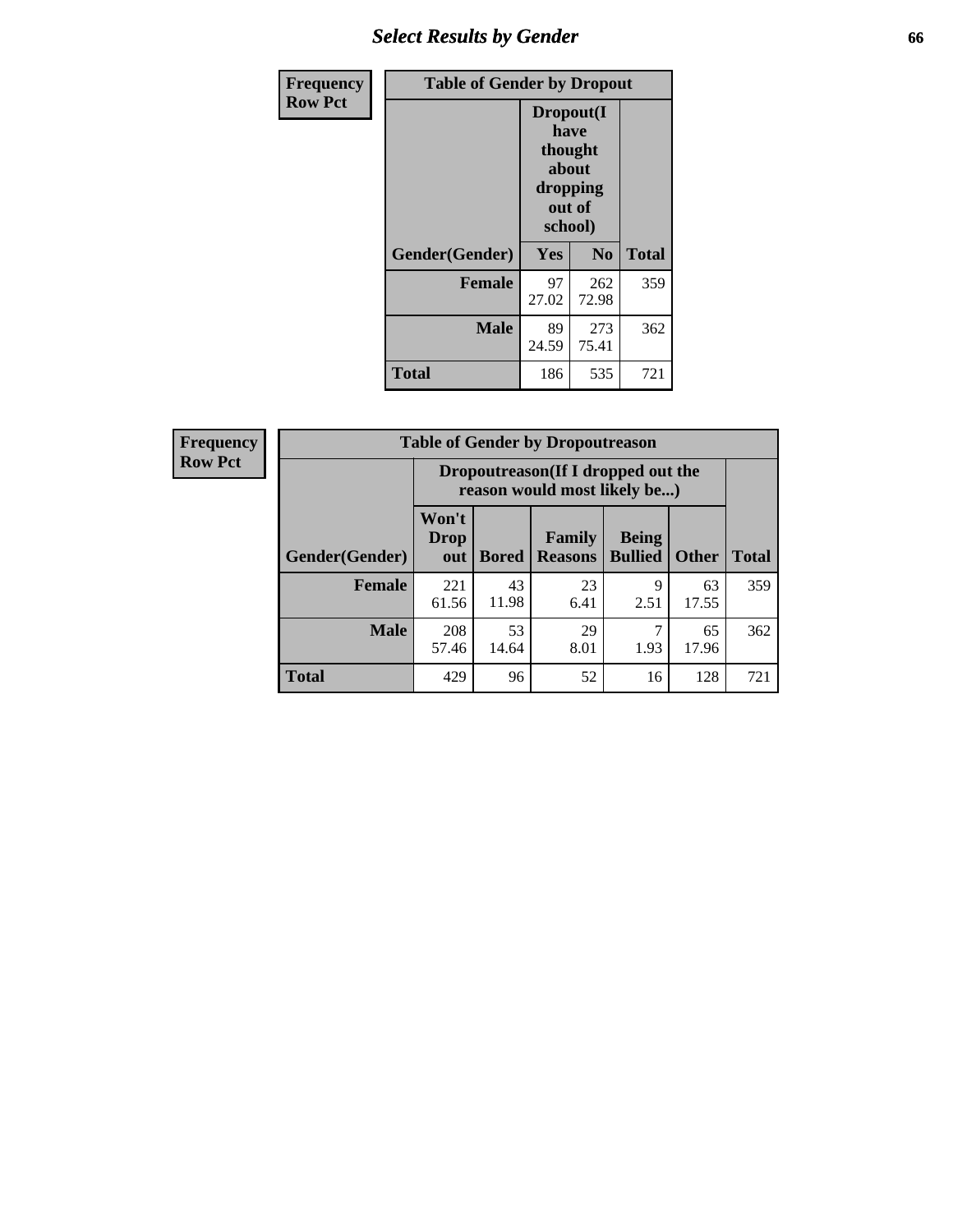| Frequency<br>Row Pct | Table of Gender by Dropout | | |
|---|---|---|---|
| | Dropout(I have thought about dropping out of school) | | |
| Gender(Gender) | Yes | No | Total |
| Female | 97<br>27.02 | 262<br>72.98 | 359 |
| Male | 89<br>24.59 | 273<br>75.41 | 362 |
| Total | 186 | 535 | 721 |

| Frequency<br>Row Pct | Table of Gender by Dropoutreason | | | | | |
|---|---|---|---|---|---|---|
| | Dropoutreason(If I dropped out the reason would most likely be...) | | | | | |
| Gender(Gender) | Won't Drop out | Bored | Family Reasons | Being Bullied | Other | Total |
| Female | 221<br>61.56 | 43<br>11.98 | 23<br>6.41 | 9<br>2.51 | 63<br>17.55 | 359 |
| Male | 208<br>57.46 | 53<br>14.64 | 29<br>8.01 | 7<br>1.93 | 65<br>17.96 | 362 |
| Total | 429 | 96 | 52 | 16 | 128 | 721 |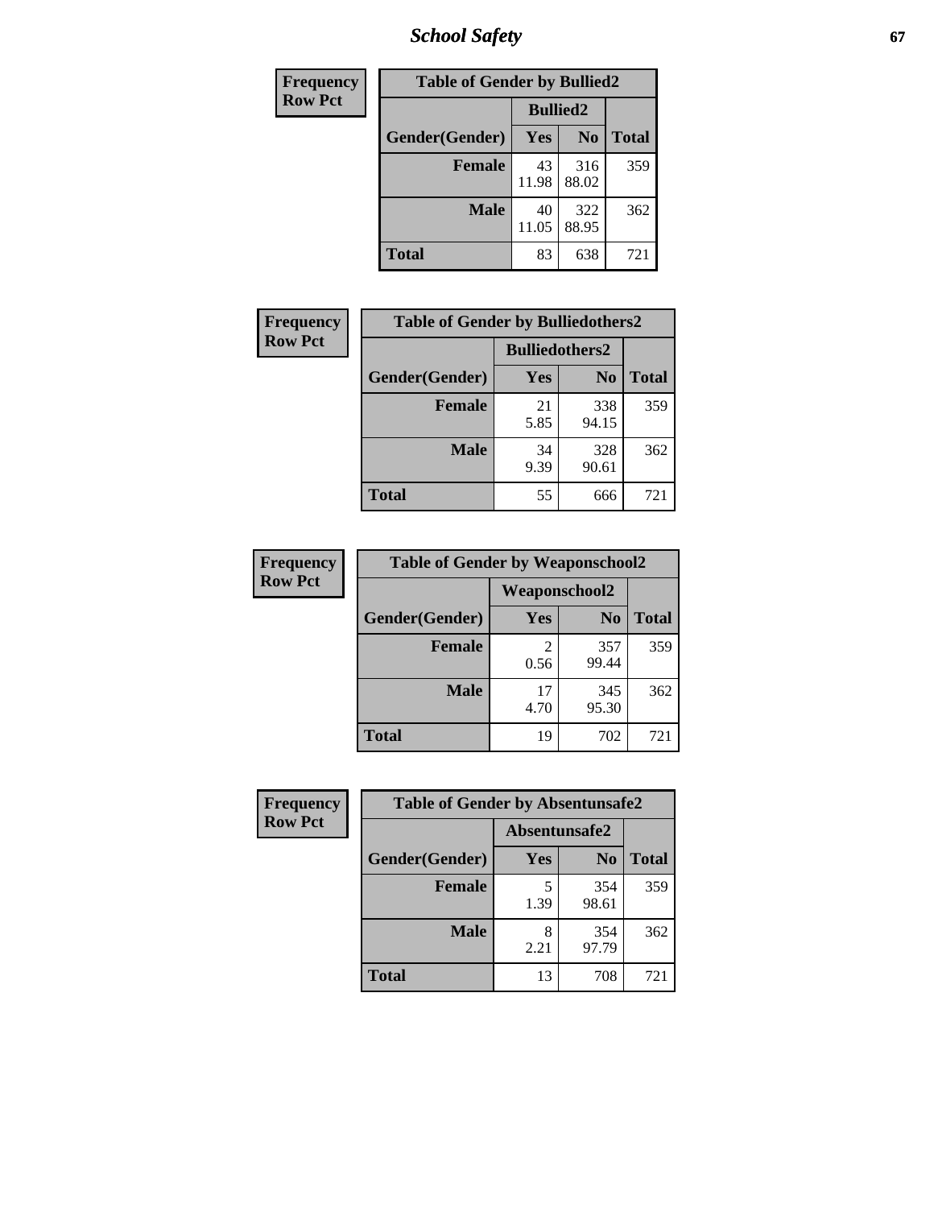| Frequency<br>Row Pct | | | |
|---|---|---|---|
| **Table of Gender by Bullied2** | | | |
| | **Bullied2** | | |
| **Gender(Gender)** | **Yes** | **No** | **Total** |
| **Female** | 43<br>11.98 | 316<br>88.02 | 359 |
| **Male** | 40<br>11.05 | 322<br>88.95 | 362 |
| **Total** | 83 | 638 | 721 |

| Frequency<br>Row Pct | | | |
|---|---|---|---|
| **Table of Gender by Bulliedothers2** | | | |
| | **Bulliedothers2** | | |
| **Gender(Gender)** | **Yes** | **No** | **Total** |
| **Female** | 21<br>5.85 | 338<br>94.15 | 359 |
| **Male** | 34<br>9.39 | 328<br>90.61 | 362 |
| **Total** | 55 | 666 | 721 |

| Frequency<br>Row Pct | | | |
|---|---|---|---|
| **Table of Gender by Weaponschool2** | | | |
| | **Weaponschool2** | | |
| **Gender(Gender)** | **Yes** | **No** | **Total** |
| **Female** | 2<br>0.56 | 357<br>99.44 | 359 |
| **Male** | 17<br>4.70 | 345<br>95.30 | 362 |
| **Total** | 19 | 702 | 721 |

| Frequency<br>Row Pct | | | |
|---|---|---|---|
| **Table of Gender by Absentunsafe2** | | | |
| | **Absentunsafe2** | | |
| **Gender(Gender)** | **Yes** | **No** | **Total** |
| **Female** | 5<br>1.39 | 354<br>98.61 | 359 |
| **Male** | 8<br>2.21 | 354<br>97.79 | 362 |
| **Total** | 13 | 708 | 721 |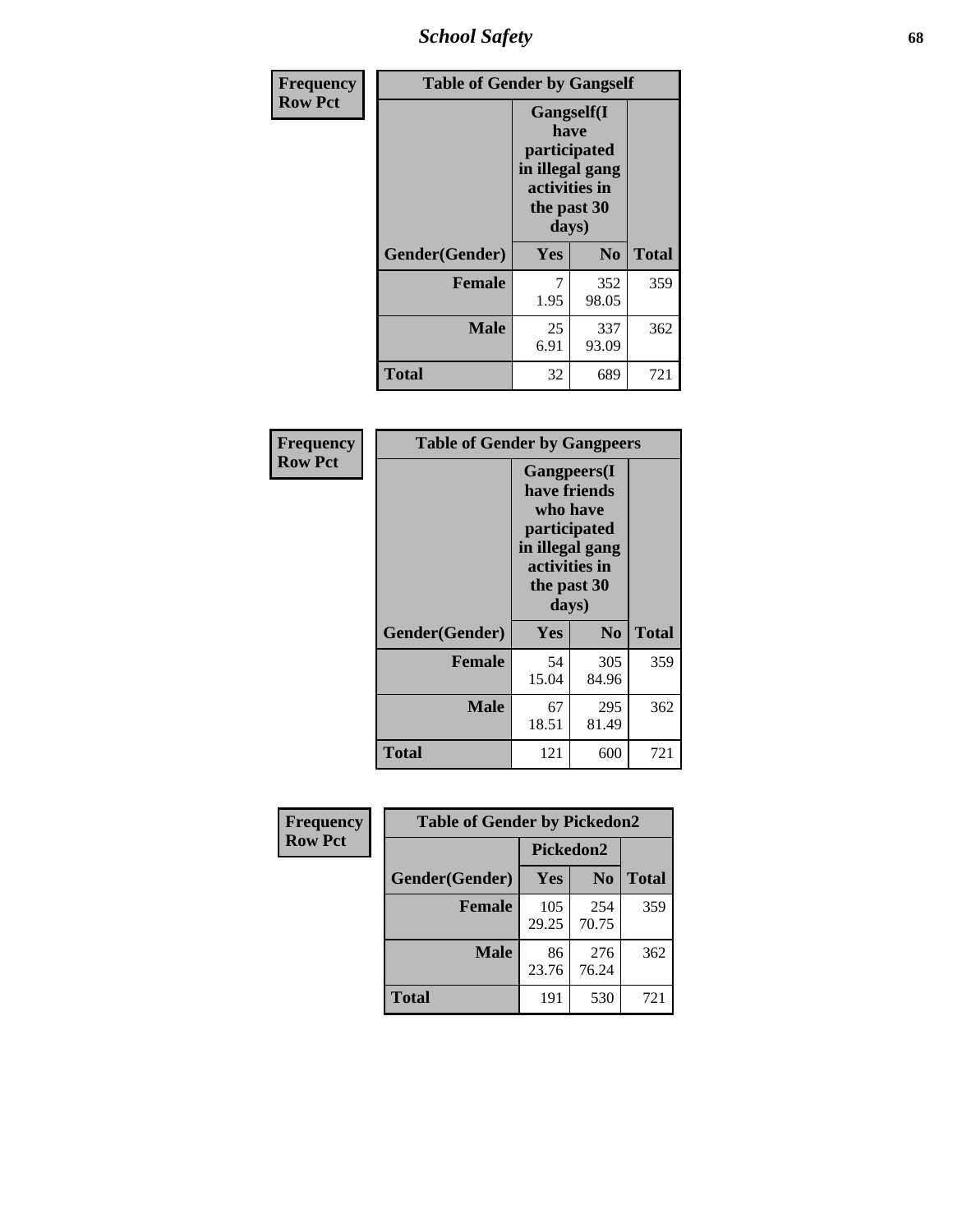| Frequency Row Pct | Table of Gender by Gangself | | |
|---|---|---|---|
| | Gangself(I have participated in illegal gang activities in the past 30 days) | | |
| Gender(Gender) | Yes | No | Total |
| Female | 7<br>1.95 | 352<br>98.05 | 359 |
| Male | 25<br>6.91 | 337<br>93.09 | 362 |
| Total | 32 | 689 | 721 |

| Frequency Row Pct | Table of Gender by Gangpeers | | |
|---|---|---|---|
| | Gangpeers(I have friends who have participated in illegal gang activities in the past 30 days) | | |
| Gender(Gender) | Yes | No | Total |
| Female | 54<br>15.04 | 305<br>84.96 | 359 |
| Male | 67<br>18.51 | 295<br>81.49 | 362 |
| Total | 121 | 600 | 721 |

| Frequency Row Pct | Table of Gender by Pickedon2 | | |
|---|---|---|---|
| | Pickedon2 | | |
| Gender(Gender) | Yes | No | Total |
| Female | 105<br>29.25 | 254<br>70.75 | 359 |
| Male | 86<br>23.76 | 276<br>76.24 | 362 |
| Total | 191 | 530 | 721 |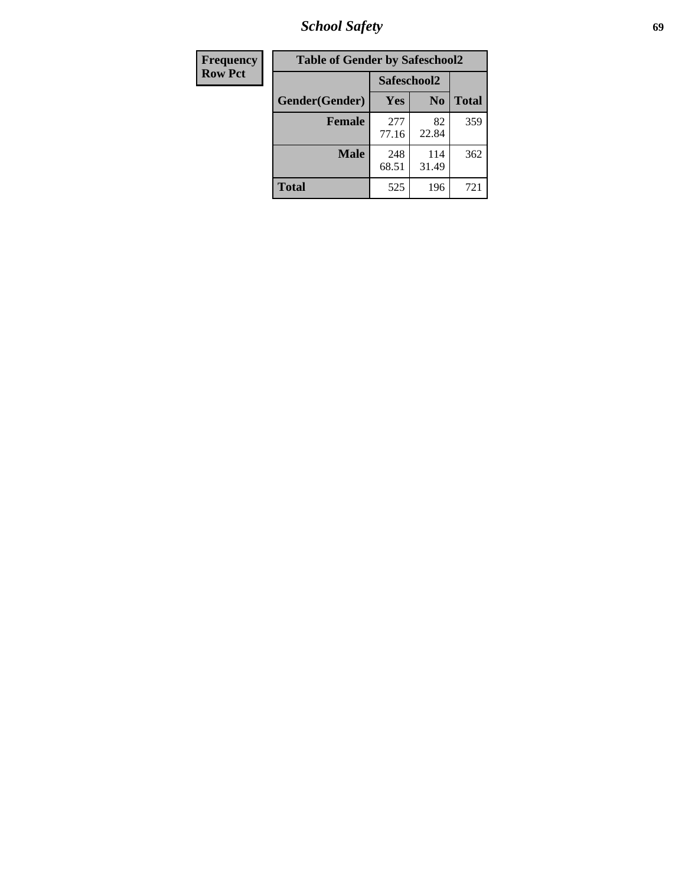| Frequency<br>Row Pct | Table of Gender by Safeschool2 | | |
|---|---|---|---|
| | Safeschool2 | | |
| Gender(Gender) | Yes | No | Total |
| **Female** | 277<br>77.16 | 82<br>22.84 | 359 |
| **Male** | 248<br>68.51 | 114<br>31.49 | 362 |
| **Total** | 525 | 196 | 721 |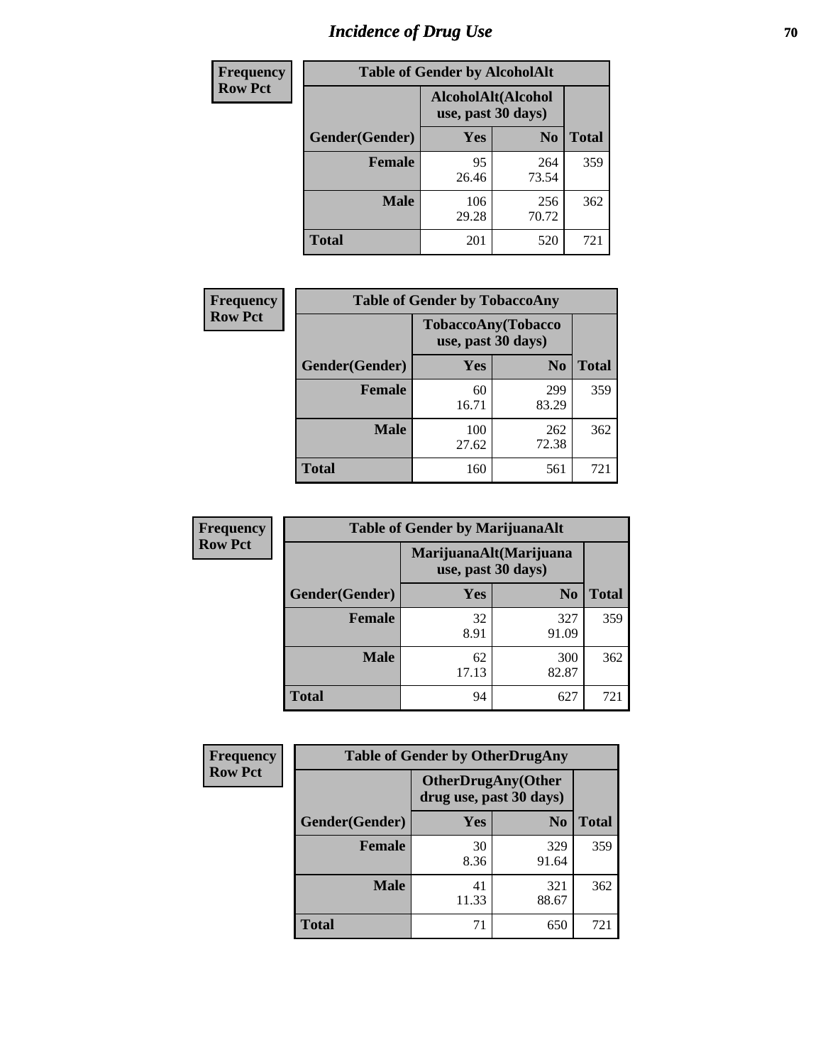# Incidence of Drug Use

| Frequency<br>Row Pct | Table of Gender by AlcoholAlt | | |
|---|---|---|---|
| | AlcoholAlt(Alcohol use, past 30 days) | | |
| Gender(Gender) | Yes | No | Total |
| Female | 95<br>26.46 | 264<br>73.54 | 359 |
| Male | 106<br>29.28 | 256<br>70.72 | 362 |
| Total | 201 | 520 | 721 |

| Frequency<br>Row Pct | Table of Gender by TobaccoAny | | |
|---|---|---|---|
| | TobaccoAny(Tobacco use, past 30 days) | | |
| Gender(Gender) | Yes | No | Total |
| Female | 60<br>16.71 | 299<br>83.29 | 359 |
| Male | 100<br>27.62 | 262<br>72.38 | 362 |
| Total | 160 | 561 | 721 |

| Frequency<br>Row Pct | Table of Gender by MarijuanaAlt | | |
|---|---|---|---|
| | MarijuanaAlt(Marijuana use, past 30 days) | | |
| Gender(Gender) | Yes | No | Total |
| Female | 32<br>8.91 | 327<br>91.09 | 359 |
| Male | 62<br>17.13 | 300<br>82.87 | 362 |
| Total | 94 | 627 | 721 |

| Frequency<br>Row Pct | Table of Gender by OtherDrugAny | | |
|---|---|---|---|
| | OtherDrugAny(Other drug use, past 30 days) | | |
| Gender(Gender) | Yes | No | Total |
| Female | 30<br>8.36 | 329<br>91.64 | 359 |
| Male | 41<br>11.33 | 321<br>88.67 | 362 |
| Total | 71 | 650 | 721 |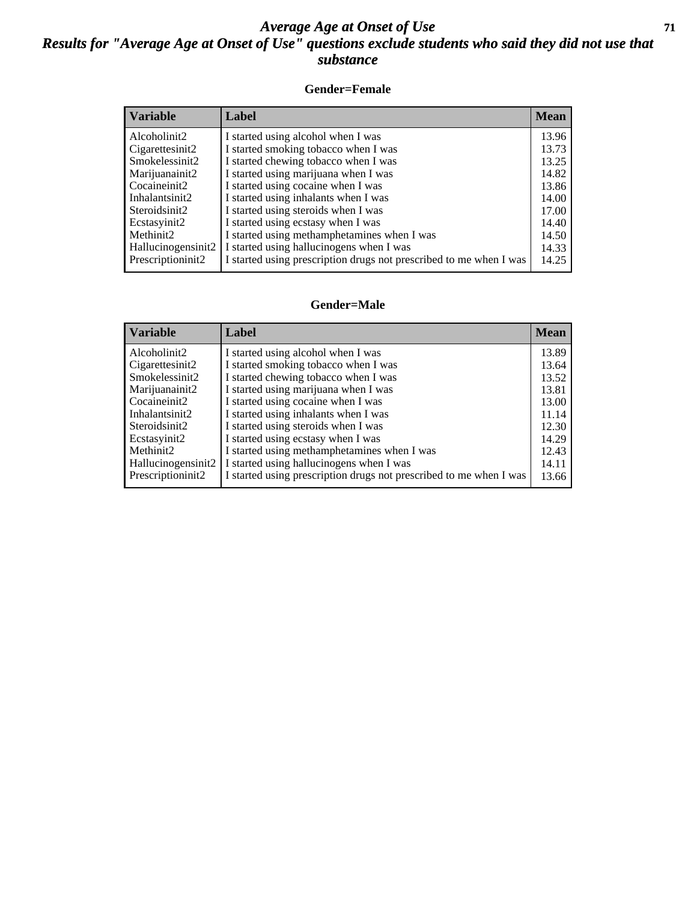# *Average Age at Onset of Use*
## *Results for "Average Age at Onset of Use" questions exclude students who said they did not use that substance*

### Gender=Female

| Variable | Label | Mean |
|---|---|---|
| Alcoholinit2 | I started using alcohol when I was | 13.96 |
| Cigarettesinit2 | I started smoking tobacco when I was | 13.73 |
| Smokelessinit2 | I started chewing tobacco when I was | 13.25 |
| Marijuanainit2 | I started using marijuana when I was | 14.82 |
| Cocaineinit2 | I started using cocaine when I was | 13.86 |
| Inhalantsinit2 | I started using inhalants when I was | 14.00 |
| Steroidsinit2 | I started using steroids when I was | 17.00 |
| Ecstasyinit2 | I started using ecstasy when I was | 14.40 |
| Methinit2 | I started using methamphetamines when I was | 14.50 |
| Hallucinogensinit2 | I started using hallucinogens when I was | 14.33 |
| Prescriptioninit2 | I started using prescription drugs not prescribed to me when I was | 14.25 |

### Gender=Male

| Variable | Label | Mean |
|---|---|---|
| Alcoholinit2 | I started using alcohol when I was | 13.89 |
| Cigarettesinit2 | I started smoking tobacco when I was | 13.64 |
| Smokelessinit2 | I started chewing tobacco when I was | 13.52 |
| Marijuanainit2 | I started using marijuana when I was | 13.81 |
| Cocaineinit2 | I started using cocaine when I was | 13.00 |
| Inhalantsinit2 | I started using inhalants when I was | 11.14 |
| Steroidsinit2 | I started using steroids when I was | 12.30 |
| Ecstasyinit2 | I started using ecstasy when I was | 14.29 |
| Methinit2 | I started using methamphetamines when I was | 12.43 |
| Hallucinogensinit2 | I started using hallucinogens when I was | 14.11 |
| Prescriptioninit2 | I started using prescription drugs not prescribed to me when I was | 13.66 |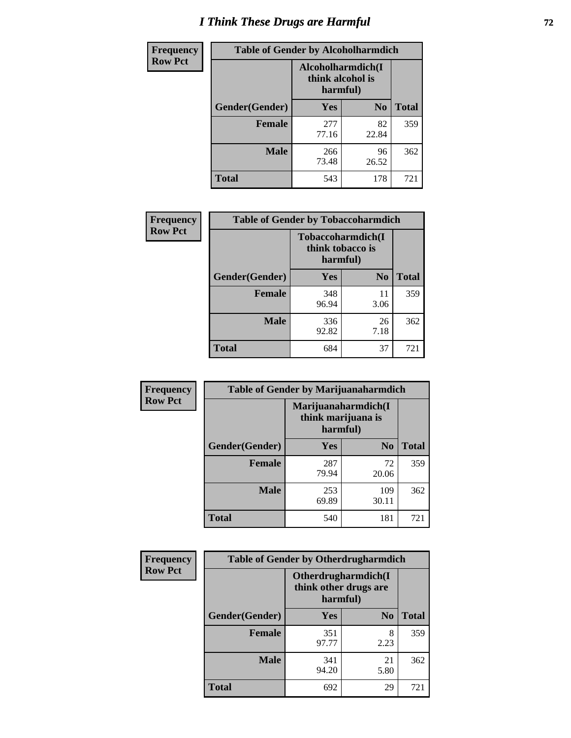# I Think These Drugs are Harmful

| Frequency Row Pct | Table of Gender by Alcoholharmdich | | |
|---|---|---|---|
| | Alcoholharmdich(I think alcohol is harmful) | | |
| Gender(Gender) | Yes | No | Total |
| Female | 277<br>77.16 | 82<br>22.84 | 359 |
| Male | 266<br>73.48 | 96<br>26.52 | 362 |
| Total | 543 | 178 | 721 |

| Frequency Row Pct | Table of Gender by Tobaccoharmdich | | |
|---|---|---|---|
| | Tobaccoharmdich(I think tobacco is harmful) | | |
| Gender(Gender) | Yes | No | Total |
| Female | 348<br>96.94 | 11<br>3.06 | 359 |
| Male | 336<br>92.82 | 26<br>7.18 | 362 |
| Total | 684 | 37 | 721 |

| Frequency Row Pct | Table of Gender by Marijuanaharmdich | | |
|---|---|---|---|
| | Marijuanaharmdich(I think marijuana is harmful) | | |
| Gender(Gender) | Yes | No | Total |
| Female | 287<br>79.94 | 72<br>20.06 | 359 |
| Male | 253<br>69.89 | 109<br>30.11 | 362 |
| Total | 540 | 181 | 721 |

| Frequency Row Pct | Table of Gender by Otherdrugharmdich | | |
|---|---|---|---|
| | Otherdrugharmdich(I think other drugs are harmful) | | |
| Gender(Gender) | Yes | No | Total |
| Female | 351<br>97.77 | 8<br>2.23 | 359 |
| Male | 341<br>94.20 | 21<br>5.80 | 362 |
| Total | 692 | 29 | 721 |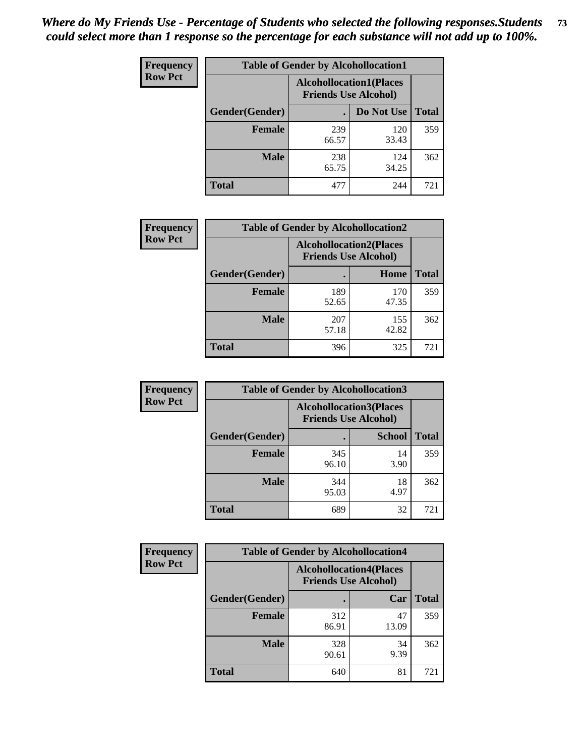*Where do My Friends Use - Percentage of Students who selected the following responses.Students could select more than 1 response so the percentage for each substance will not add up to 100%.*

**Frequency Row Pct**

| Table of Gender by Alcohollocation1 | | | |
|---|---|---|---|
| | Alcohollocation1(Places Friends Use Alcohol) | | |
| Gender(Gender) | . | Do Not Use | Total |
| Female | 239<br>66.57 | 120<br>33.43 | 359 |
| Male | 238<br>65.75 | 124<br>34.25 | 362 |
| Total | 477 | 244 | 721 |

**Frequency Row Pct**

| Table of Gender by Alcohollocation2 | | | |
|---|---|---|---|
| | Alcohollocation2(Places Friends Use Alcohol) | | |
| Gender(Gender) | . | Home | Total |
| Female | 189<br>52.65 | 170<br>47.35 | 359 |
| Male | 207<br>57.18 | 155<br>42.82 | 362 |
| Total | 396 | 325 | 721 |

**Frequency Row Pct**

| Table of Gender by Alcohollocation3 | | | |
|---|---|---|---|
| | Alcohollocation3(Places Friends Use Alcohol) | | |
| Gender(Gender) | . | School | Total |
| Female | 345<br>96.10 | 14<br>3.90 | 359 |
| Male | 344<br>95.03 | 18<br>4.97 | 362 |
| Total | 689 | 32 | 721 |

**Frequency Row Pct**

| Table of Gender by Alcohollocation4 | | | |
|---|---|---|---|
| | Alcohollocation4(Places Friends Use Alcohol) | | |
| Gender(Gender) | . | Car | Total |
| Female | 312<br>86.91 | 47<br>13.09 | 359 |
| Male | 328<br>90.61 | 34<br>9.39 | 362 |
| Total | 640 | 81 | 721 |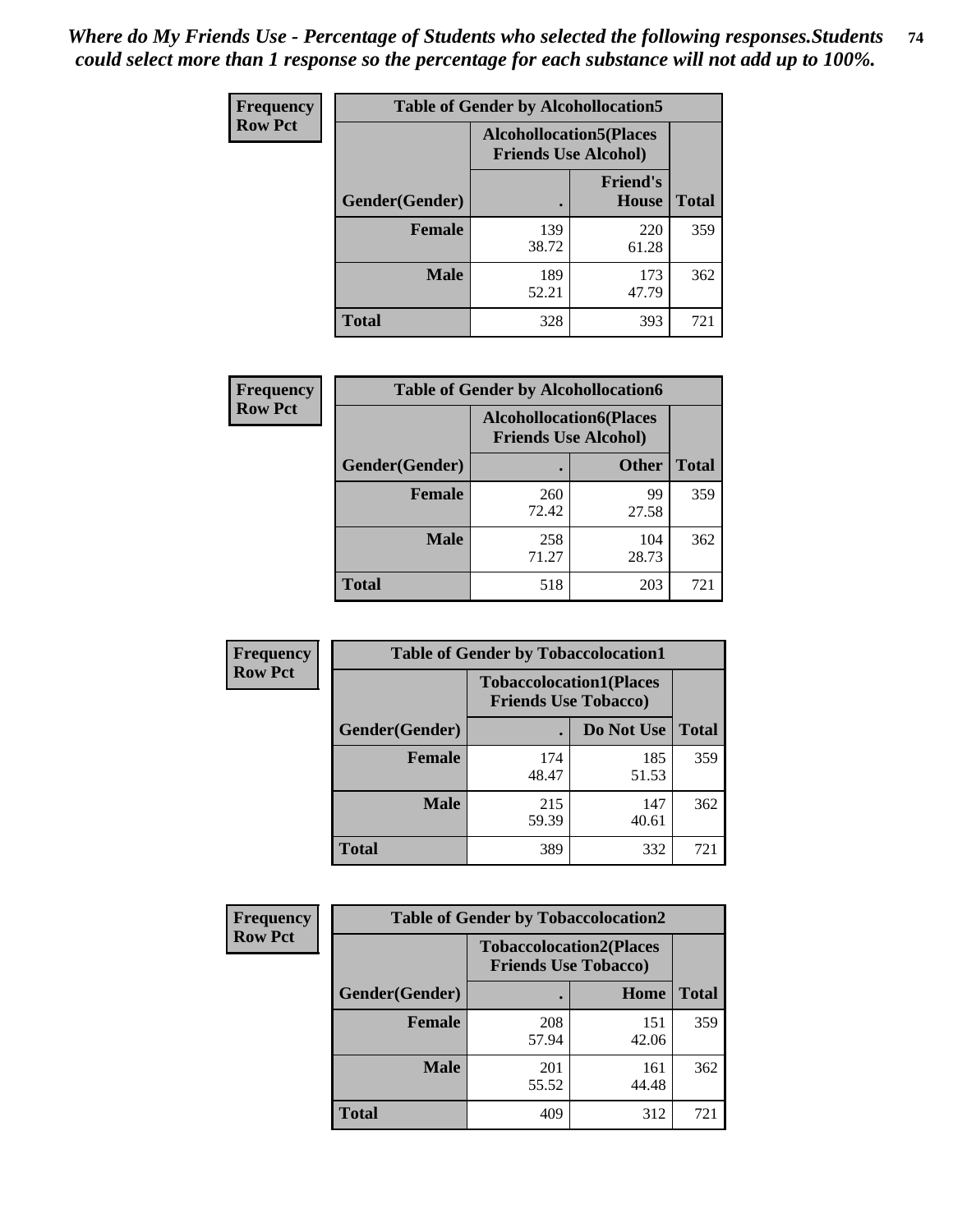*Where do My Friends Use - Percentage of Students who selected the following responses.Students could select more than 1 response so the percentage for each substance will not add up to 100%.*

| Frequency Row Pct | Table of Gender by Alcohollocation5 | | |
|---|---|---|---|
| | Alcohollocation5(Places Friends Use Alcohol) | | |
| Gender(Gender) | . | Friend's House | Total |
| Female | 139<br>38.72 | 220<br>61.28 | 359 |
| Male | 189<br>52.21 | 173<br>47.79 | 362 |
| Total | 328 | 393 | 721 |

| Frequency Row Pct | Table of Gender by Alcohollocation6 | | |
|---|---|---|---|
| | Alcohollocation6(Places Friends Use Alcohol) | | |
| Gender(Gender) | . | Other | Total |
| Female | 260<br>72.42 | 99<br>27.58 | 359 |
| Male | 258<br>71.27 | 104<br>28.73 | 362 |
| Total | 518 | 203 | 721 |

| Frequency Row Pct | Table of Gender by Tobaccolocation1 | | |
|---|---|---|---|
| | Tobaccolocation1(Places Friends Use Tobacco) | | |
| Gender(Gender) | . | Do Not Use | Total |
| Female | 174<br>48.47 | 185<br>51.53 | 359 |
| Male | 215<br>59.39 | 147<br>40.61 | 362 |
| Total | 389 | 332 | 721 |

| Frequency Row Pct | Table of Gender by Tobaccolocation2 | | |
|---|---|---|---|
| | Tobaccolocation2(Places Friends Use Tobacco) | | |
| Gender(Gender) | . | Home | Total |
| Female | 208<br>57.94 | 151<br>42.06 | 359 |
| Male | 201<br>55.52 | 161<br>44.48 | 362 |
| Total | 409 | 312 | 721 |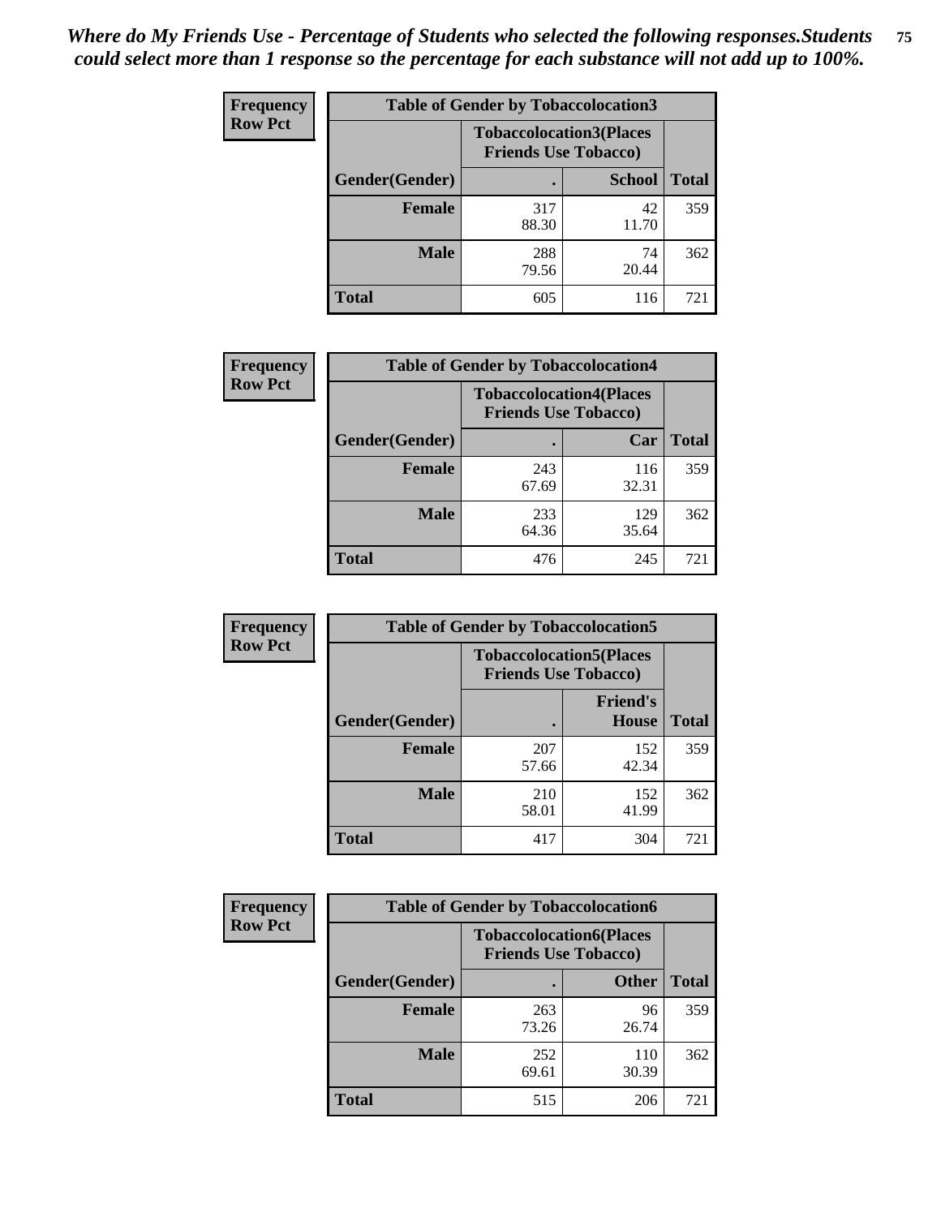*Where do My Friends Use - Percentage of Students who selected the following responses.Students could select more than 1 response so the percentage for each substance will not add up to 100%.*

**Frequency / Row Pct**

| Table of Gender by Tobaccolocation3 | | | |
|---|---|---|---|
| | Tobaccolocation3(Places Friends Use Tobacco) | | |
| Gender(Gender) | . | School | Total |
| Female | 317<br>88.30 | 42<br>11.70 | 359 |
| Male | 288<br>79.56 | 74<br>20.44 | 362 |
| Total | 605 | 116 | 721 |

**Frequency / Row Pct**

| Table of Gender by Tobaccolocation4 | | | |
|---|---|---|---|
| | Tobaccolocation4(Places Friends Use Tobacco) | | |
| Gender(Gender) | . | Car | Total |
| Female | 243<br>67.69 | 116<br>32.31 | 359 |
| Male | 233<br>64.36 | 129<br>35.64 | 362 |
| Total | 476 | 245 | 721 |

**Frequency / Row Pct**

| Table of Gender by Tobaccolocation5 | | | |
|---|---|---|---|
| | Tobaccolocation5(Places Friends Use Tobacco) | | |
| Gender(Gender) | . | Friend's House | Total |
| Female | 207<br>57.66 | 152<br>42.34 | 359 |
| Male | 210<br>58.01 | 152<br>41.99 | 362 |
| Total | 417 | 304 | 721 |

**Frequency / Row Pct**

| Table of Gender by Tobaccolocation6 | | | |
|---|---|---|---|
| | Tobaccolocation6(Places Friends Use Tobacco) | | |
| Gender(Gender) | . | Other | Total |
| Female | 263<br>73.26 | 96<br>26.74 | 359 |
| Male | 252<br>69.61 | 110<br>30.39 | 362 |
| Total | 515 | 206 | 721 |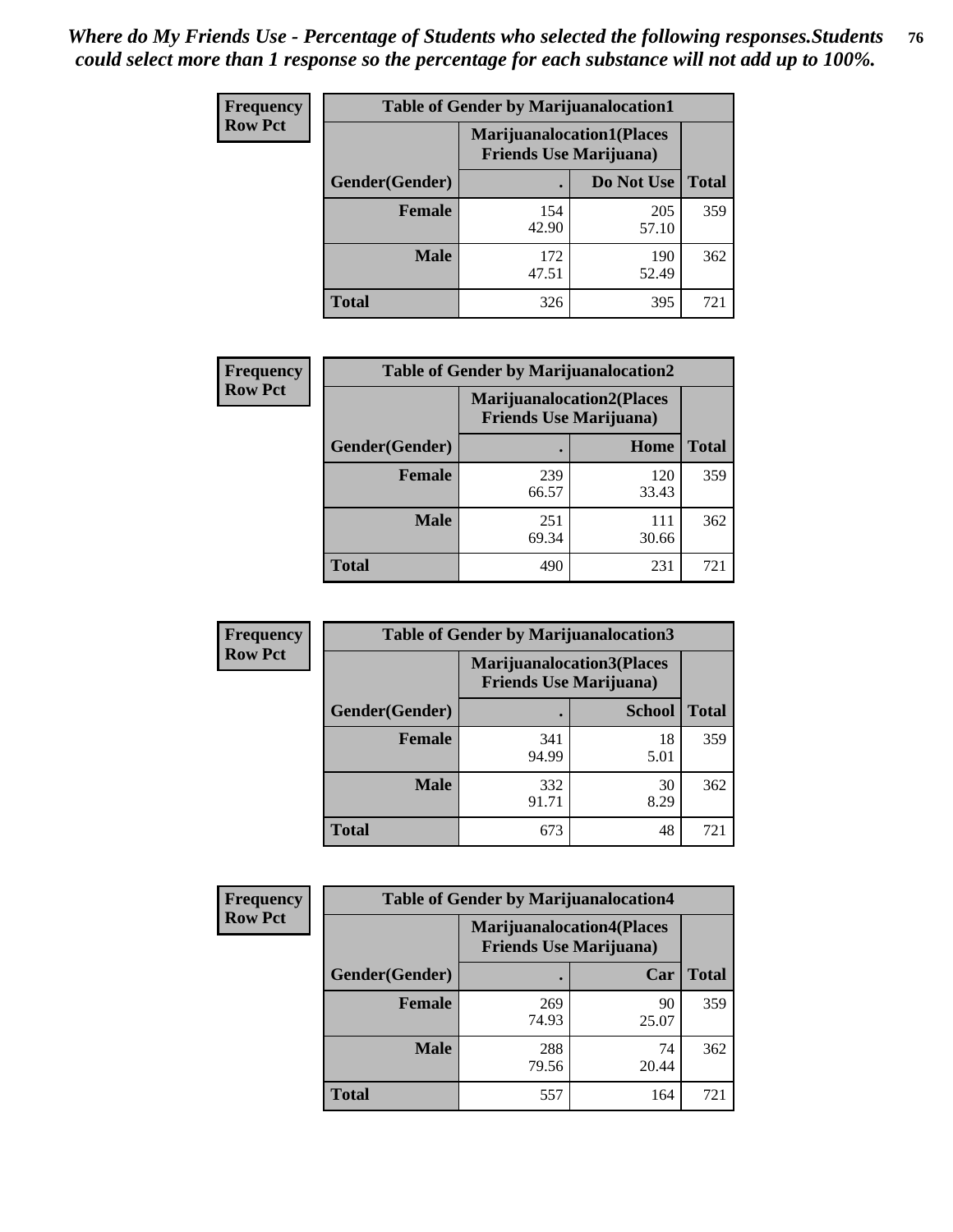*Where do My Friends Use - Percentage of Students who selected the following responses.Students could select more than 1 response so the percentage for each substance will not add up to 100%.*

**Frequency**
**Row Pct**

| Table of Gender by Marijuanalocation1 | | | |
|---|---|---|---|
| | Marijuanalocation1(Places Friends Use Marijuana) | | |
| Gender(Gender) | . | Do Not Use | Total |
| Female | 154<br>42.90 | 205<br>57.10 | 359 |
| Male | 172<br>47.51 | 190<br>52.49 | 362 |
| Total | 326 | 395 | 721 |

**Frequency**
**Row Pct**

| Table of Gender by Marijuanalocation2 | | | |
|---|---|---|---|
| | Marijuanalocation2(Places Friends Use Marijuana) | | |
| Gender(Gender) | . | Home | Total |
| Female | 239<br>66.57 | 120<br>33.43 | 359 |
| Male | 251<br>69.34 | 111<br>30.66 | 362 |
| Total | 490 | 231 | 721 |

**Frequency**
**Row Pct**

| Table of Gender by Marijuanalocation3 | | | |
|---|---|---|---|
| | Marijuanalocation3(Places Friends Use Marijuana) | | |
| Gender(Gender) | . | School | Total |
| Female | 341<br>94.99 | 18<br>5.01 | 359 |
| Male | 332<br>91.71 | 30<br>8.29 | 362 |
| Total | 673 | 48 | 721 |

**Frequency**
**Row Pct**

| Table of Gender by Marijuanalocation4 | | | |
|---|---|---|---|
| | Marijuanalocation4(Places Friends Use Marijuana) | | |
| Gender(Gender) | . | Car | Total |
| Female | 269<br>74.93 | 90<br>25.07 | 359 |
| Male | 288<br>79.56 | 74<br>20.44 | 362 |
| Total | 557 | 164 | 721 |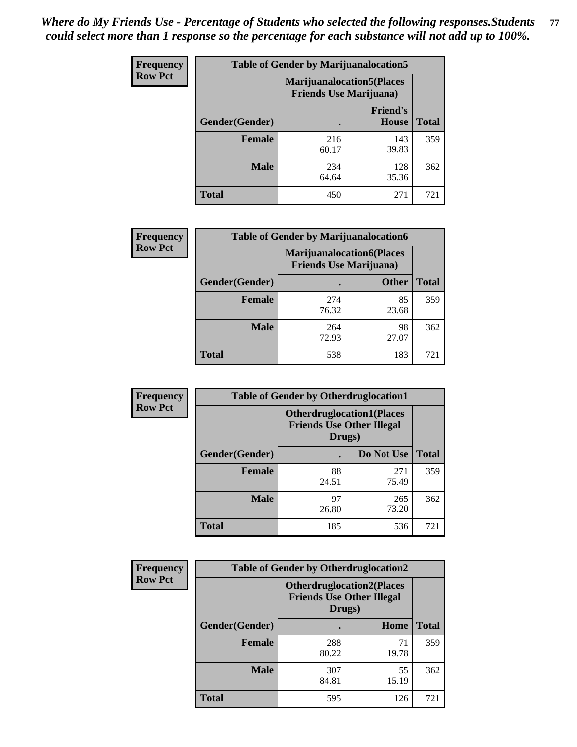*Where do My Friends Use - Percentage of Students who selected the following responses.Students could select more than 1 response so the percentage for each substance will not add up to 100%.*

**Frequency / Row Pct**

| Table of Gender by Marijuanalocation5 | | | |
|---|---|---|---|
| | Marijuanalocation5(Places Friends Use Marijuana) | | |
| Gender(Gender) | . | Friend's House | Total |
| **Female** | 216<br>60.17 | 143<br>39.83 | 359 |
| **Male** | 234<br>64.64 | 128<br>35.36 | 362 |
| **Total** | 450 | 271 | 721 |

**Frequency / Row Pct**

| Table of Gender by Marijuanalocation6 | | | |
|---|---|---|---|
| | Marijuanalocation6(Places Friends Use Marijuana) | | |
| Gender(Gender) | . | Other | Total |
| **Female** | 274<br>76.32 | 85<br>23.68 | 359 |
| **Male** | 264<br>72.93 | 98<br>27.07 | 362 |
| **Total** | 538 | 183 | 721 |

**Frequency / Row Pct**

| Table of Gender by Otherdruglocation1 | | | |
|---|---|---|---|
| | Otherdruglocation1(Places Friends Use Other Illegal Drugs) | | |
| Gender(Gender) | . | Do Not Use | Total |
| **Female** | 88<br>24.51 | 271<br>75.49 | 359 |
| **Male** | 97<br>26.80 | 265<br>73.20 | 362 |
| **Total** | 185 | 536 | 721 |

**Frequency / Row Pct**

| Table of Gender by Otherdruglocation2 | | | |
|---|---|---|---|
| | Otherdruglocation2(Places Friends Use Other Illegal Drugs) | | |
| Gender(Gender) | . | Home | Total |
| **Female** | 288<br>80.22 | 71<br>19.78 | 359 |
| **Male** | 307<br>84.81 | 55<br>15.19 | 362 |
| **Total** | 595 | 126 | 721 |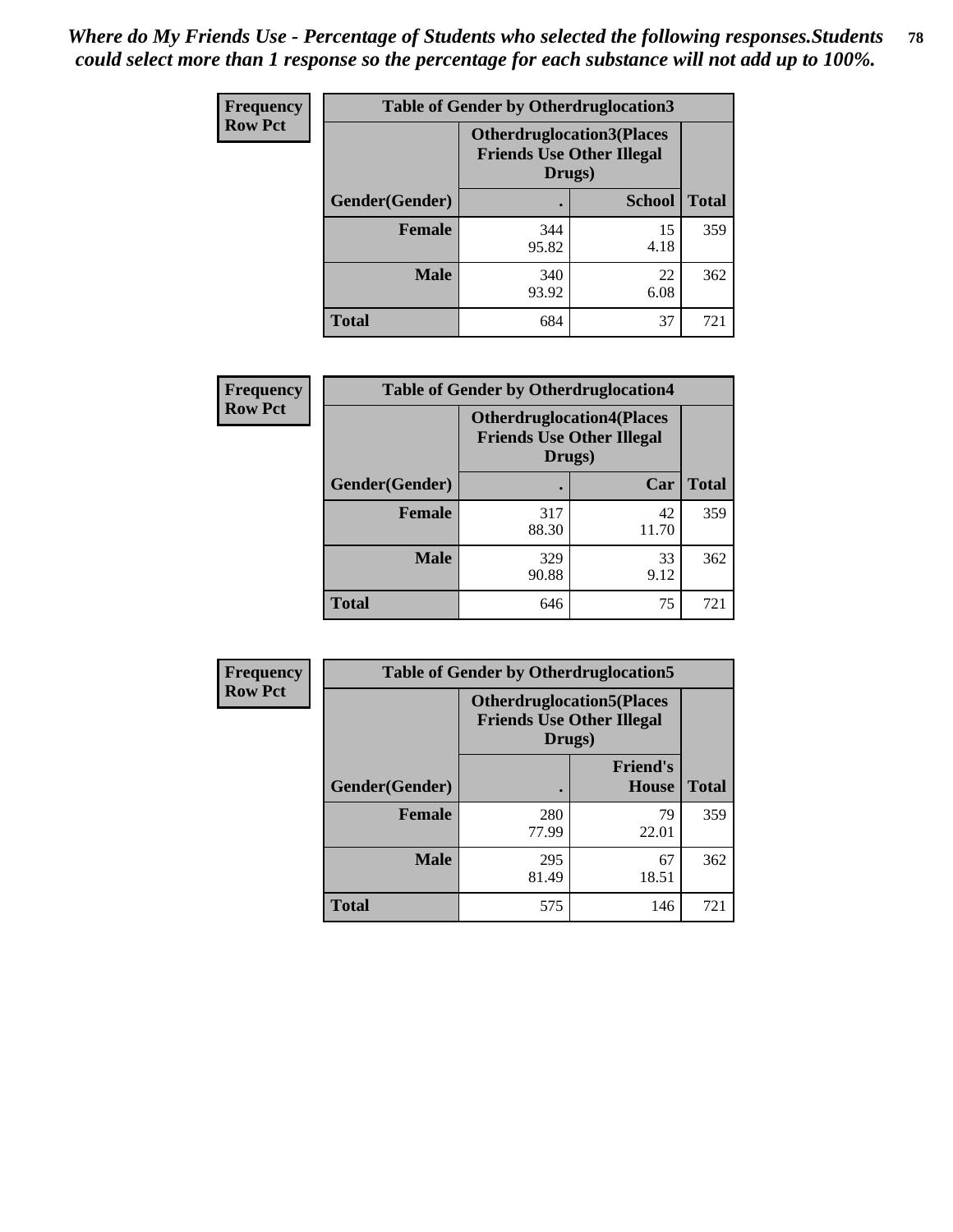*Where do My Friends Use - Percentage of Students who selected the following responses.Students could select more than 1 response so the percentage for each substance will not add up to 100%.*

**Frequency Row Pct**

| Table of Gender by Otherdruglocation3 | | | |
|---|---|---|---|
| | Otherdruglocation3(Places Friends Use Other Illegal Drugs) | | |
| Gender(Gender) | . | School | Total |
| Female | 344<br>95.82 | 15<br>4.18 | 359 |
| Male | 340<br>93.92 | 22<br>6.08 | 362 |
| Total | 684 | 37 | 721 |

**Frequency Row Pct**

| Table of Gender by Otherdruglocation4 | | | |
|---|---|---|---|
| | Otherdruglocation4(Places Friends Use Other Illegal Drugs) | | |
| Gender(Gender) | . | Car | Total |
| Female | 317<br>88.30 | 42<br>11.70 | 359 |
| Male | 329<br>90.88 | 33<br>9.12 | 362 |
| Total | 646 | 75 | 721 |

**Frequency Row Pct**

| Table of Gender by Otherdruglocation5 | | | |
|---|---|---|---|
| | Otherdruglocation5(Places Friends Use Other Illegal Drugs) | | |
| Gender(Gender) | . | Friend's House | Total |
| Female | 280<br>77.99 | 79<br>22.01 | 359 |
| Male | 295<br>81.49 | 67<br>18.51 | 362 |
| Total | 575 | 146 | 721 |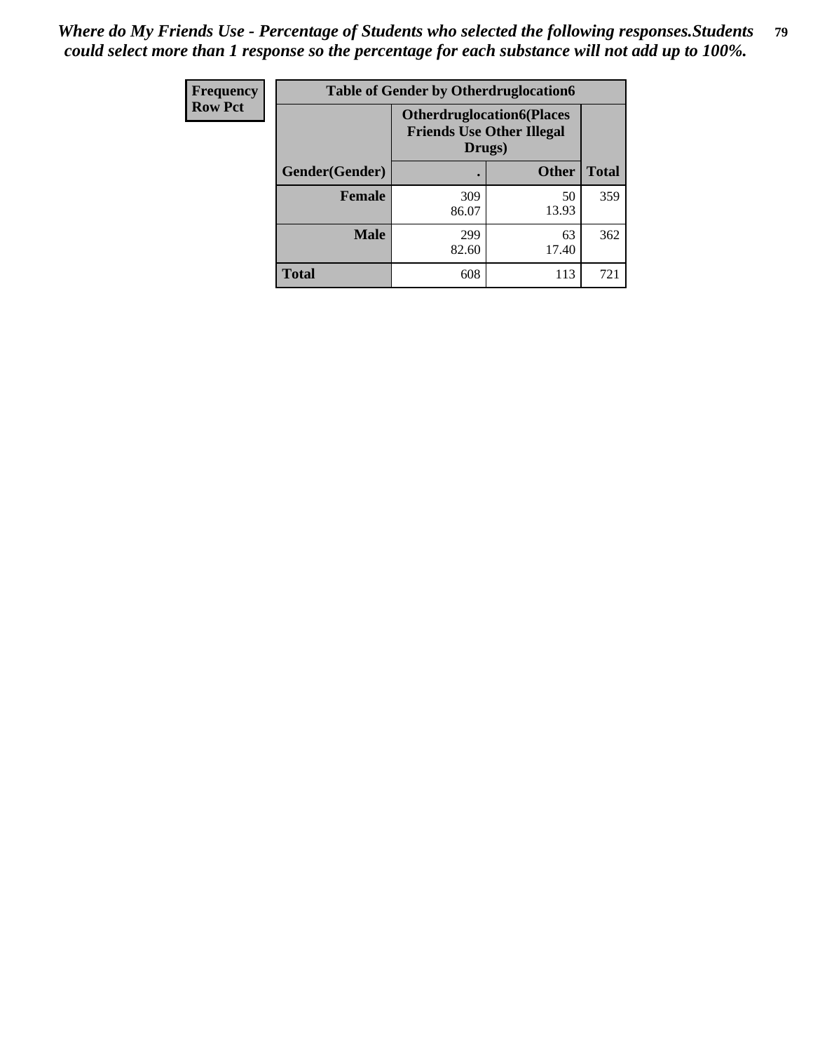*Where do My Friends Use - Percentage of Students who selected the following responses.Students could select more than 1 response so the percentage for each substance will not add up to 100%.*

| Frequency<br>Row Pct | Table of Gender by Otherdruglocation6 | | |
|---|---|---|---|
| | Otherdruglocation6(Places Friends Use Other Illegal Drugs) | | |
| Gender(Gender) | . | Other | Total |
| Female | 309<br>86.07 | 50<br>13.93 | 359 |
| Male | 299<br>82.60 | 63<br>17.40 | 362 |
| Total | 608 | 113 | 721 |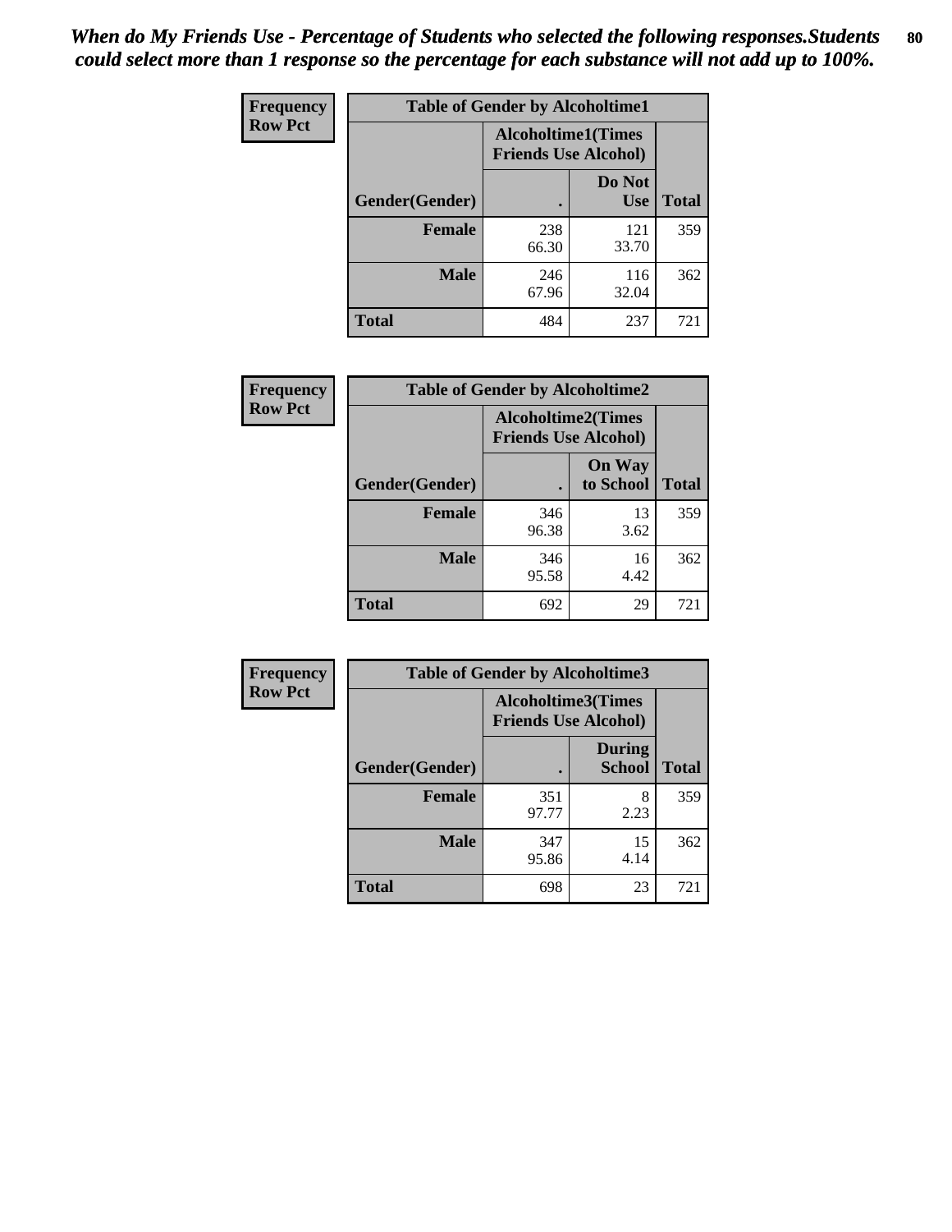*When do My Friends Use - Percentage of Students who selected the following responses.Students could select more than 1 response so the percentage for each substance will not add up to 100%.*

**Frequency**
**Row Pct**

| Table of Gender by Alcoholtime1 | | | |
|---|---|---|---|
| | Alcoholtime1(Times Friends Use Alcohol) | | |
| Gender(Gender) | . | Do Not Use | Total |
| **Female** | 238<br>66.30 | 121<br>33.70 | 359 |
| **Male** | 246<br>67.96 | 116<br>32.04 | 362 |
| **Total** | 484 | 237 | 721 |

**Frequency**
**Row Pct**

| Table of Gender by Alcoholtime2 | | | |
|---|---|---|---|
| | Alcoholtime2(Times Friends Use Alcohol) | | |
| Gender(Gender) | . | On Way to School | Total |
| **Female** | 346<br>96.38 | 13<br>3.62 | 359 |
| **Male** | 346<br>95.58 | 16<br>4.42 | 362 |
| **Total** | 692 | 29 | 721 |

**Frequency**
**Row Pct**

| Table of Gender by Alcoholtime3 | | | |
|---|---|---|---|
| | Alcoholtime3(Times Friends Use Alcohol) | | |
| Gender(Gender) | . | During School | Total |
| **Female** | 351<br>97.77 | 8<br>2.23 | 359 |
| **Male** | 347<br>95.86 | 15<br>4.14 | 362 |
| **Total** | 698 | 23 | 721 |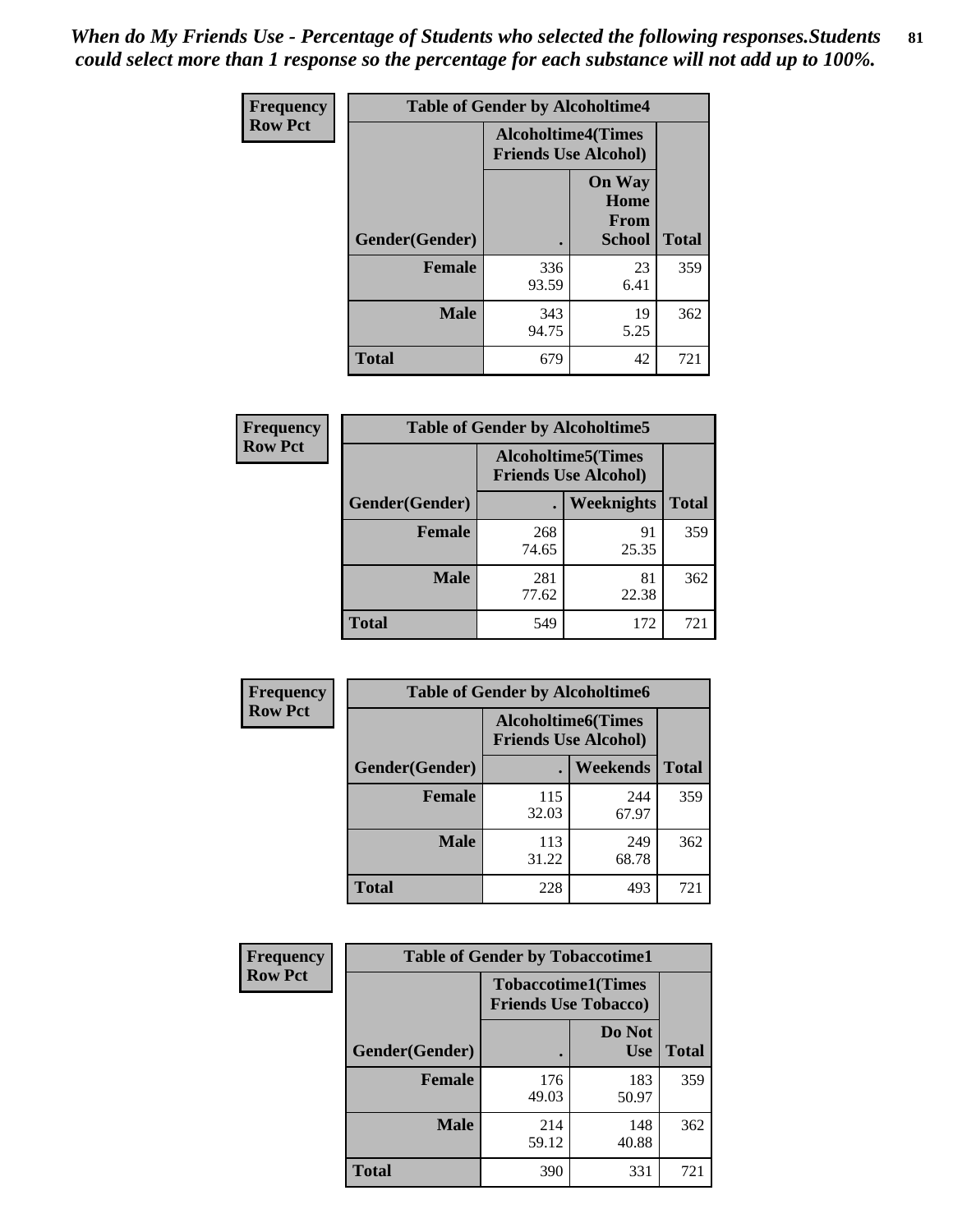*When do My Friends Use - Percentage of Students who selected the following responses.Students could select more than 1 response so the percentage for each substance will not add up to 100%.*

| Frequency<br>Row Pct | Table of Gender by Alcoholtime4 | | |
|---|---|---|---|
| | Alcoholtime4(Times Friends Use Alcohol) | | |
| Gender(Gender) | . | On Way Home From School | Total |
| **Female** | 336<br>93.59 | 23<br>6.41 | 359 |
| **Male** | 343<br>94.75 | 19<br>5.25 | 362 |
| **Total** | 679 | 42 | 721 |

| Frequency<br>Row Pct | Table of Gender by Alcoholtime5 | | |
|---|---|---|---|
| | Alcoholtime5(Times Friends Use Alcohol) | | |
| Gender(Gender) | . | Weeknights | Total |
| **Female** | 268<br>74.65 | 91<br>25.35 | 359 |
| **Male** | 281<br>77.62 | 81<br>22.38 | 362 |
| **Total** | 549 | 172 | 721 |

| Frequency<br>Row Pct | Table of Gender by Alcoholtime6 | | |
|---|---|---|---|
| | Alcoholtime6(Times Friends Use Alcohol) | | |
| Gender(Gender) | . | Weekends | Total |
| **Female** | 115<br>32.03 | 244<br>67.97 | 359 |
| **Male** | 113<br>31.22 | 249<br>68.78 | 362 |
| **Total** | 228 | 493 | 721 |

| Frequency<br>Row Pct | Table of Gender by Tobaccotime1 | | |
|---|---|---|---|
| | Tobaccotime1(Times Friends Use Tobacco) | | |
| Gender(Gender) | . | Do Not Use | Total |
| **Female** | 176<br>49.03 | 183<br>50.97 | 359 |
| **Male** | 214<br>59.12 | 148<br>40.88 | 362 |
| **Total** | 390 | 331 | 721 |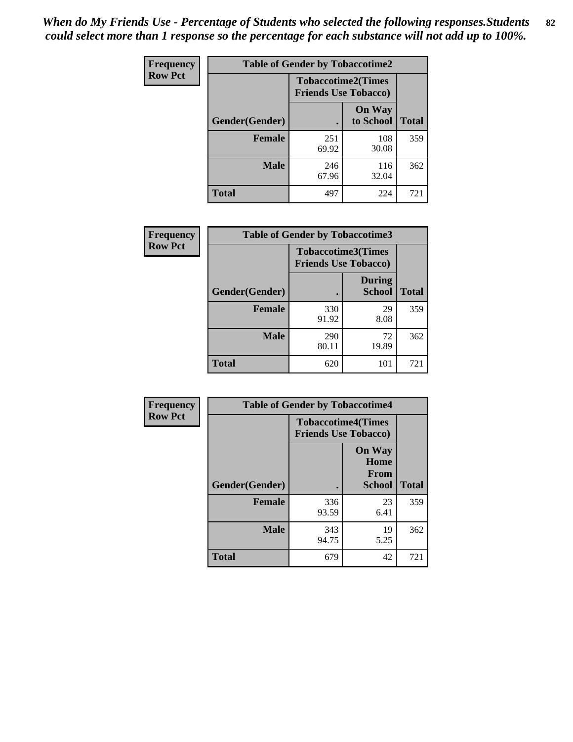*When do My Friends Use - Percentage of Students who selected the following responses.Students could select more than 1 response so the percentage for each substance will not add up to 100%.*

**Frequency**
**Row Pct**

| Table of Gender by Tobaccotime2 | | | |
|---|---|---|---|
| | Tobaccotime2(Times Friends Use Tobacco) | | |
| Gender(Gender) | . | On Way to School | Total |
| **Female** | 251<br>69.92 | 108<br>30.08 | 359 |
| **Male** | 246<br>67.96 | 116<br>32.04 | 362 |
| **Total** | 497 | 224 | 721 |

**Frequency**
**Row Pct**

| Table of Gender by Tobaccotime3 | | | |
|---|---|---|---|
| | Tobaccotime3(Times Friends Use Tobacco) | | |
| Gender(Gender) | . | During School | Total |
| **Female** | 330<br>91.92 | 29<br>8.08 | 359 |
| **Male** | 290<br>80.11 | 72<br>19.89 | 362 |
| **Total** | 620 | 101 | 721 |

**Frequency**
**Row Pct**

| Table of Gender by Tobaccotime4 | | | |
|---|---|---|---|
| | Tobaccotime4(Times Friends Use Tobacco) | | |
| Gender(Gender) | . | On Way Home From School | Total |
| **Female** | 336<br>93.59 | 23<br>6.41 | 359 |
| **Male** | 343<br>94.75 | 19<br>5.25 | 362 |
| **Total** | 679 | 42 | 721 |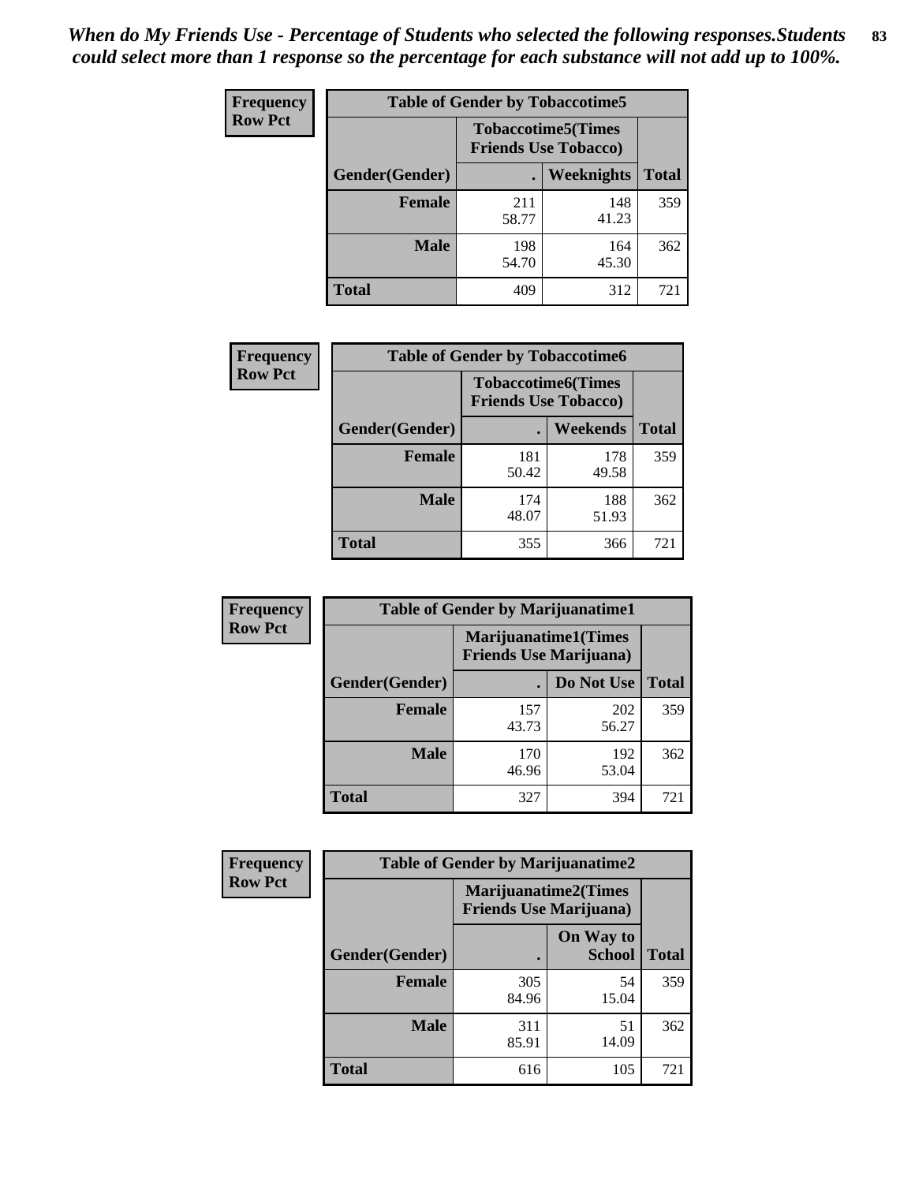*When do My Friends Use - Percentage of Students who selected the following responses.Students could select more than 1 response so the percentage for each substance will not add up to 100%.*

**Frequency**
**Row Pct**

| Table of Gender by Tobaccotime5 | | | |
|---|---|---|---|
| | Tobaccotime5(Times Friends Use Tobacco) | | |
| Gender(Gender) | . | Weeknights | Total |
| **Female** | 211<br>58.77 | 148<br>41.23 | 359 |
| **Male** | 198<br>54.70 | 164<br>45.30 | 362 |
| **Total** | 409 | 312 | 721 |

**Frequency**
**Row Pct**

| Table of Gender by Tobaccotime6 | | | |
|---|---|---|---|
| | Tobaccotime6(Times Friends Use Tobacco) | | |
| Gender(Gender) | . | Weekends | Total |
| **Female** | 181<br>50.42 | 178<br>49.58 | 359 |
| **Male** | 174<br>48.07 | 188<br>51.93 | 362 |
| **Total** | 355 | 366 | 721 |

**Frequency**
**Row Pct**

| Table of Gender by Marijuanatime1 | | | |
|---|---|---|---|
| | Marijuanatime1(Times Friends Use Marijuana) | | |
| Gender(Gender) | . | Do Not Use | Total |
| **Female** | 157<br>43.73 | 202<br>56.27 | 359 |
| **Male** | 170<br>46.96 | 192<br>53.04 | 362 |
| **Total** | 327 | 394 | 721 |

**Frequency**
**Row Pct**

| Table of Gender by Marijuanatime2 | | | |
|---|---|---|---|
| | Marijuanatime2(Times Friends Use Marijuana) | | |
| Gender(Gender) | . | On Way to School | Total |
| **Female** | 305<br>84.96 | 54<br>15.04 | 359 |
| **Male** | 311<br>85.91 | 51<br>14.09 | 362 |
| **Total** | 616 | 105 | 721 |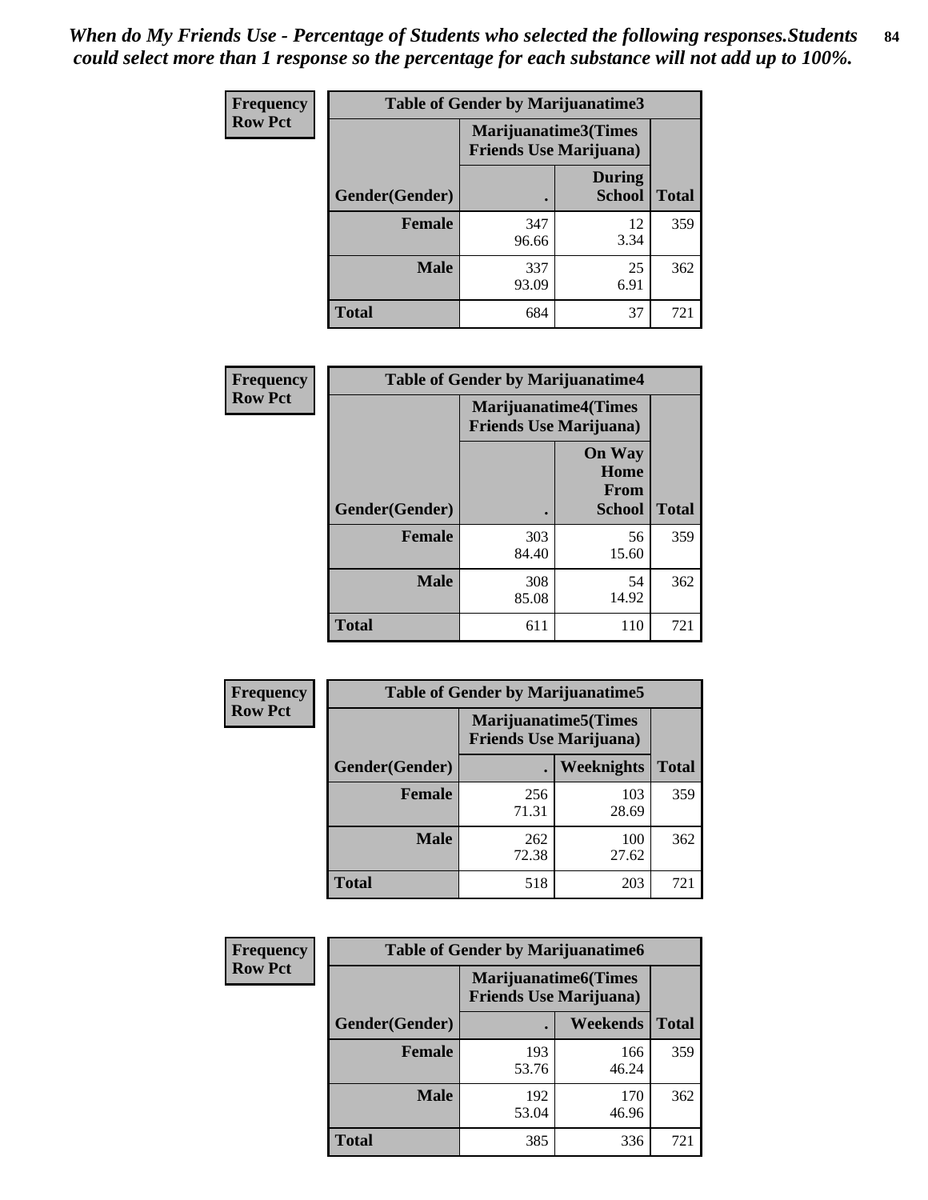*When do My Friends Use - Percentage of Students who selected the following responses.Students could select more than 1 response so the percentage for each substance will not add up to 100%.*

**Frequency**
**Row Pct**

| Table of Gender by Marijuanatime3 | | | |
|---|---|---|---|
| | Marijuanatime3(Times Friends Use Marijuana) | | |
| Gender(Gender) | . | During School | Total |
| **Female** | 347<br>96.66 | 12<br>3.34 | 359 |
| **Male** | 337<br>93.09 | 25<br>6.91 | 362 |
| **Total** | 684 | 37 | 721 |

**Frequency**
**Row Pct**

| Table of Gender by Marijuanatime4 | | | |
|---|---|---|---|
| | Marijuanatime4(Times Friends Use Marijuana) | | |
| Gender(Gender) | . | On Way Home From School | Total |
| **Female** | 303<br>84.40 | 56<br>15.60 | 359 |
| **Male** | 308<br>85.08 | 54<br>14.92 | 362 |
| **Total** | 611 | 110 | 721 |

**Frequency**
**Row Pct**

| Table of Gender by Marijuanatime5 | | | |
|---|---|---|---|
| | Marijuanatime5(Times Friends Use Marijuana) | | |
| Gender(Gender) | . | Weeknights | Total |
| **Female** | 256<br>71.31 | 103<br>28.69 | 359 |
| **Male** | 262<br>72.38 | 100<br>27.62 | 362 |
| **Total** | 518 | 203 | 721 |

**Frequency**
**Row Pct**

| Table of Gender by Marijuanatime6 | | | |
|---|---|---|---|
| | Marijuanatime6(Times Friends Use Marijuana) | | |
| Gender(Gender) | . | Weekends | Total |
| **Female** | 193<br>53.76 | 166<br>46.24 | 359 |
| **Male** | 192<br>53.04 | 170<br>46.96 | 362 |
| **Total** | 385 | 336 | 721 |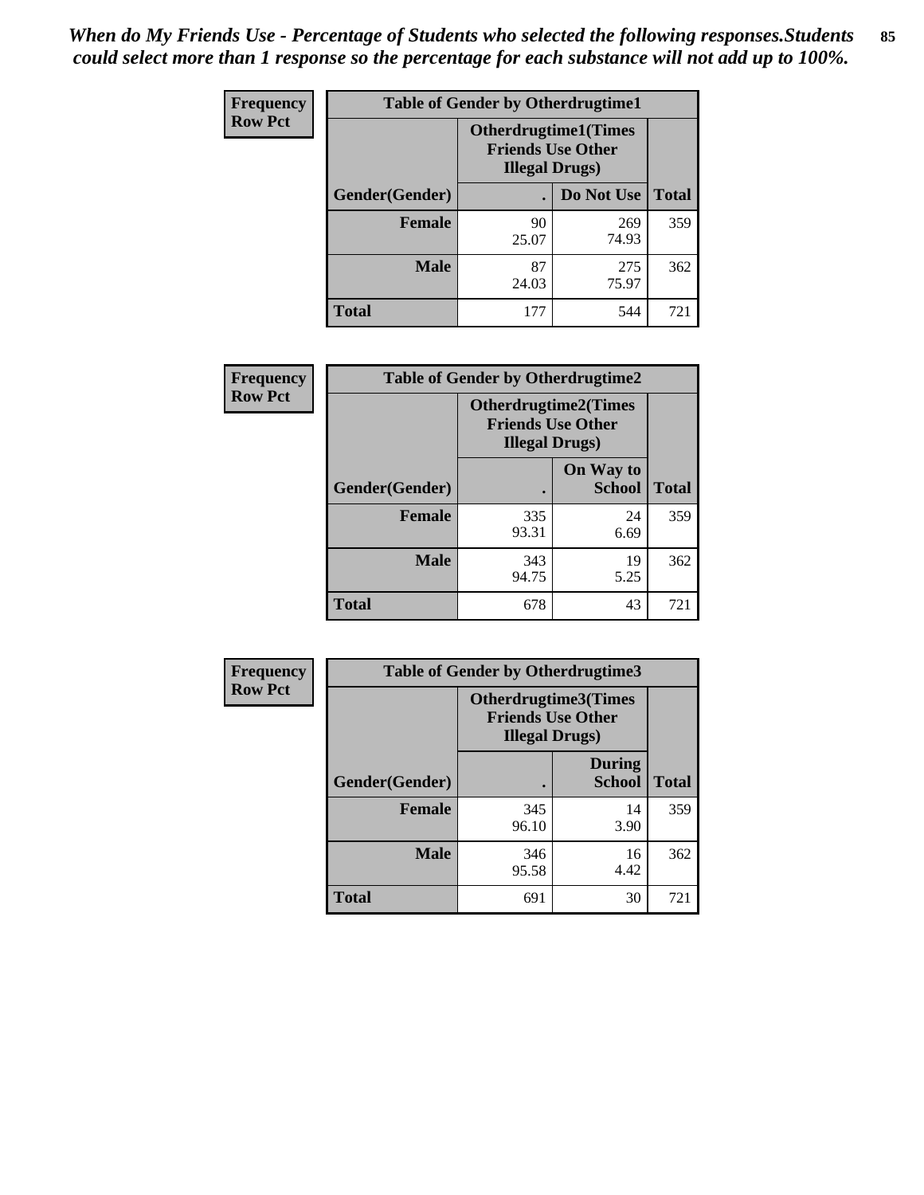*When do My Friends Use - Percentage of Students who selected the following responses.Students could select more than 1 response so the percentage for each substance will not add up to 100%.*

**Frequency**
**Row Pct**

| Table of Gender by Otherdrugtime1 | | | |
|---|---|---|---|
| | Otherdrugtime1(Times Friends Use Other Illegal Drugs) | | |
| Gender(Gender) | . | Do Not Use | Total |
| Female | 90<br>25.07 | 269<br>74.93 | 359 |
| Male | 87<br>24.03 | 275<br>75.97 | 362 |
| Total | 177 | 544 | 721 |

**Frequency**
**Row Pct**

| Table of Gender by Otherdrugtime2 | | | |
|---|---|---|---|
| | Otherdrugtime2(Times Friends Use Other Illegal Drugs) | | |
| Gender(Gender) | . | On Way to School | Total |
| Female | 335<br>93.31 | 24<br>6.69 | 359 |
| Male | 343<br>94.75 | 19<br>5.25 | 362 |
| Total | 678 | 43 | 721 |

**Frequency**
**Row Pct**

| Table of Gender by Otherdrugtime3 | | | |
|---|---|---|---|
| | Otherdrugtime3(Times Friends Use Other Illegal Drugs) | | |
| Gender(Gender) | . | During School | Total |
| Female | 345<br>96.10 | 14<br>3.90 | 359 |
| Male | 346<br>95.58 | 16<br>4.42 | 362 |
| Total | 691 | 30 | 721 |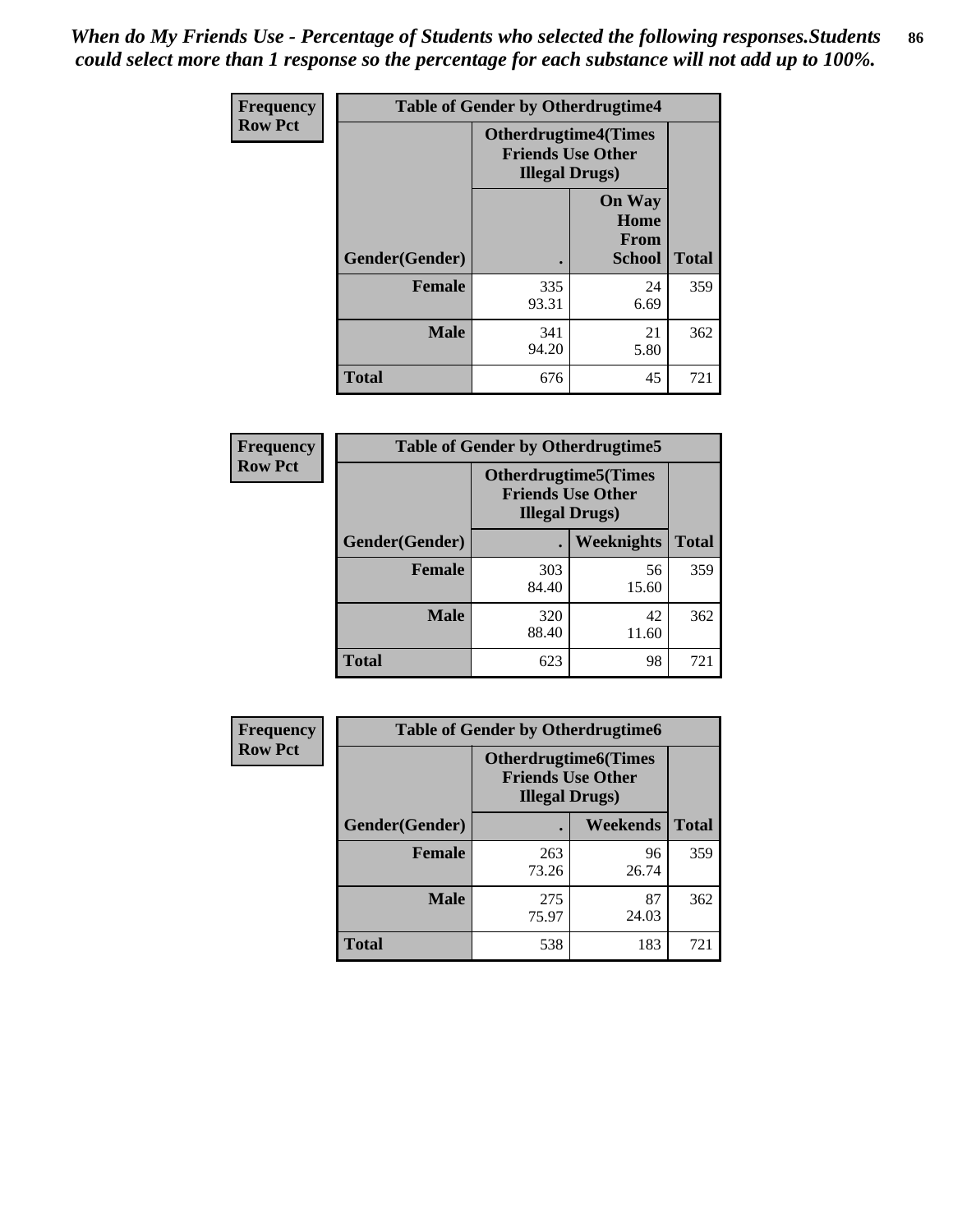*When do My Friends Use - Percentage of Students who selected the following responses.Students could select more than 1 response so the percentage for each substance will not add up to 100%.*

| Frequency Row Pct | Table of Gender by Otherdrugtime4 | | |
|---|---|---|---|
| | Otherdrugtime4(Times Friends Use Other Illegal Drugs) | | |
| Gender(Gender) | . | On Way Home From School | Total |
| Female | 335<br>93.31 | 24<br>6.69 | 359 |
| Male | 341<br>94.20 | 21<br>5.80 | 362 |
| Total | 676 | 45 | 721 |

| Frequency Row Pct | Table of Gender by Otherdrugtime5 | | |
|---|---|---|---|
| | Otherdrugtime5(Times Friends Use Other Illegal Drugs) | | |
| Gender(Gender) | . | Weeknights | Total |
| Female | 303<br>84.40 | 56<br>15.60 | 359 |
| Male | 320<br>88.40 | 42<br>11.60 | 362 |
| Total | 623 | 98 | 721 |

| Frequency Row Pct | Table of Gender by Otherdrugtime6 | | |
|---|---|---|---|
| | Otherdrugtime6(Times Friends Use Other Illegal Drugs) | | |
| Gender(Gender) | . | Weekends | Total |
| Female | 263<br>73.26 | 96<br>26.74 | 359 |
| Male | 275<br>75.97 | 87<br>24.03 | 362 |
| Total | 538 | 183 | 721 |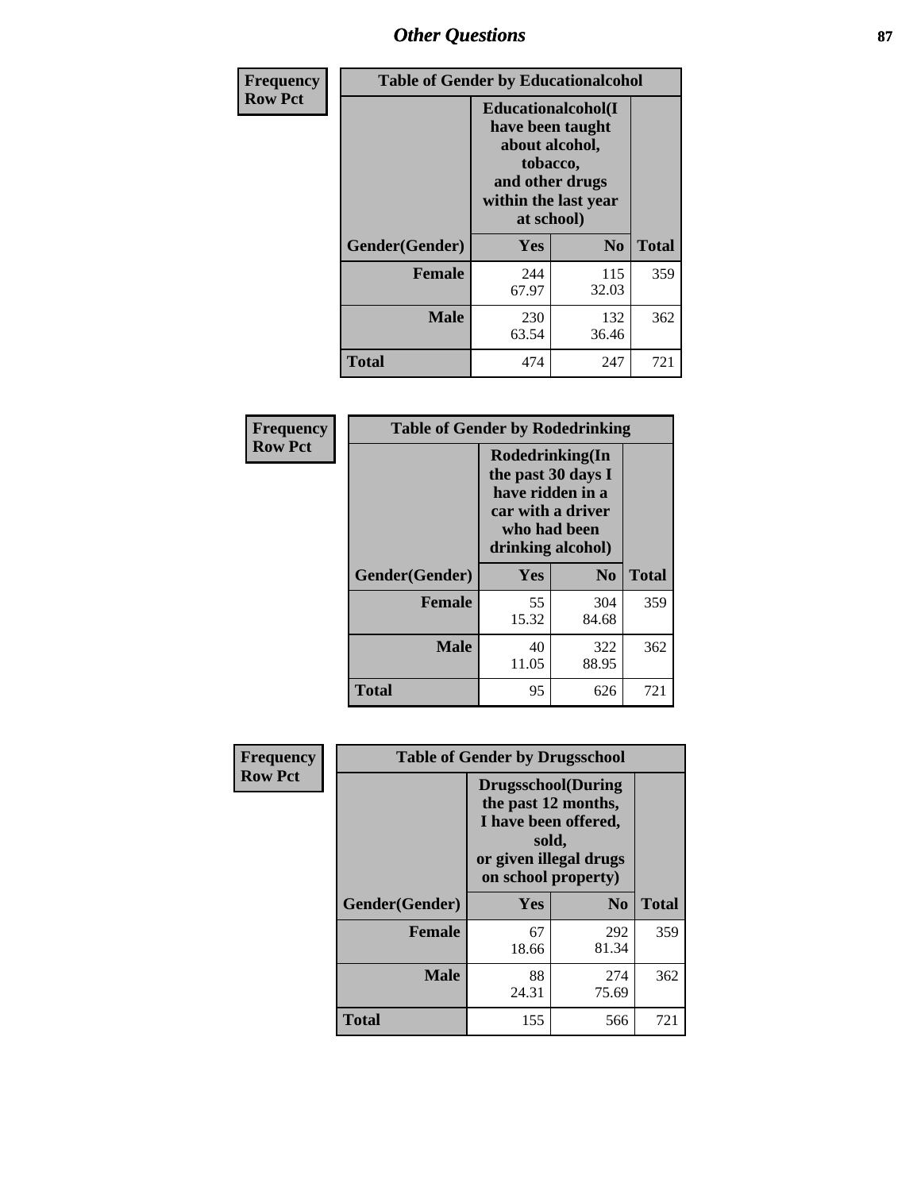| Frequency<br>Row Pct | Table of Gender by Educationalcohol | | |
|---|---|---|---|
| | Educationalcohol(I have been taught about alcohol, tobacco, and other drugs within the last year at school) | | |
| Gender(Gender) | Yes | No | Total |
| Female | 244<br>67.97 | 115<br>32.03 | 359 |
| Male | 230<br>63.54 | 132<br>36.46 | 362 |
| Total | 474 | 247 | 721 |

| Frequency<br>Row Pct | Table of Gender by Rodedrinking | | |
|---|---|---|---|
| | Rodedrinking(In the past 30 days I have ridden in a car with a driver who had been drinking alcohol) | | |
| Gender(Gender) | Yes | No | Total |
| Female | 55<br>15.32 | 304<br>84.68 | 359 |
| Male | 40<br>11.05 | 322<br>88.95 | 362 |
| Total | 95 | 626 | 721 |

| Frequency<br>Row Pct | Table of Gender by Drugsschool | | |
|---|---|---|---|
| | Drugsschool(During the past 12 months, I have been offered, sold, or given illegal drugs on school property) | | |
| Gender(Gender) | Yes | No | Total |
| Female | 67<br>18.66 | 292<br>81.34 | 359 |
| Male | 88<br>24.31 | 274<br>75.69 | 362 |
| Total | 155 | 566 | 721 |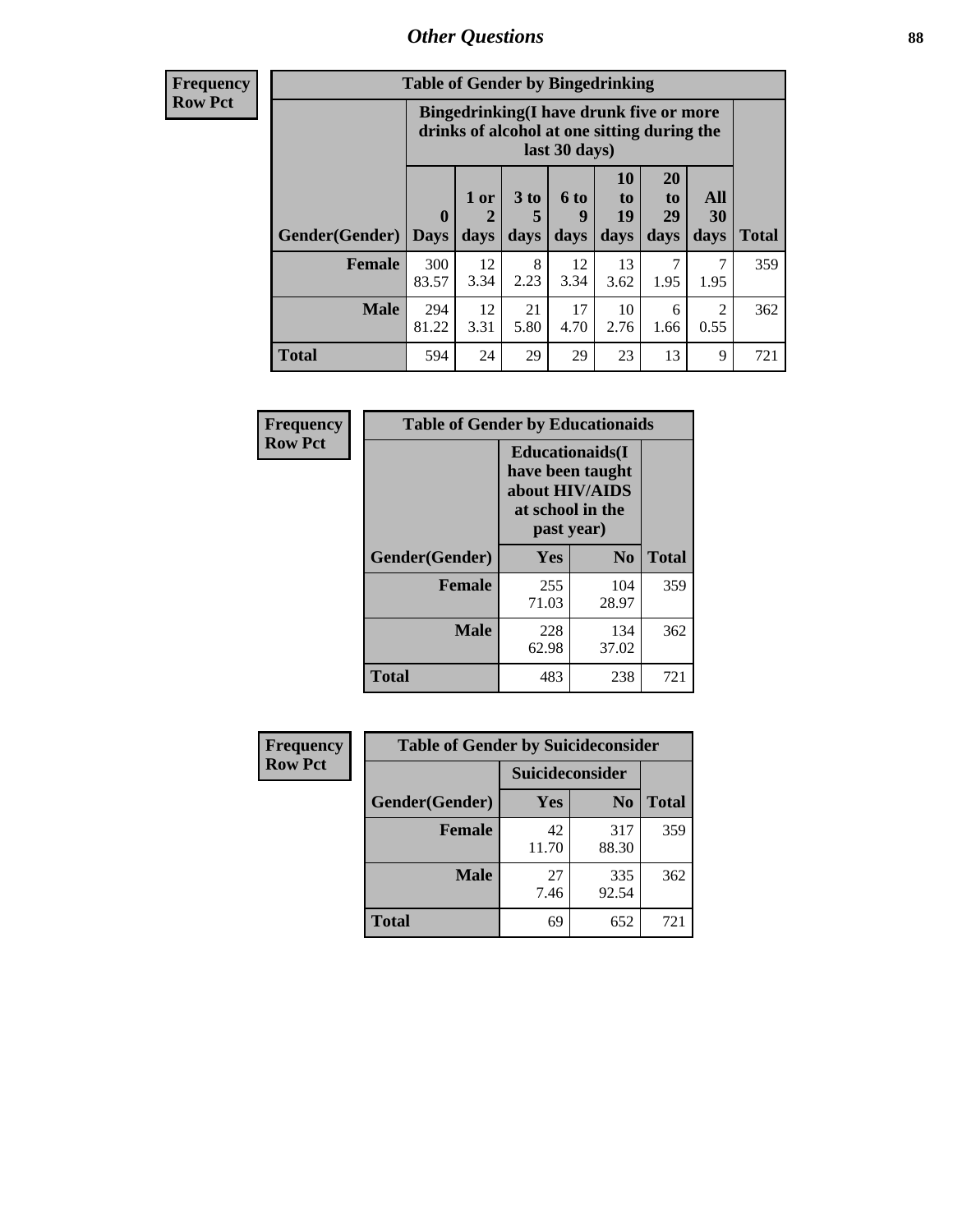**Frequency Row Pct**

| Table of Gender by Bingedrinking | | | | | | | | |
|---|---|---|---|---|---|---|---|---|
| | Bingedrinking(I have drunk five or more drinks of alcohol at one sitting during the last 30 days) | | | | | | | |
| Gender(Gender) | 0 Days | 1 or 2 days | 3 to 5 days | 6 to 9 days | 10 to 19 days | 20 to 29 days | All 30 days | Total |
| **Female** | 300<br>83.57 | 12<br>3.34 | 8<br>2.23 | 12<br>3.34 | 13<br>3.62 | 7<br>1.95 | 7<br>1.95 | 359 |
| **Male** | 294<br>81.22 | 12<br>3.31 | 21<br>5.80 | 17<br>4.70 | 10<br>2.76 | 6<br>1.66 | 2<br>0.55 | 362 |
| **Total** | 594 | 24 | 29 | 29 | 23 | 13 | 9 | 721 |

**Frequency Row Pct**

| Table of Gender by Educationaids | | | |
|---|---|---|---|
| | Educationaids(I have been taught about HIV/AIDS at school in the past year) | | |
| Gender(Gender) | Yes | No | Total |
| **Female** | 255<br>71.03 | 104<br>28.97 | 359 |
| **Male** | 228<br>62.98 | 134<br>37.02 | 362 |
| **Total** | 483 | 238 | 721 |

**Frequency Row Pct**

| Table of Gender by Suicideconsider | | | |
|---|---|---|---|
| | Suicideconsider | | |
| Gender(Gender) | Yes | No | Total |
| **Female** | 42<br>11.70 | 317<br>88.30 | 359 |
| **Male** | 27<br>7.46 | 335<br>92.54 | 362 |
| **Total** | 69 | 652 | 721 |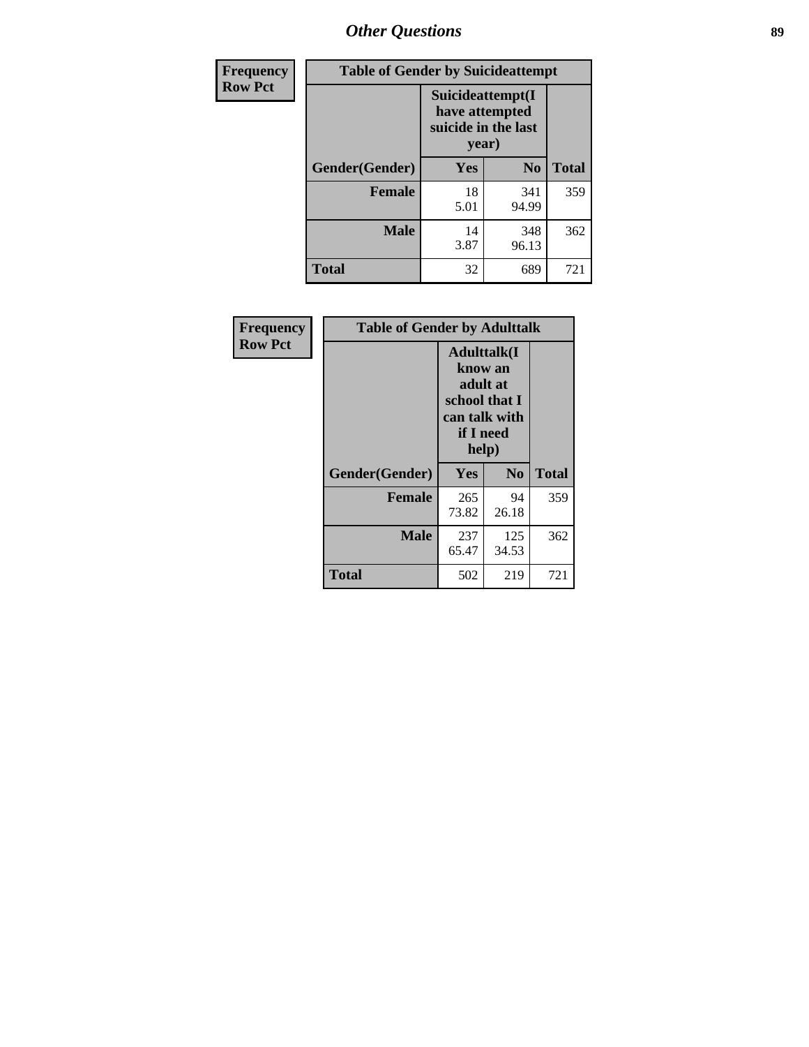## Other Questions

| Frequency Row Pct | Table of Gender by Suicideattempt | | |
|---|---|---|---|
| | Suicideattempt(I have attempted suicide in the last year) | | |
| Gender(Gender) | Yes | No | Total |
| Female | 18<br>5.01 | 341<br>94.99 | 359 |
| Male | 14<br>3.87 | 348<br>96.13 | 362 |
| Total | 32 | 689 | 721 |

| Frequency Row Pct | Table of Gender by Adulttalk | | |
|---|---|---|---|
| | Adulttalk(I know an adult at school that I can talk with if I need help) | | |
| Gender(Gender) | Yes | No | Total |
| Female | 265<br>73.82 | 94<br>26.18 | 359 |
| Male | 237<br>65.47 | 125<br>34.53 | 362 |
| Total | 502 | 219 | 721 |